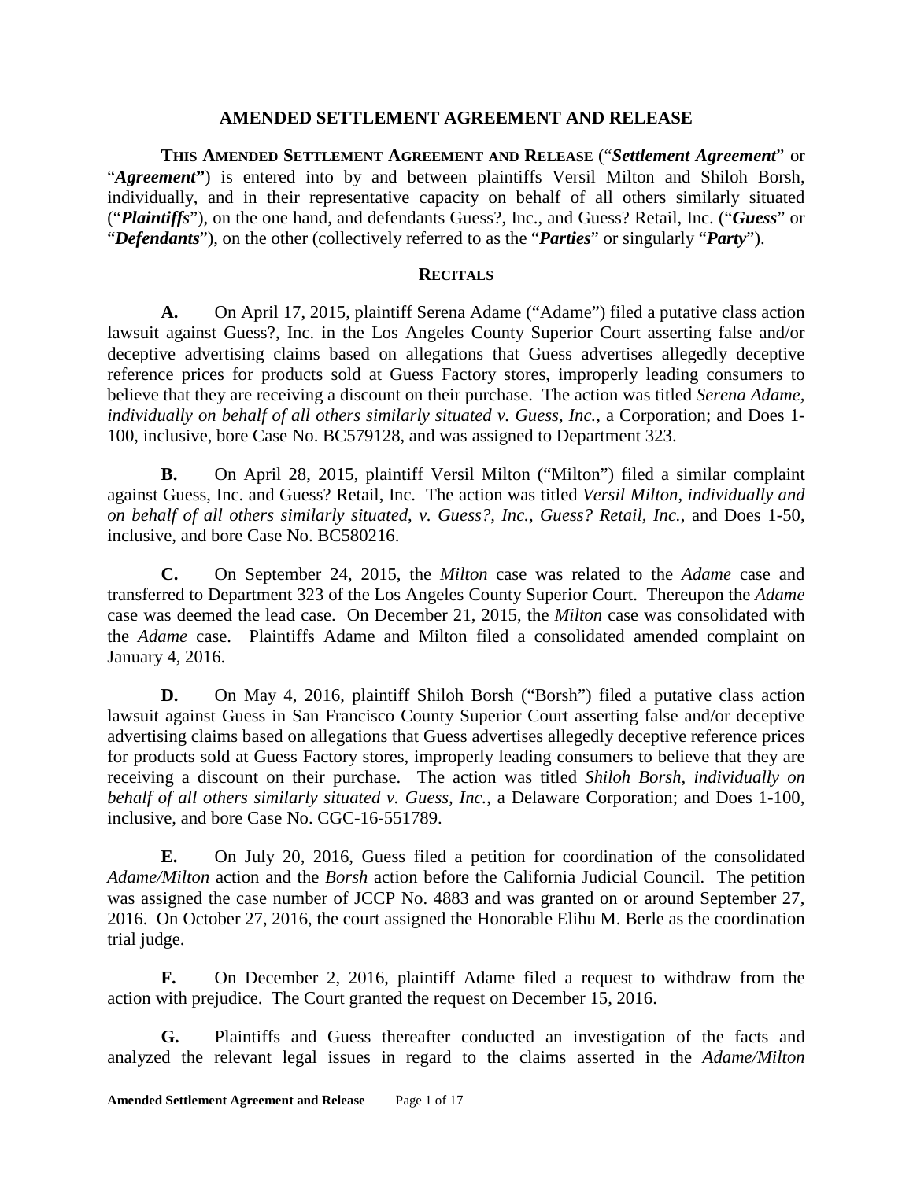# AMENDED SETTLEMENT AGREEMENT AND RELEASE

**THIS AMENDED SETTLEMENT AGREEMENT AND RELEASE** ("***Settlement Agreement***" or "***Agreement***") is entered into by and between plaintiffs Versil Milton and Shiloh Borsh, individually, and in their representative capacity on behalf of all others similarly situated ("***Plaintiffs***"), on the one hand, and defendants Guess?, Inc., and Guess? Retail, Inc. ("***Guess***" or "***Defendants***"), on the other (collectively referred to as the "***Parties***" or singularly "***Party***").

## RECITALS

**A.** On April 17, 2015, plaintiff Serena Adame ("Adame") filed a putative class action lawsuit against Guess?, Inc. in the Los Angeles County Superior Court asserting false and/or deceptive advertising claims based on allegations that Guess advertises allegedly deceptive reference prices for products sold at Guess Factory stores, improperly leading consumers to believe that they are receiving a discount on their purchase. The action was titled *Serena Adame, individually on behalf of all others similarly situated v. Guess, Inc.*, a Corporation; and Does 1-100, inclusive, bore Case No. BC579128, and was assigned to Department 323.

**B.** On April 28, 2015, plaintiff Versil Milton ("Milton") filed a similar complaint against Guess, Inc. and Guess? Retail, Inc. The action was titled *Versil Milton, individually and on behalf of all others similarly situated, v. Guess?, Inc., Guess? Retail, Inc.*, and Does 1-50, inclusive, and bore Case No. BC580216.

**C.** On September 24, 2015, the *Milton* case was related to the *Adame* case and transferred to Department 323 of the Los Angeles County Superior Court. Thereupon the *Adame* case was deemed the lead case. On December 21, 2015, the *Milton* case was consolidated with the *Adame* case. Plaintiffs Adame and Milton filed a consolidated amended complaint on January 4, 2016.

**D.** On May 4, 2016, plaintiff Shiloh Borsh ("Borsh") filed a putative class action lawsuit against Guess in San Francisco County Superior Court asserting false and/or deceptive advertising claims based on allegations that Guess advertises allegedly deceptive reference prices for products sold at Guess Factory stores, improperly leading consumers to believe that they are receiving a discount on their purchase. The action was titled *Shiloh Borsh, individually on behalf of all others similarly situated v. Guess, Inc.*, a Delaware Corporation; and Does 1-100, inclusive, and bore Case No. CGC-16-551789.

**E.** On July 20, 2016, Guess filed a petition for coordination of the consolidated *Adame/Milton* action and the *Borsh* action before the California Judicial Council. The petition was assigned the case number of JCCP No. 4883 and was granted on or around September 27, 2016. On October 27, 2016, the court assigned the Honorable Elihu M. Berle as the coordination trial judge.

**F.** On December 2, 2016, plaintiff Adame filed a request to withdraw from the action with prejudice. The Court granted the request on December 15, 2016.

**G.** Plaintiffs and Guess thereafter conducted an investigation of the facts and analyzed the relevant legal issues in regard to the claims asserted in the *Adame/Milton*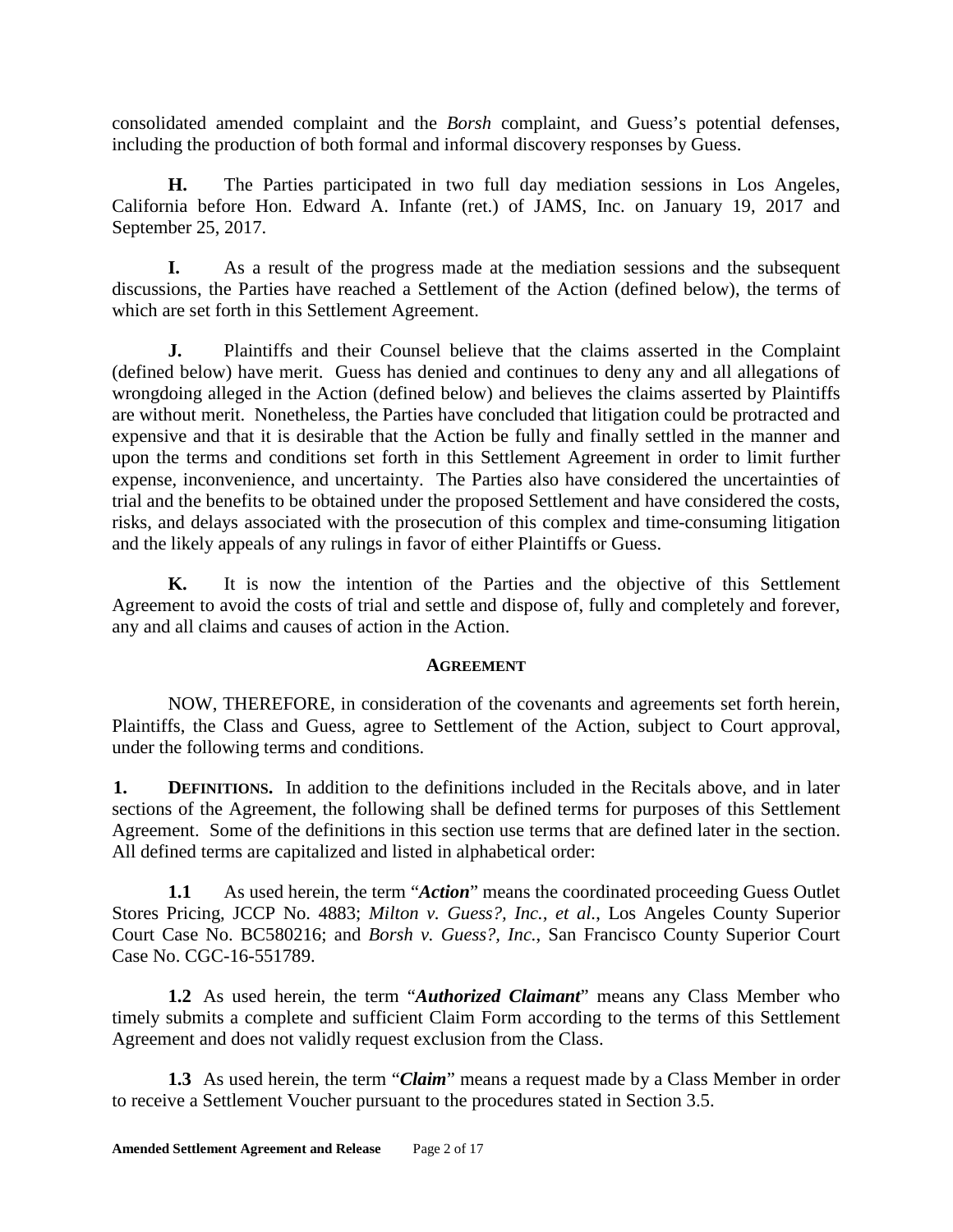consolidated amended complaint and the *Borsh* complaint, and Guess's potential defenses, including the production of both formal and informal discovery responses by Guess.

**H.** The Parties participated in two full day mediation sessions in Los Angeles, California before Hon. Edward A. Infante (ret.) of JAMS, Inc. on January 19, 2017 and September 25, 2017.

**I.** As a result of the progress made at the mediation sessions and the subsequent discussions, the Parties have reached a Settlement of the Action (defined below), the terms of which are set forth in this Settlement Agreement.

**J.** Plaintiffs and their Counsel believe that the claims asserted in the Complaint (defined below) have merit. Guess has denied and continues to deny any and all allegations of wrongdoing alleged in the Action (defined below) and believes the claims asserted by Plaintiffs are without merit. Nonetheless, the Parties have concluded that litigation could be protracted and expensive and that it is desirable that the Action be fully and finally settled in the manner and upon the terms and conditions set forth in this Settlement Agreement in order to limit further expense, inconvenience, and uncertainty. The Parties also have considered the uncertainties of trial and the benefits to be obtained under the proposed Settlement and have considered the costs, risks, and delays associated with the prosecution of this complex and time-consuming litigation and the likely appeals of any rulings in favor of either Plaintiffs or Guess.

**K.** It is now the intention of the Parties and the objective of this Settlement Agreement to avoid the costs of trial and settle and dispose of, fully and completely and forever, any and all claims and causes of action in the Action.

## AGREEMENT

NOW, THEREFORE, in consideration of the covenants and agreements set forth herein, Plaintiffs, the Class and Guess, agree to Settlement of the Action, subject to Court approval, under the following terms and conditions.

**1. DEFINITIONS.** In addition to the definitions included in the Recitals above, and in later sections of the Agreement, the following shall be defined terms for purposes of this Settlement Agreement. Some of the definitions in this section use terms that are defined later in the section. All defined terms are capitalized and listed in alphabetical order:

**1.1** As used herein, the term "***Action***" means the coordinated proceeding Guess Outlet Stores Pricing, JCCP No. 4883; *Milton v. Guess?, Inc., et al.*, Los Angeles County Superior Court Case No. BC580216; and *Borsh v. Guess?, Inc.*, San Francisco County Superior Court Case No. CGC-16-551789.

**1.2** As used herein, the term "***Authorized Claimant***" means any Class Member who timely submits a complete and sufficient Claim Form according to the terms of this Settlement Agreement and does not validly request exclusion from the Class.

**1.3** As used herein, the term "***Claim***" means a request made by a Class Member in order to receive a Settlement Voucher pursuant to the procedures stated in Section 3.5.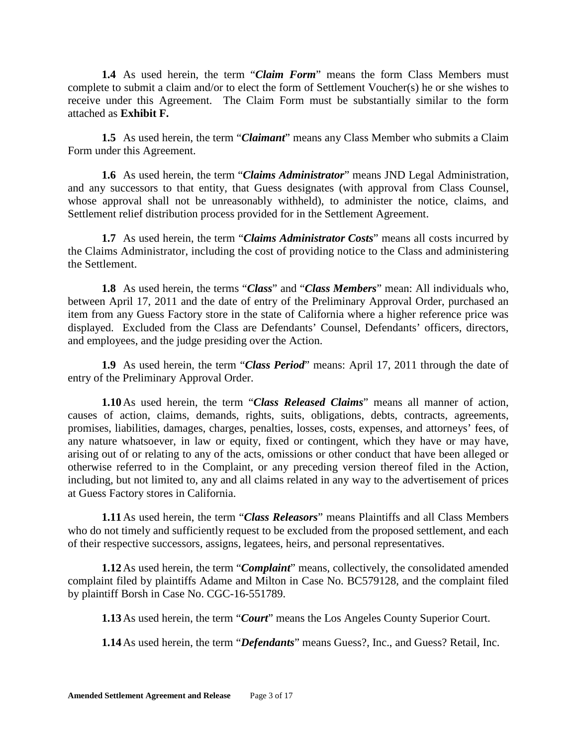**1.4** As used herein, the term "***Claim Form***" means the form Class Members must complete to submit a claim and/or to elect the form of Settlement Voucher(s) he or she wishes to receive under this Agreement. The Claim Form must be substantially similar to the form attached as **Exhibit F.**

**1.5** As used herein, the term "***Claimant***" means any Class Member who submits a Claim Form under this Agreement.

**1.6** As used herein, the term "***Claims Administrator***" means JND Legal Administration, and any successors to that entity, that Guess designates (with approval from Class Counsel, whose approval shall not be unreasonably withheld), to administer the notice, claims, and Settlement relief distribution process provided for in the Settlement Agreement.

**1.7** As used herein, the term "***Claims Administrator Costs***" means all costs incurred by the Claims Administrator, including the cost of providing notice to the Class and administering the Settlement.

**1.8** As used herein, the terms "***Class***" and "***Class Members***" mean: All individuals who, between April 17, 2011 and the date of entry of the Preliminary Approval Order, purchased an item from any Guess Factory store in the state of California where a higher reference price was displayed. Excluded from the Class are Defendants' Counsel, Defendants' officers, directors, and employees, and the judge presiding over the Action.

**1.9** As used herein, the term "***Class Period***" means: April 17, 2011 through the date of entry of the Preliminary Approval Order.

**1.10** As used herein, the term "***Class Released Claims***" means all manner of action, causes of action, claims, demands, rights, suits, obligations, debts, contracts, agreements, promises, liabilities, damages, charges, penalties, losses, costs, expenses, and attorneys' fees, of any nature whatsoever, in law or equity, fixed or contingent, which they have or may have, arising out of or relating to any of the acts, omissions or other conduct that have been alleged or otherwise referred to in the Complaint, or any preceding version thereof filed in the Action, including, but not limited to, any and all claims related in any way to the advertisement of prices at Guess Factory stores in California.

**1.11** As used herein, the term "***Class Releasors***" means Plaintiffs and all Class Members who do not timely and sufficiently request to be excluded from the proposed settlement, and each of their respective successors, assigns, legatees, heirs, and personal representatives.

**1.12** As used herein, the term "***Complaint***" means, collectively, the consolidated amended complaint filed by plaintiffs Adame and Milton in Case No. BC579128, and the complaint filed by plaintiff Borsh in Case No. CGC-16-551789.

**1.13** As used herein, the term "***Court***" means the Los Angeles County Superior Court.

**1.14** As used herein, the term "***Defendants***" means Guess?, Inc., and Guess? Retail, Inc.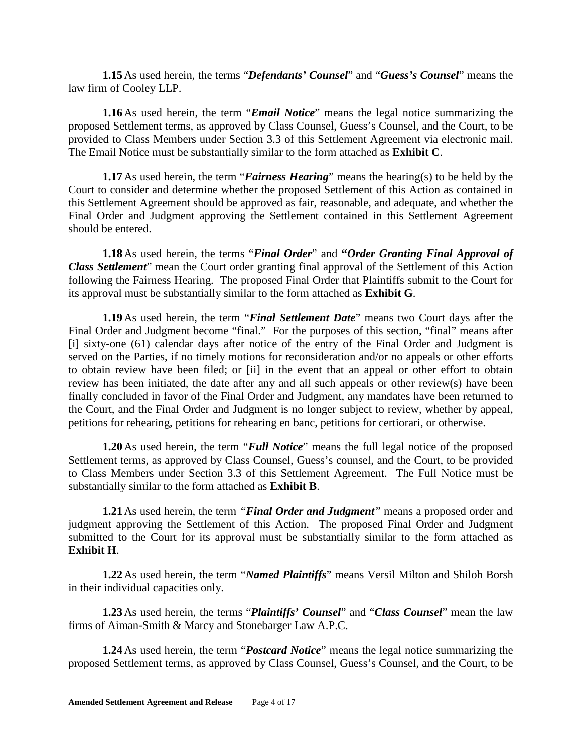**1.15** As used herein, the terms "***Defendants' Counsel***" and "***Guess's Counsel***" means the law firm of Cooley LLP.

**1.16** As used herein, the term "***Email Notice***" means the legal notice summarizing the proposed Settlement terms, as approved by Class Counsel, Guess's Counsel, and the Court, to be provided to Class Members under Section 3.3 of this Settlement Agreement via electronic mail. The Email Notice must be substantially similar to the form attached as **Exhibit C**.

**1.17** As used herein, the term "***Fairness Hearing***" means the hearing(s) to be held by the Court to consider and determine whether the proposed Settlement of this Action as contained in this Settlement Agreement should be approved as fair, reasonable, and adequate, and whether the Final Order and Judgment approving the Settlement contained in this Settlement Agreement should be entered.

**1.18** As used herein, the terms "***Final Order***" and **"*Order Granting Final Approval of Class Settlement***" mean the Court order granting final approval of the Settlement of this Action following the Fairness Hearing. The proposed Final Order that Plaintiffs submit to the Court for its approval must be substantially similar to the form attached as **Exhibit G**.

**1.19** As used herein, the term "***Final Settlement Date***" means two Court days after the Final Order and Judgment become "final." For the purposes of this section, "final" means after [i] sixty-one (61) calendar days after notice of the entry of the Final Order and Judgment is served on the Parties, if no timely motions for reconsideration and/or no appeals or other efforts to obtain review have been filed; or [ii] in the event that an appeal or other effort to obtain review has been initiated, the date after any and all such appeals or other review(s) have been finally concluded in favor of the Final Order and Judgment, any mandates have been returned to the Court, and the Final Order and Judgment is no longer subject to review, whether by appeal, petitions for rehearing, petitions for rehearing en banc, petitions for certiorari, or otherwise.

**1.20** As used herein, the term "***Full Notice***" means the full legal notice of the proposed Settlement terms, as approved by Class Counsel, Guess's counsel, and the Court, to be provided to Class Members under Section 3.3 of this Settlement Agreement. The Full Notice must be substantially similar to the form attached as **Exhibit B**.

**1.21** As used herein, the term "***Final Order and Judgment***" means a proposed order and judgment approving the Settlement of this Action. The proposed Final Order and Judgment submitted to the Court for its approval must be substantially similar to the form attached as **Exhibit H**.

**1.22** As used herein, the term "***Named Plaintiffs***" means Versil Milton and Shiloh Borsh in their individual capacities only.

**1.23** As used herein, the terms "***Plaintiffs' Counsel***" and "***Class Counsel***" mean the law firms of Aiman-Smith & Marcy and Stonebarger Law A.P.C.

**1.24** As used herein, the term "***Postcard Notice***" means the legal notice summarizing the proposed Settlement terms, as approved by Class Counsel, Guess's Counsel, and the Court, to be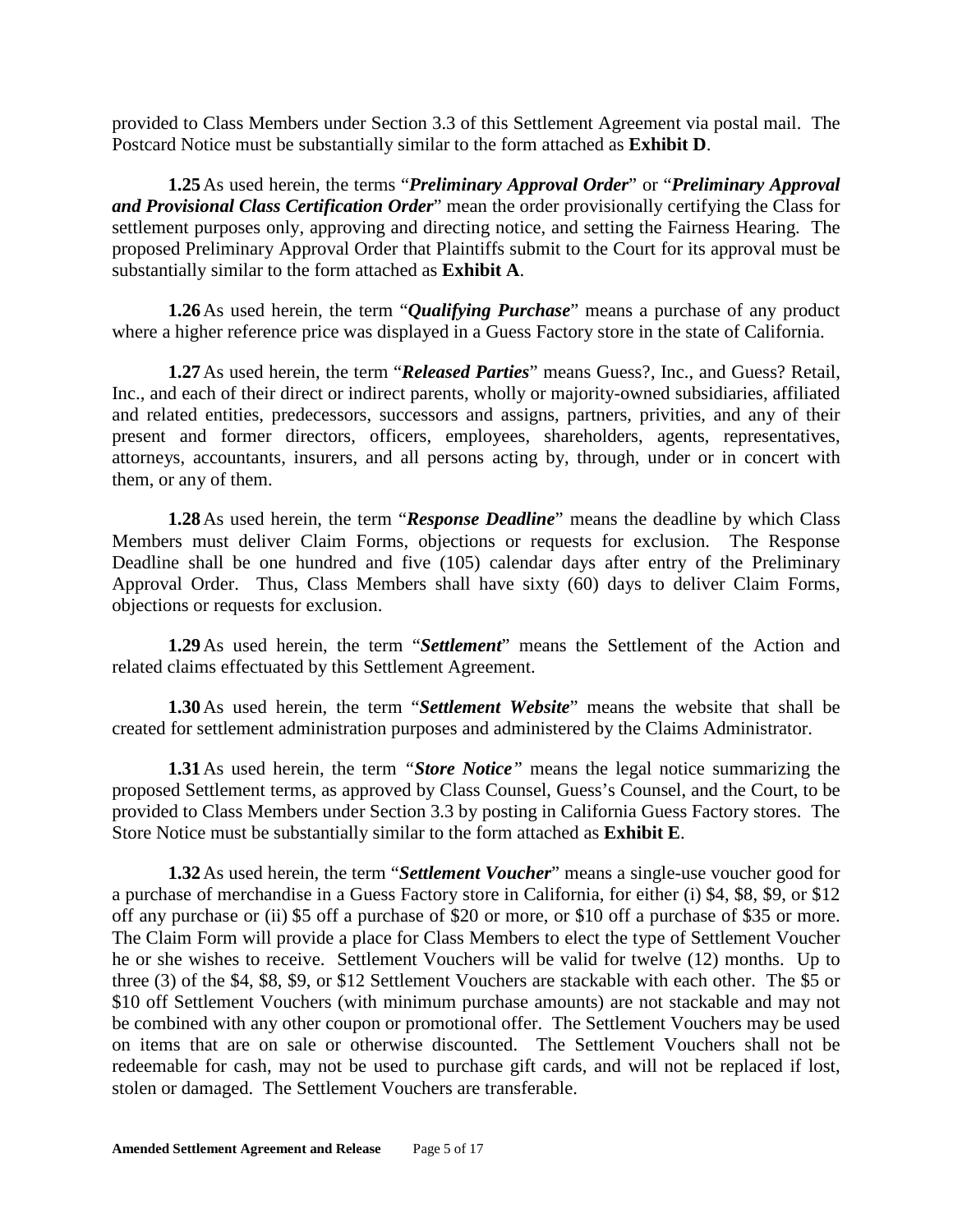provided to Class Members under Section 3.3 of this Settlement Agreement via postal mail. The Postcard Notice must be substantially similar to the form attached as **Exhibit D**.

**1.25** As used herein, the terms "***Preliminary Approval Order***" or "***Preliminary Approval and Provisional Class Certification Order***" mean the order provisionally certifying the Class for settlement purposes only, approving and directing notice, and setting the Fairness Hearing. The proposed Preliminary Approval Order that Plaintiffs submit to the Court for its approval must be substantially similar to the form attached as **Exhibit A**.

**1.26** As used herein, the term "***Qualifying Purchase***" means a purchase of any product where a higher reference price was displayed in a Guess Factory store in the state of California.

**1.27** As used herein, the term "***Released Parties***" means Guess?, Inc., and Guess? Retail, Inc., and each of their direct or indirect parents, wholly or majority-owned subsidiaries, affiliated and related entities, predecessors, successors and assigns, partners, privities, and any of their present and former directors, officers, employees, shareholders, agents, representatives, attorneys, accountants, insurers, and all persons acting by, through, under or in concert with them, or any of them.

**1.28** As used herein, the term "***Response Deadline***" means the deadline by which Class Members must deliver Claim Forms, objections or requests for exclusion. The Response Deadline shall be one hundred and five (105) calendar days after entry of the Preliminary Approval Order. Thus, Class Members shall have sixty (60) days to deliver Claim Forms, objections or requests for exclusion.

**1.29** As used herein, the term "***Settlement***" means the Settlement of the Action and related claims effectuated by this Settlement Agreement.

**1.30** As used herein, the term "***Settlement Website***" means the website that shall be created for settlement administration purposes and administered by the Claims Administrator.

**1.31** As used herein, the term "***Store Notice***" means the legal notice summarizing the proposed Settlement terms, as approved by Class Counsel, Guess's Counsel, and the Court, to be provided to Class Members under Section 3.3 by posting in California Guess Factory stores. The Store Notice must be substantially similar to the form attached as **Exhibit E**.

**1.32** As used herein, the term "***Settlement Voucher***" means a single-use voucher good for a purchase of merchandise in a Guess Factory store in California, for either (i) $4, $8, $9, or $12 off any purchase or (ii) $5 off a purchase of $20 or more, or $10 off a purchase of $35 or more. The Claim Form will provide a place for Class Members to elect the type of Settlement Voucher he or she wishes to receive. Settlement Vouchers will be valid for twelve (12) months. Up to three (3) of the $4, $8, $9, or $12 Settlement Vouchers are stackable with each other. The $5 or $10 off Settlement Vouchers (with minimum purchase amounts) are not stackable and may not be combined with any other coupon or promotional offer. The Settlement Vouchers may be used on items that are on sale or otherwise discounted. The Settlement Vouchers shall not be redeemable for cash, may not be used to purchase gift cards, and will not be replaced if lost, stolen or damaged. The Settlement Vouchers are transferable.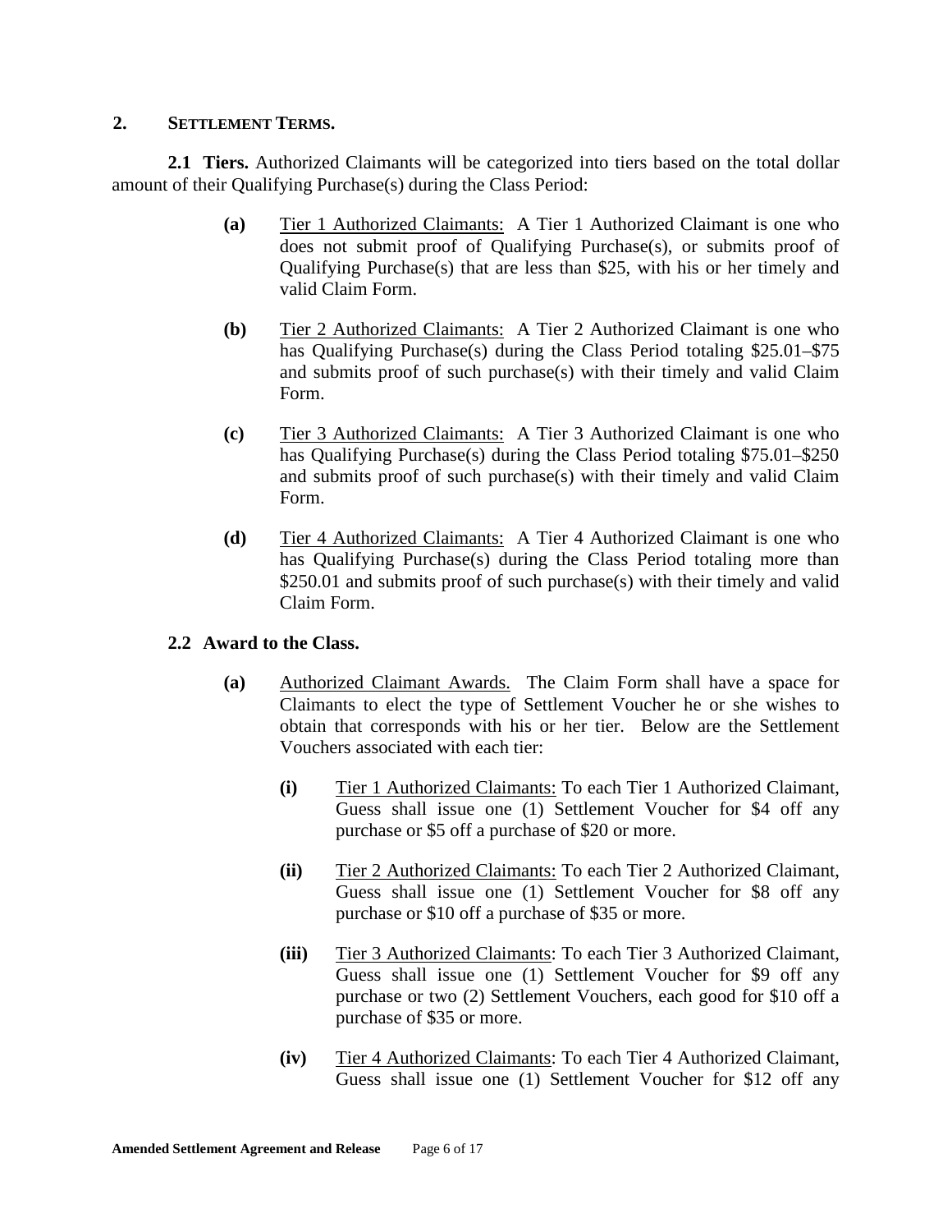## 2. SETTLEMENT TERMS.

**2.1 Tiers.** Authorized Claimants will be categorized into tiers based on the total dollar amount of their Qualifying Purchase(s) during the Class Period:

**(a)** Tier 1 Authorized Claimants: A Tier 1 Authorized Claimant is one who does not submit proof of Qualifying Purchase(s), or submits proof of Qualifying Purchase(s) that are less than $25, with his or her timely and valid Claim Form.

**(b)** Tier 2 Authorized Claimants: A Tier 2 Authorized Claimant is one who has Qualifying Purchase(s) during the Class Period totaling $25.01–$75 and submits proof of such purchase(s) with their timely and valid Claim Form.

**(c)** Tier 3 Authorized Claimants: A Tier 3 Authorized Claimant is one who has Qualifying Purchase(s) during the Class Period totaling $75.01–$250 and submits proof of such purchase(s) with their timely and valid Claim Form.

**(d)** Tier 4 Authorized Claimants: A Tier 4 Authorized Claimant is one who has Qualifying Purchase(s) during the Class Period totaling more than $250.01 and submits proof of such purchase(s) with their timely and valid Claim Form.

**2.2 Award to the Class.**

**(a)** Authorized Claimant Awards. The Claim Form shall have a space for Claimants to elect the type of Settlement Voucher he or she wishes to obtain that corresponds with his or her tier. Below are the Settlement Vouchers associated with each tier:

**(i)** Tier 1 Authorized Claimants: To each Tier 1 Authorized Claimant, Guess shall issue one (1) Settlement Voucher for $4 off any purchase or $5 off a purchase of $20 or more.

**(ii)** Tier 2 Authorized Claimants: To each Tier 2 Authorized Claimant, Guess shall issue one (1) Settlement Voucher for $8 off any purchase or $10 off a purchase of $35 or more.

**(iii)** Tier 3 Authorized Claimants: To each Tier 3 Authorized Claimant, Guess shall issue one (1) Settlement Voucher for $9 off any purchase or two (2) Settlement Vouchers, each good for $10 off a purchase of $35 or more.

**(iv)** Tier 4 Authorized Claimants: To each Tier 4 Authorized Claimant, Guess shall issue one (1) Settlement Voucher for $12 off any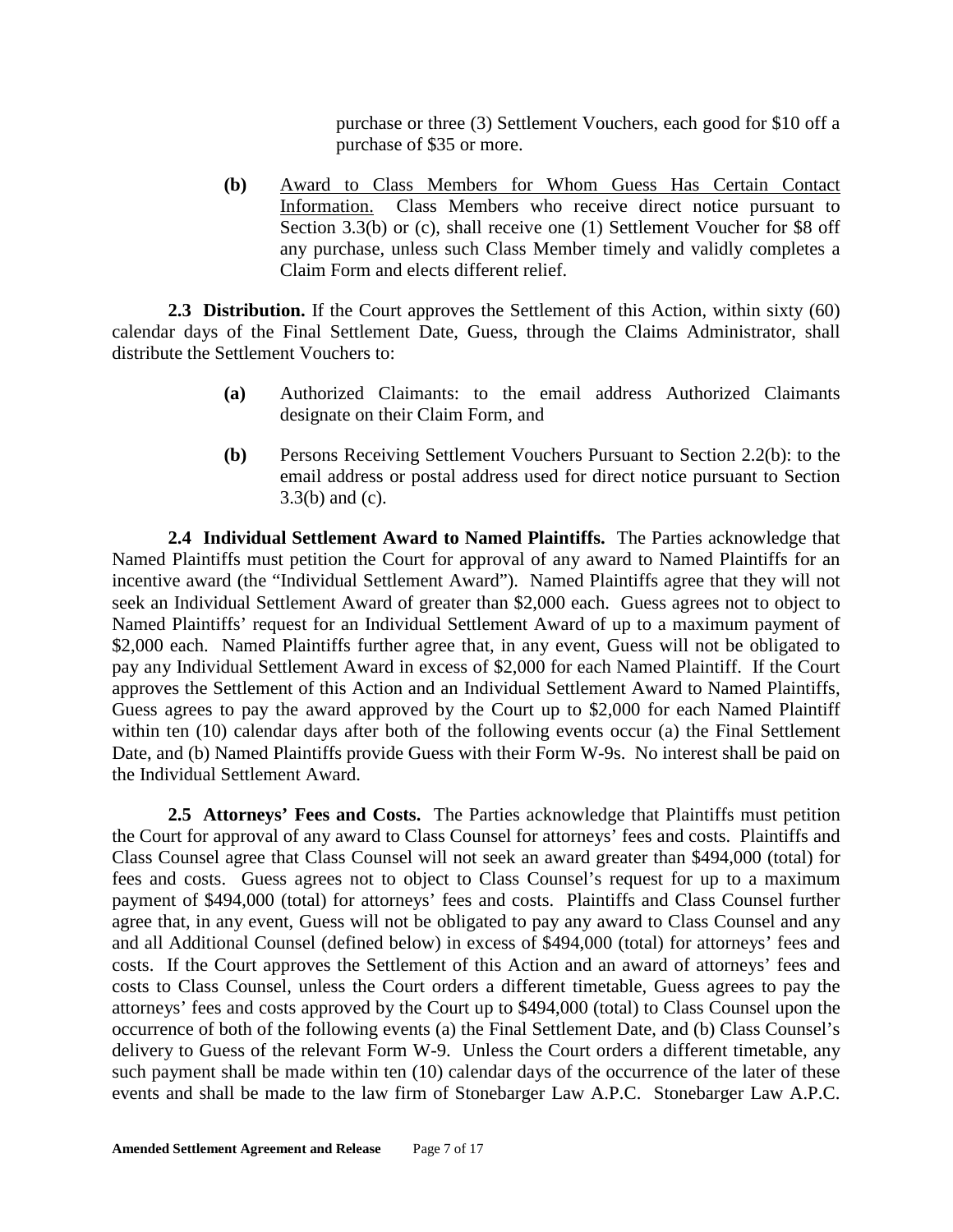purchase or three (3) Settlement Vouchers, each good for $10 off a purchase of $35 or more.

**(b)** Award to Class Members for Whom Guess Has Certain Contact Information. Class Members who receive direct notice pursuant to Section 3.3(b) or (c), shall receive one (1) Settlement Voucher for $8 off any purchase, unless such Class Member timely and validly completes a Claim Form and elects different relief.

**2.3 Distribution.** If the Court approves the Settlement of this Action, within sixty (60) calendar days of the Final Settlement Date, Guess, through the Claims Administrator, shall distribute the Settlement Vouchers to:

**(a)** Authorized Claimants: to the email address Authorized Claimants designate on their Claim Form, and

**(b)** Persons Receiving Settlement Vouchers Pursuant to Section 2.2(b): to the email address or postal address used for direct notice pursuant to Section 3.3(b) and (c).

**2.4 Individual Settlement Award to Named Plaintiffs.** The Parties acknowledge that Named Plaintiffs must petition the Court for approval of any award to Named Plaintiffs for an incentive award (the "Individual Settlement Award"). Named Plaintiffs agree that they will not seek an Individual Settlement Award of greater than $2,000 each. Guess agrees not to object to Named Plaintiffs' request for an Individual Settlement Award of up to a maximum payment of $2,000 each. Named Plaintiffs further agree that, in any event, Guess will not be obligated to pay any Individual Settlement Award in excess of $2,000 for each Named Plaintiff. If the Court approves the Settlement of this Action and an Individual Settlement Award to Named Plaintiffs, Guess agrees to pay the award approved by the Court up to $2,000 for each Named Plaintiff within ten (10) calendar days after both of the following events occur (a) the Final Settlement Date, and (b) Named Plaintiffs provide Guess with their Form W-9s. No interest shall be paid on the Individual Settlement Award.

**2.5 Attorneys' Fees and Costs.** The Parties acknowledge that Plaintiffs must petition the Court for approval of any award to Class Counsel for attorneys' fees and costs. Plaintiffs and Class Counsel agree that Class Counsel will not seek an award greater than $494,000 (total) for fees and costs. Guess agrees not to object to Class Counsel's request for up to a maximum payment of $494,000 (total) for attorneys' fees and costs. Plaintiffs and Class Counsel further agree that, in any event, Guess will not be obligated to pay any award to Class Counsel and any and all Additional Counsel (defined below) in excess of $494,000 (total) for attorneys' fees and costs. If the Court approves the Settlement of this Action and an award of attorneys' fees and costs to Class Counsel, unless the Court orders a different timetable, Guess agrees to pay the attorneys' fees and costs approved by the Court up to $494,000 (total) to Class Counsel upon the occurrence of both of the following events (a) the Final Settlement Date, and (b) Class Counsel's delivery to Guess of the relevant Form W-9. Unless the Court orders a different timetable, any such payment shall be made within ten (10) calendar days of the occurrence of the later of these events and shall be made to the law firm of Stonebarger Law A.P.C. Stonebarger Law A.P.C.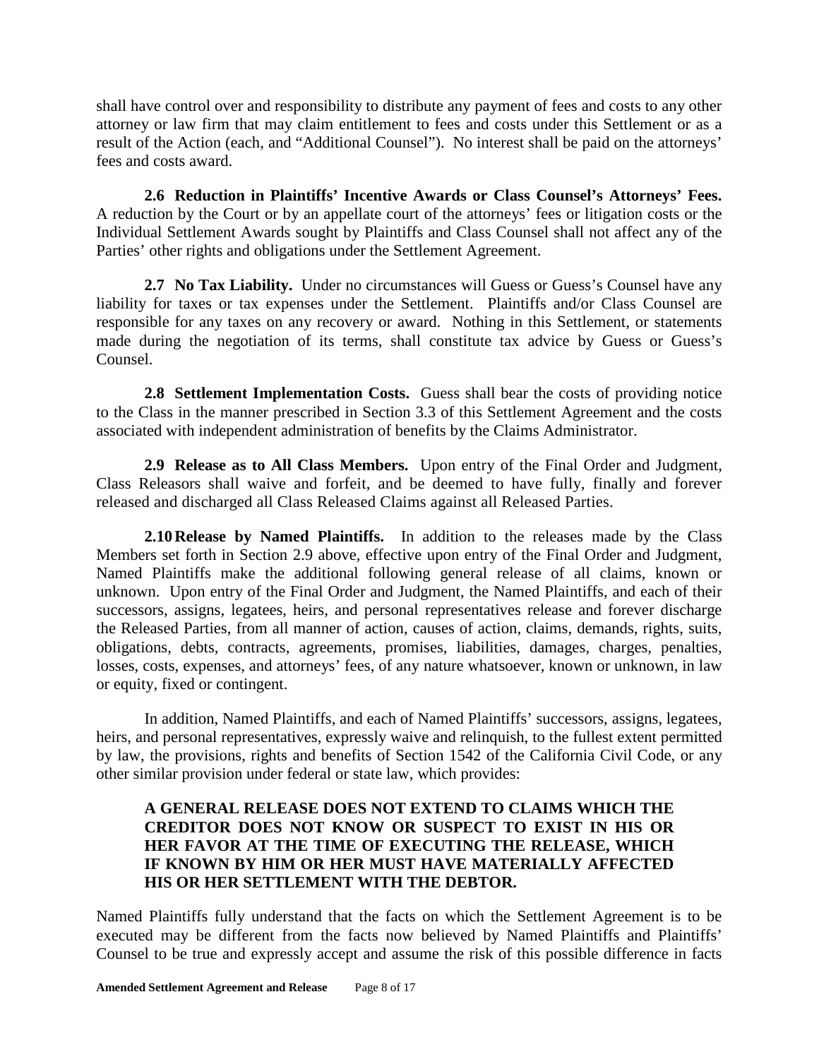shall have control over and responsibility to distribute any payment of fees and costs to any other attorney or law firm that may claim entitlement to fees and costs under this Settlement or as a result of the Action (each, and "Additional Counsel"). No interest shall be paid on the attorneys' fees and costs award.

**2.6 Reduction in Plaintiffs' Incentive Awards or Class Counsel's Attorneys' Fees.** A reduction by the Court or by an appellate court of the attorneys' fees or litigation costs or the Individual Settlement Awards sought by Plaintiffs and Class Counsel shall not affect any of the Parties' other rights and obligations under the Settlement Agreement.

**2.7 No Tax Liability.** Under no circumstances will Guess or Guess's Counsel have any liability for taxes or tax expenses under the Settlement. Plaintiffs and/or Class Counsel are responsible for any taxes on any recovery or award. Nothing in this Settlement, or statements made during the negotiation of its terms, shall constitute tax advice by Guess or Guess's Counsel.

**2.8 Settlement Implementation Costs.** Guess shall bear the costs of providing notice to the Class in the manner prescribed in Section 3.3 of this Settlement Agreement and the costs associated with independent administration of benefits by the Claims Administrator.

**2.9 Release as to All Class Members.** Upon entry of the Final Order and Judgment, Class Releasors shall waive and forfeit, and be deemed to have fully, finally and forever released and discharged all Class Released Claims against all Released Parties.

**2.10 Release by Named Plaintiffs.** In addition to the releases made by the Class Members set forth in Section 2.9 above, effective upon entry of the Final Order and Judgment, Named Plaintiffs make the additional following general release of all claims, known or unknown. Upon entry of the Final Order and Judgment, the Named Plaintiffs, and each of their successors, assigns, legatees, heirs, and personal representatives release and forever discharge the Released Parties, from all manner of action, causes of action, claims, demands, rights, suits, obligations, debts, contracts, agreements, promises, liabilities, damages, charges, penalties, losses, costs, expenses, and attorneys' fees, of any nature whatsoever, known or unknown, in law or equity, fixed or contingent.

In addition, Named Plaintiffs, and each of Named Plaintiffs' successors, assigns, legatees, heirs, and personal representatives, expressly waive and relinquish, to the fullest extent permitted by law, the provisions, rights and benefits of Section 1542 of the California Civil Code, or any other similar provision under federal or state law, which provides:

> **A GENERAL RELEASE DOES NOT EXTEND TO CLAIMS WHICH THE CREDITOR DOES NOT KNOW OR SUSPECT TO EXIST IN HIS OR HER FAVOR AT THE TIME OF EXECUTING THE RELEASE, WHICH IF KNOWN BY HIM OR HER MUST HAVE MATERIALLY AFFECTED HIS OR HER SETTLEMENT WITH THE DEBTOR.**

Named Plaintiffs fully understand that the facts on which the Settlement Agreement is to be executed may be different from the facts now believed by Named Plaintiffs and Plaintiffs' Counsel to be true and expressly accept and assume the risk of this possible difference in facts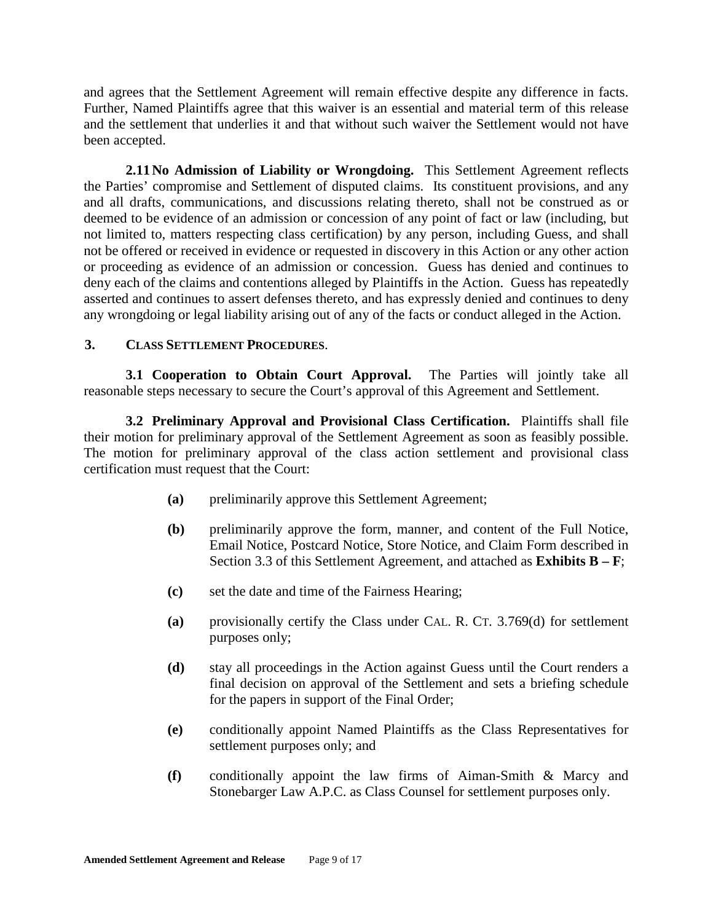and agrees that the Settlement Agreement will remain effective despite any difference in facts. Further, Named Plaintiffs agree that this waiver is an essential and material term of this release and the settlement that underlies it and that without such waiver the Settlement would not have been accepted.

**2.11 No Admission of Liability or Wrongdoing.** This Settlement Agreement reflects the Parties' compromise and Settlement of disputed claims. Its constituent provisions, and any and all drafts, communications, and discussions relating thereto, shall not be construed as or deemed to be evidence of an admission or concession of any point of fact or law (including, but not limited to, matters respecting class certification) by any person, including Guess, and shall not be offered or received in evidence or requested in discovery in this Action or any other action or proceeding as evidence of an admission or concession. Guess has denied and continues to deny each of the claims and contentions alleged by Plaintiffs in the Action. Guess has repeatedly asserted and continues to assert defenses thereto, and has expressly denied and continues to deny any wrongdoing or legal liability arising out of any of the facts or conduct alleged in the Action.

## 3. CLASS SETTLEMENT PROCEDURES.

**3.1 Cooperation to Obtain Court Approval.** The Parties will jointly take all reasonable steps necessary to secure the Court's approval of this Agreement and Settlement.

**3.2 Preliminary Approval and Provisional Class Certification.** Plaintiffs shall file their motion for preliminary approval of the Settlement Agreement as soon as feasibly possible. The motion for preliminary approval of the class action settlement and provisional class certification must request that the Court:

- **(a)** preliminarily approve this Settlement Agreement;
- **(b)** preliminarily approve the form, manner, and content of the Full Notice, Email Notice, Postcard Notice, Store Notice, and Claim Form described in Section 3.3 of this Settlement Agreement, and attached as **Exhibits B – F**;
- **(c)** set the date and time of the Fairness Hearing;
- **(a)** provisionally certify the Class under CAL. R. CT. 3.769(d) for settlement purposes only;
- **(d)** stay all proceedings in the Action against Guess until the Court renders a final decision on approval of the Settlement and sets a briefing schedule for the papers in support of the Final Order;
- **(e)** conditionally appoint Named Plaintiffs as the Class Representatives for settlement purposes only; and
- **(f)** conditionally appoint the law firms of Aiman-Smith & Marcy and Stonebarger Law A.P.C. as Class Counsel for settlement purposes only.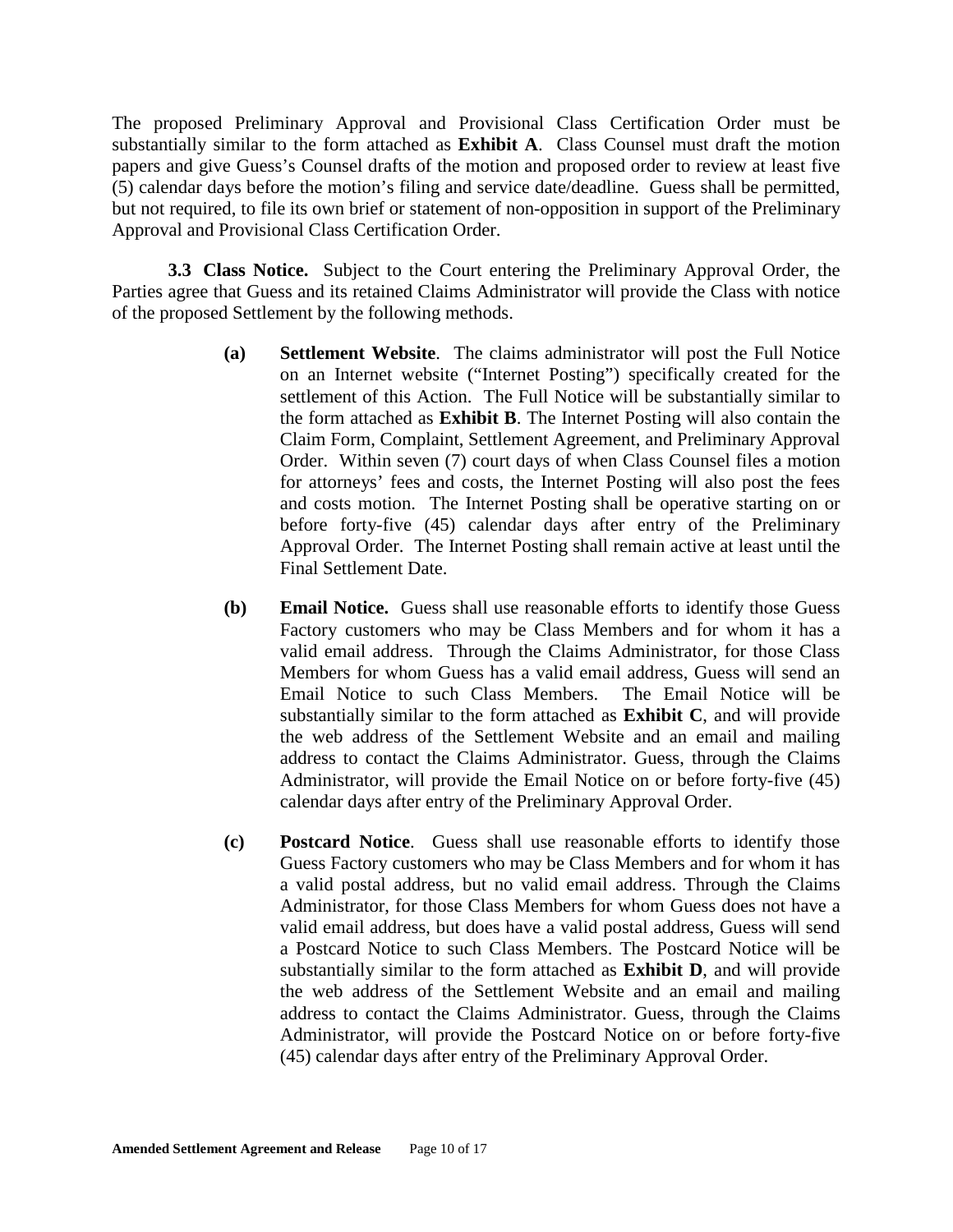The proposed Preliminary Approval and Provisional Class Certification Order must be substantially similar to the form attached as **Exhibit A**. Class Counsel must draft the motion papers and give Guess's Counsel drafts of the motion and proposed order to review at least five (5) calendar days before the motion's filing and service date/deadline. Guess shall be permitted, but not required, to file its own brief or statement of non-opposition in support of the Preliminary Approval and Provisional Class Certification Order.

**3.3 Class Notice.** Subject to the Court entering the Preliminary Approval Order, the Parties agree that Guess and its retained Claims Administrator will provide the Class with notice of the proposed Settlement by the following methods.

**(a) Settlement Website**. The claims administrator will post the Full Notice on an Internet website ("Internet Posting") specifically created for the settlement of this Action. The Full Notice will be substantially similar to the form attached as **Exhibit B**. The Internet Posting will also contain the Claim Form, Complaint, Settlement Agreement, and Preliminary Approval Order. Within seven (7) court days of when Class Counsel files a motion for attorneys' fees and costs, the Internet Posting will also post the fees and costs motion. The Internet Posting shall be operative starting on or before forty-five (45) calendar days after entry of the Preliminary Approval Order. The Internet Posting shall remain active at least until the Final Settlement Date.

**(b) Email Notice.** Guess shall use reasonable efforts to identify those Guess Factory customers who may be Class Members and for whom it has a valid email address. Through the Claims Administrator, for those Class Members for whom Guess has a valid email address, Guess will send an Email Notice to such Class Members. The Email Notice will be substantially similar to the form attached as **Exhibit C**, and will provide the web address of the Settlement Website and an email and mailing address to contact the Claims Administrator. Guess, through the Claims Administrator, will provide the Email Notice on or before forty-five (45) calendar days after entry of the Preliminary Approval Order.

**(c) Postcard Notice**. Guess shall use reasonable efforts to identify those Guess Factory customers who may be Class Members and for whom it has a valid postal address, but no valid email address. Through the Claims Administrator, for those Class Members for whom Guess does not have a valid email address, but does have a valid postal address, Guess will send a Postcard Notice to such Class Members. The Postcard Notice will be substantially similar to the form attached as **Exhibit D**, and will provide the web address of the Settlement Website and an email and mailing address to contact the Claims Administrator. Guess, through the Claims Administrator, will provide the Postcard Notice on or before forty-five (45) calendar days after entry of the Preliminary Approval Order.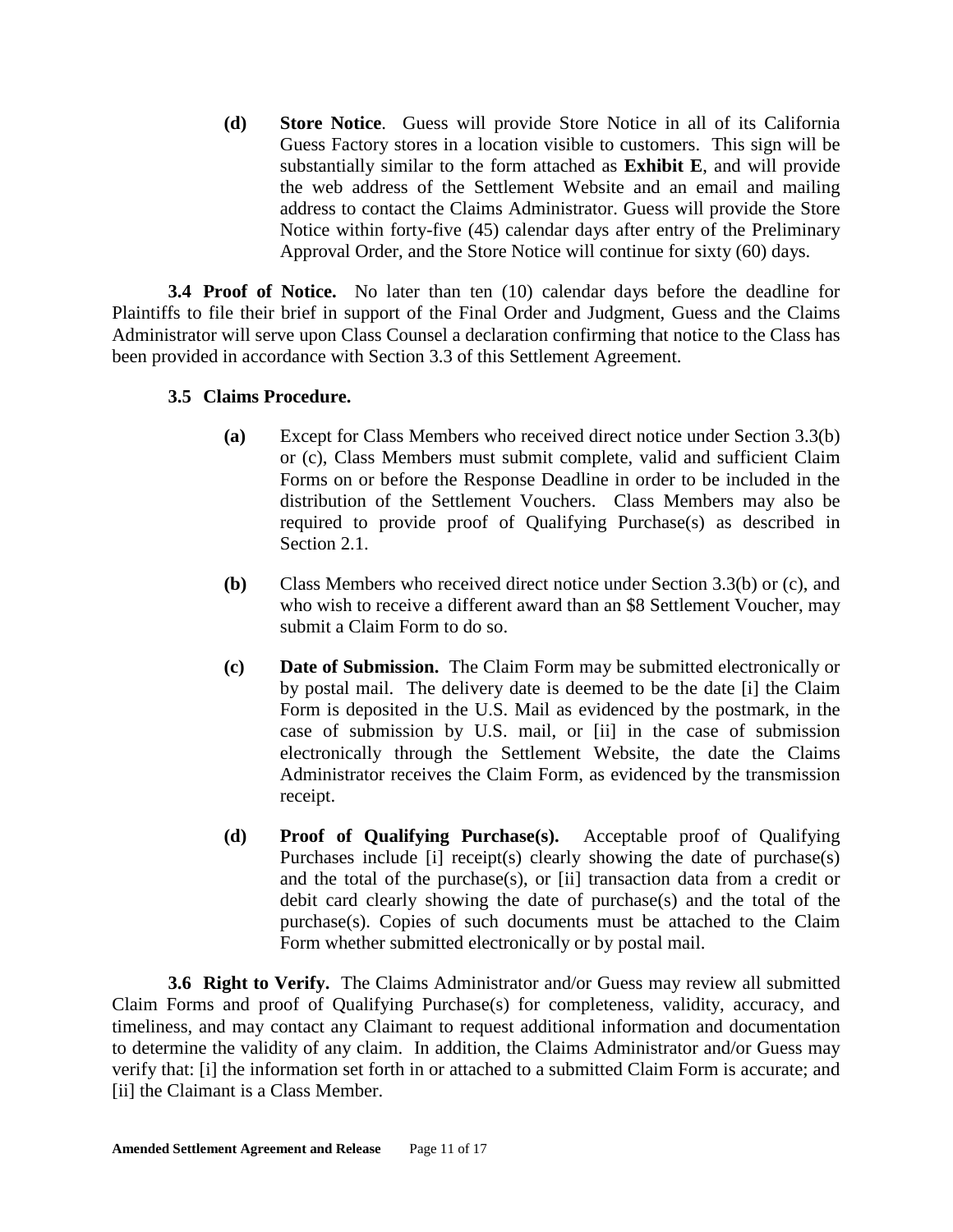**(d)** **Store Notice**. Guess will provide Store Notice in all of its California Guess Factory stores in a location visible to customers. This sign will be substantially similar to the form attached as **Exhibit E**, and will provide the web address of the Settlement Website and an email and mailing address to contact the Claims Administrator. Guess will provide the Store Notice within forty-five (45) calendar days after entry of the Preliminary Approval Order, and the Store Notice will continue for sixty (60) days.

**3.4 Proof of Notice.** No later than ten (10) calendar days before the deadline for Plaintiffs to file their brief in support of the Final Order and Judgment, Guess and the Claims Administrator will serve upon Class Counsel a declaration confirming that notice to the Class has been provided in accordance with Section 3.3 of this Settlement Agreement.

**3.5 Claims Procedure.**

**(a)** Except for Class Members who received direct notice under Section 3.3(b) or (c), Class Members must submit complete, valid and sufficient Claim Forms on or before the Response Deadline in order to be included in the distribution of the Settlement Vouchers. Class Members may also be required to provide proof of Qualifying Purchase(s) as described in Section 2.1.

**(b)** Class Members who received direct notice under Section 3.3(b) or (c), and who wish to receive a different award than an $8 Settlement Voucher, may submit a Claim Form to do so.

**(c)** **Date of Submission.** The Claim Form may be submitted electronically or by postal mail. The delivery date is deemed to be the date [i] the Claim Form is deposited in the U.S. Mail as evidenced by the postmark, in the case of submission by U.S. mail, or [ii] in the case of submission electronically through the Settlement Website, the date the Claims Administrator receives the Claim Form, as evidenced by the transmission receipt.

**(d)** **Proof of Qualifying Purchase(s).** Acceptable proof of Qualifying Purchases include [i] receipt(s) clearly showing the date of purchase(s) and the total of the purchase(s), or [ii] transaction data from a credit or debit card clearly showing the date of purchase(s) and the total of the purchase(s). Copies of such documents must be attached to the Claim Form whether submitted electronically or by postal mail.

**3.6 Right to Verify.** The Claims Administrator and/or Guess may review all submitted Claim Forms and proof of Qualifying Purchase(s) for completeness, validity, accuracy, and timeliness, and may contact any Claimant to request additional information and documentation to determine the validity of any claim. In addition, the Claims Administrator and/or Guess may verify that: [i] the information set forth in or attached to a submitted Claim Form is accurate; and [ii] the Claimant is a Class Member.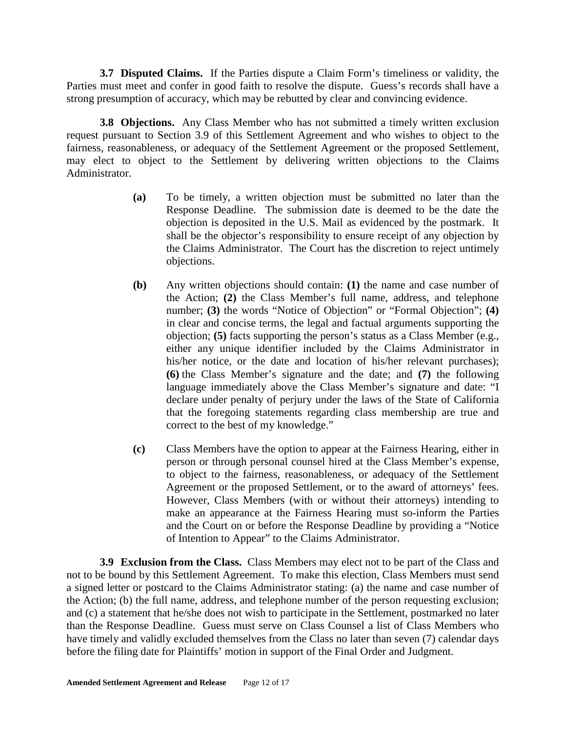**3.7 Disputed Claims.** If the Parties dispute a Claim Form's timeliness or validity, the Parties must meet and confer in good faith to resolve the dispute. Guess's records shall have a strong presumption of accuracy, which may be rebutted by clear and convincing evidence.

**3.8 Objections.** Any Class Member who has not submitted a timely written exclusion request pursuant to Section 3.9 of this Settlement Agreement and who wishes to object to the fairness, reasonableness, or adequacy of the Settlement Agreement or the proposed Settlement, may elect to object to the Settlement by delivering written objections to the Claims Administrator.

**(a)** To be timely, a written objection must be submitted no later than the Response Deadline. The submission date is deemed to be the date the objection is deposited in the U.S. Mail as evidenced by the postmark. It shall be the objector's responsibility to ensure receipt of any objection by the Claims Administrator. The Court has the discretion to reject untimely objections.

**(b)** Any written objections should contain: **(1)** the name and case number of the Action; **(2)** the Class Member's full name, address, and telephone number; **(3)** the words "Notice of Objection" or "Formal Objection"; **(4)** in clear and concise terms, the legal and factual arguments supporting the objection; **(5)** facts supporting the person's status as a Class Member (e.g., either any unique identifier included by the Claims Administrator in his/her notice, or the date and location of his/her relevant purchases); **(6)** the Class Member's signature and the date; and **(7)** the following language immediately above the Class Member's signature and date: "I declare under penalty of perjury under the laws of the State of California that the foregoing statements regarding class membership are true and correct to the best of my knowledge."

**(c)** Class Members have the option to appear at the Fairness Hearing, either in person or through personal counsel hired at the Class Member's expense, to object to the fairness, reasonableness, or adequacy of the Settlement Agreement or the proposed Settlement, or to the award of attorneys' fees. However, Class Members (with or without their attorneys) intending to make an appearance at the Fairness Hearing must so-inform the Parties and the Court on or before the Response Deadline by providing a "Notice of Intention to Appear" to the Claims Administrator.

**3.9 Exclusion from the Class.** Class Members may elect not to be part of the Class and not to be bound by this Settlement Agreement. To make this election, Class Members must send a signed letter or postcard to the Claims Administrator stating: (a) the name and case number of the Action; (b) the full name, address, and telephone number of the person requesting exclusion; and (c) a statement that he/she does not wish to participate in the Settlement, postmarked no later than the Response Deadline. Guess must serve on Class Counsel a list of Class Members who have timely and validly excluded themselves from the Class no later than seven (7) calendar days before the filing date for Plaintiffs' motion in support of the Final Order and Judgment.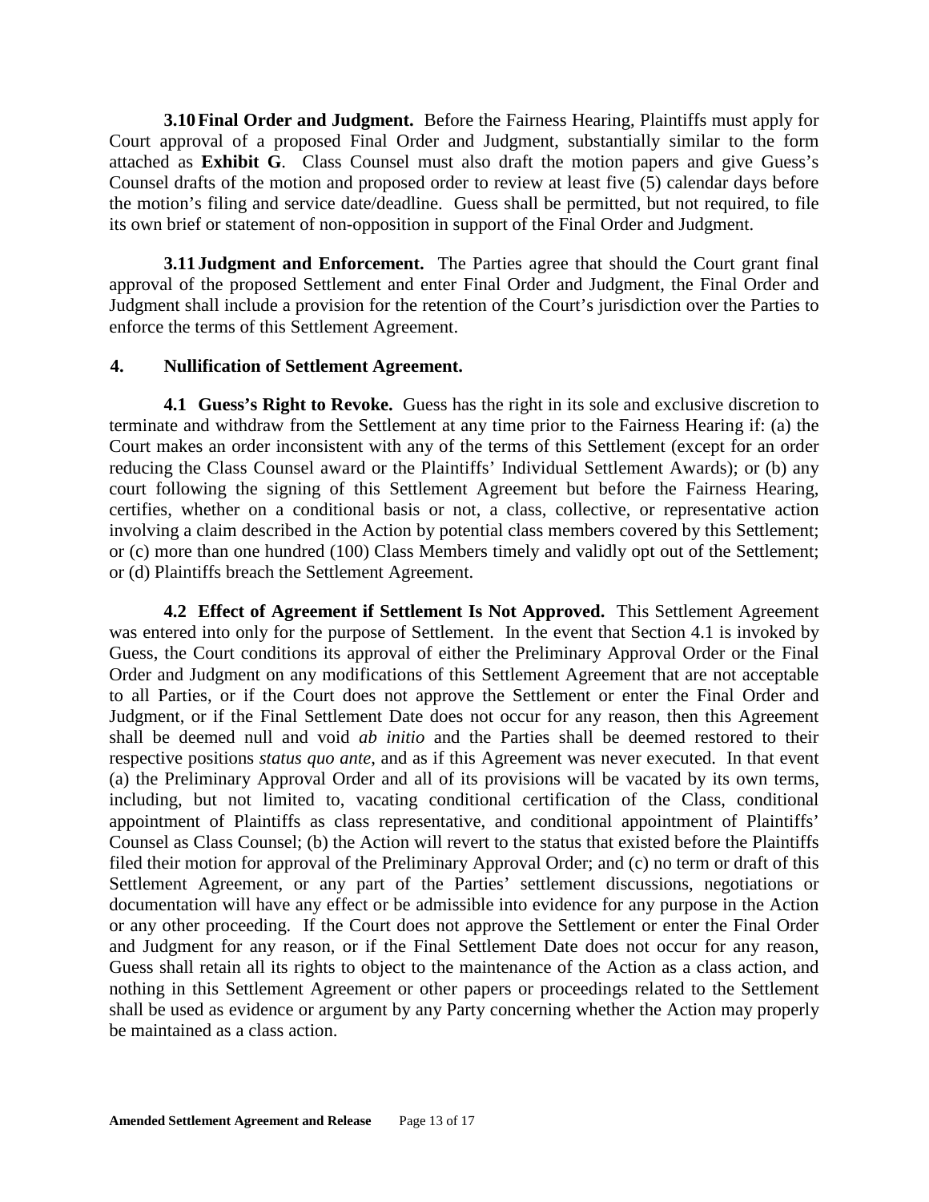**3.10 Final Order and Judgment.** Before the Fairness Hearing, Plaintiffs must apply for Court approval of a proposed Final Order and Judgment, substantially similar to the form attached as **Exhibit G**. Class Counsel must also draft the motion papers and give Guess's Counsel drafts of the motion and proposed order to review at least five (5) calendar days before the motion's filing and service date/deadline. Guess shall be permitted, but not required, to file its own brief or statement of non-opposition in support of the Final Order and Judgment.

**3.11 Judgment and Enforcement.** The Parties agree that should the Court grant final approval of the proposed Settlement and enter Final Order and Judgment, the Final Order and Judgment shall include a provision for the retention of the Court's jurisdiction over the Parties to enforce the terms of this Settlement Agreement.

**4. Nullification of Settlement Agreement.**

**4.1 Guess's Right to Revoke.** Guess has the right in its sole and exclusive discretion to terminate and withdraw from the Settlement at any time prior to the Fairness Hearing if: (a) the Court makes an order inconsistent with any of the terms of this Settlement (except for an order reducing the Class Counsel award or the Plaintiffs' Individual Settlement Awards); or (b) any court following the signing of this Settlement Agreement but before the Fairness Hearing, certifies, whether on a conditional basis or not, a class, collective, or representative action involving a claim described in the Action by potential class members covered by this Settlement; or (c) more than one hundred (100) Class Members timely and validly opt out of the Settlement; or (d) Plaintiffs breach the Settlement Agreement.

**4.2 Effect of Agreement if Settlement Is Not Approved.** This Settlement Agreement was entered into only for the purpose of Settlement. In the event that Section 4.1 is invoked by Guess, the Court conditions its approval of either the Preliminary Approval Order or the Final Order and Judgment on any modifications of this Settlement Agreement that are not acceptable to all Parties, or if the Court does not approve the Settlement or enter the Final Order and Judgment, or if the Final Settlement Date does not occur for any reason, then this Agreement shall be deemed null and void *ab initio* and the Parties shall be deemed restored to their respective positions *status quo ante*, and as if this Agreement was never executed. In that event (a) the Preliminary Approval Order and all of its provisions will be vacated by its own terms, including, but not limited to, vacating conditional certification of the Class, conditional appointment of Plaintiffs as class representative, and conditional appointment of Plaintiffs' Counsel as Class Counsel; (b) the Action will revert to the status that existed before the Plaintiffs filed their motion for approval of the Preliminary Approval Order; and (c) no term or draft of this Settlement Agreement, or any part of the Parties' settlement discussions, negotiations or documentation will have any effect or be admissible into evidence for any purpose in the Action or any other proceeding. If the Court does not approve the Settlement or enter the Final Order and Judgment for any reason, or if the Final Settlement Date does not occur for any reason, Guess shall retain all its rights to object to the maintenance of the Action as a class action, and nothing in this Settlement Agreement or other papers or proceedings related to the Settlement shall be used as evidence or argument by any Party concerning whether the Action may properly be maintained as a class action.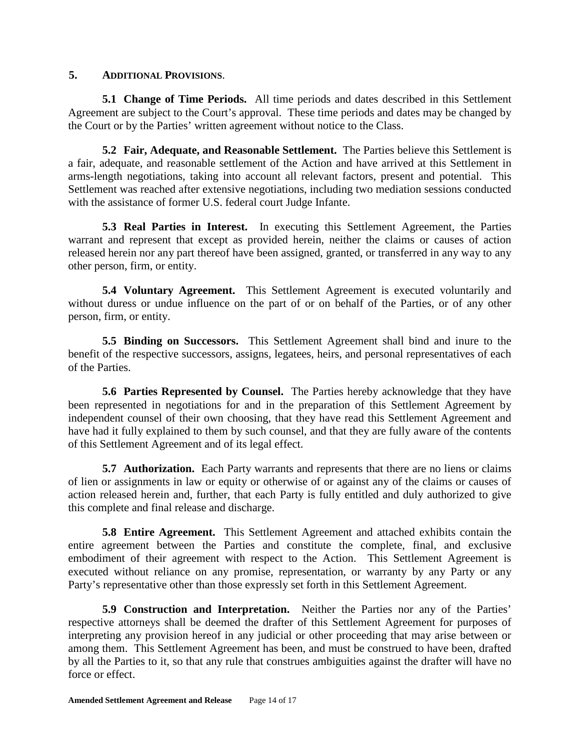## 5. ADDITIONAL PROVISIONS.

**5.1 Change of Time Periods.** All time periods and dates described in this Settlement Agreement are subject to the Court's approval. These time periods and dates may be changed by the Court or by the Parties' written agreement without notice to the Class.

**5.2 Fair, Adequate, and Reasonable Settlement.** The Parties believe this Settlement is a fair, adequate, and reasonable settlement of the Action and have arrived at this Settlement in arms-length negotiations, taking into account all relevant factors, present and potential. This Settlement was reached after extensive negotiations, including two mediation sessions conducted with the assistance of former U.S. federal court Judge Infante.

**5.3 Real Parties in Interest.** In executing this Settlement Agreement, the Parties warrant and represent that except as provided herein, neither the claims or causes of action released herein nor any part thereof have been assigned, granted, or transferred in any way to any other person, firm, or entity.

**5.4 Voluntary Agreement.** This Settlement Agreement is executed voluntarily and without duress or undue influence on the part of or on behalf of the Parties, or of any other person, firm, or entity.

**5.5 Binding on Successors.** This Settlement Agreement shall bind and inure to the benefit of the respective successors, assigns, legatees, heirs, and personal representatives of each of the Parties.

**5.6 Parties Represented by Counsel.** The Parties hereby acknowledge that they have been represented in negotiations for and in the preparation of this Settlement Agreement by independent counsel of their own choosing, that they have read this Settlement Agreement and have had it fully explained to them by such counsel, and that they are fully aware of the contents of this Settlement Agreement and of its legal effect.

**5.7 Authorization.** Each Party warrants and represents that there are no liens or claims of lien or assignments in law or equity or otherwise of or against any of the claims or causes of action released herein and, further, that each Party is fully entitled and duly authorized to give this complete and final release and discharge.

**5.8 Entire Agreement.** This Settlement Agreement and attached exhibits contain the entire agreement between the Parties and constitute the complete, final, and exclusive embodiment of their agreement with respect to the Action. This Settlement Agreement is executed without reliance on any promise, representation, or warranty by any Party or any Party's representative other than those expressly set forth in this Settlement Agreement.

**5.9 Construction and Interpretation.** Neither the Parties nor any of the Parties' respective attorneys shall be deemed the drafter of this Settlement Agreement for purposes of interpreting any provision hereof in any judicial or other proceeding that may arise between or among them. This Settlement Agreement has been, and must be construed to have been, drafted by all the Parties to it, so that any rule that construes ambiguities against the drafter will have no force or effect.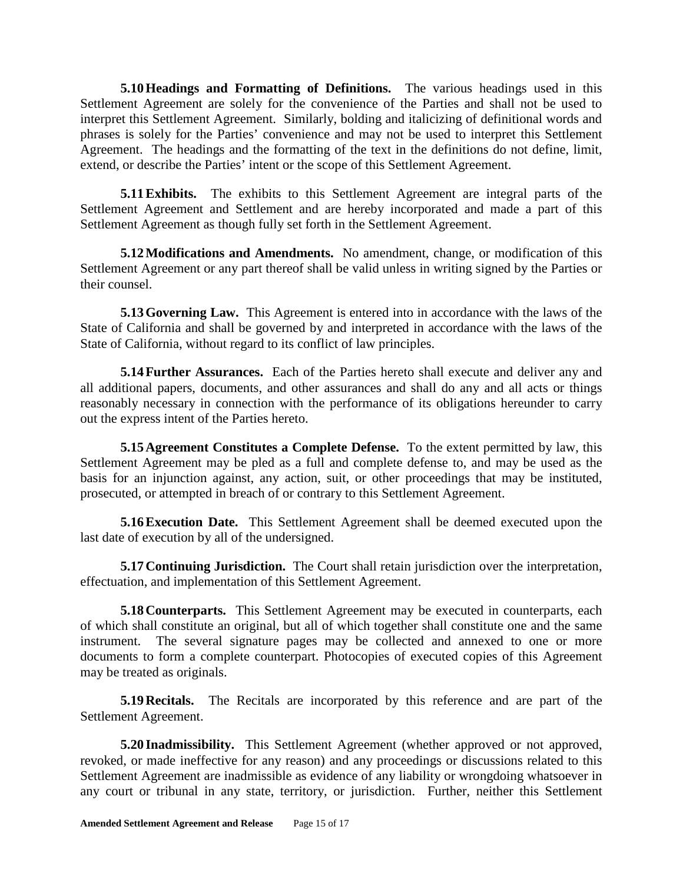**5.10 Headings and Formatting of Definitions.** The various headings used in this Settlement Agreement are solely for the convenience of the Parties and shall not be used to interpret this Settlement Agreement. Similarly, bolding and italicizing of definitional words and phrases is solely for the Parties' convenience and may not be used to interpret this Settlement Agreement. The headings and the formatting of the text in the definitions do not define, limit, extend, or describe the Parties' intent or the scope of this Settlement Agreement.

**5.11 Exhibits.** The exhibits to this Settlement Agreement are integral parts of the Settlement Agreement and Settlement and are hereby incorporated and made a part of this Settlement Agreement as though fully set forth in the Settlement Agreement.

**5.12 Modifications and Amendments.** No amendment, change, or modification of this Settlement Agreement or any part thereof shall be valid unless in writing signed by the Parties or their counsel.

**5.13 Governing Law.** This Agreement is entered into in accordance with the laws of the State of California and shall be governed by and interpreted in accordance with the laws of the State of California, without regard to its conflict of law principles.

**5.14 Further Assurances.** Each of the Parties hereto shall execute and deliver any and all additional papers, documents, and other assurances and shall do any and all acts or things reasonably necessary in connection with the performance of its obligations hereunder to carry out the express intent of the Parties hereto.

**5.15 Agreement Constitutes a Complete Defense.** To the extent permitted by law, this Settlement Agreement may be pled as a full and complete defense to, and may be used as the basis for an injunction against, any action, suit, or other proceedings that may be instituted, prosecuted, or attempted in breach of or contrary to this Settlement Agreement.

**5.16 Execution Date.** This Settlement Agreement shall be deemed executed upon the last date of execution by all of the undersigned.

**5.17 Continuing Jurisdiction.** The Court shall retain jurisdiction over the interpretation, effectuation, and implementation of this Settlement Agreement.

**5.18 Counterparts.** This Settlement Agreement may be executed in counterparts, each of which shall constitute an original, but all of which together shall constitute one and the same instrument. The several signature pages may be collected and annexed to one or more documents to form a complete counterpart. Photocopies of executed copies of this Agreement may be treated as originals.

**5.19 Recitals.** The Recitals are incorporated by this reference and are part of the Settlement Agreement.

**5.20 Inadmissibility.** This Settlement Agreement (whether approved or not approved, revoked, or made ineffective for any reason) and any proceedings or discussions related to this Settlement Agreement are inadmissible as evidence of any liability or wrongdoing whatsoever in any court or tribunal in any state, territory, or jurisdiction. Further, neither this Settlement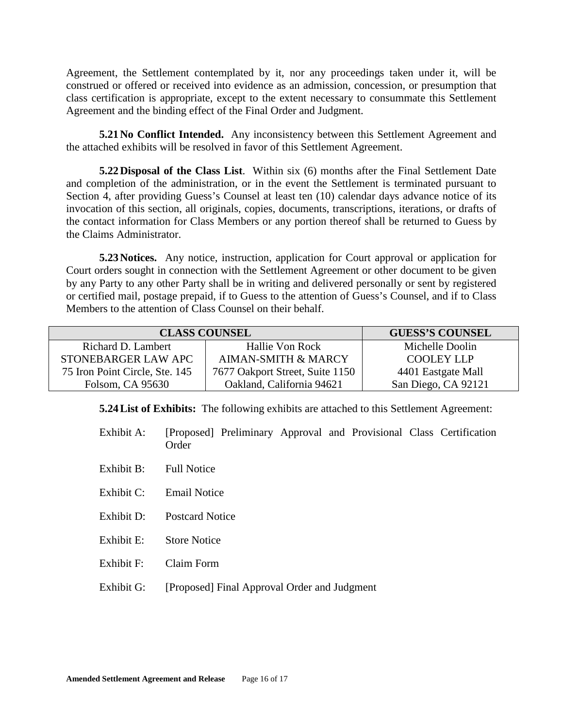Agreement, the Settlement contemplated by it, nor any proceedings taken under it, will be construed or offered or received into evidence as an admission, concession, or presumption that class certification is appropriate, except to the extent necessary to consummate this Settlement Agreement and the binding effect of the Final Order and Judgment.

**5.21 No Conflict Intended.** Any inconsistency between this Settlement Agreement and the attached exhibits will be resolved in favor of this Settlement Agreement.

**5.22 Disposal of the Class List**. Within six (6) months after the Final Settlement Date and completion of the administration, or in the event the Settlement is terminated pursuant to Section 4, after providing Guess's Counsel at least ten (10) calendar days advance notice of its invocation of this section, all originals, copies, documents, transcriptions, iterations, or drafts of the contact information for Class Members or any portion thereof shall be returned to Guess by the Claims Administrator.

**5.23 Notices.** Any notice, instruction, application for Court approval or application for Court orders sought in connection with the Settlement Agreement or other document to be given by any Party to any other Party shall be in writing and delivered personally or sent by registered or certified mail, postage prepaid, if to Guess to the attention of Guess's Counsel, and if to Class Members to the attention of Class Counsel on their behalf.

| CLASS COUNSEL | | GUESS'S COUNSEL |
|---|---|---|
| Richard D. Lambert<br>STONEBARGER LAW APC<br>75 Iron Point Circle, Ste. 145<br>Folsom, CA 95630 | Hallie Von Rock<br>AIMAN-SMITH & MARCY<br>7677 Oakport Street, Suite 1150<br>Oakland, California 94621 | Michelle Doolin<br>COOLEY LLP<br>4401 Eastgate Mall<br>San Diego, CA 92121 |

**5.24 List of Exhibits:** The following exhibits are attached to this Settlement Agreement:

Exhibit A: [Proposed] Preliminary Approval and Provisional Class Certification Order

Exhibit B: Full Notice

Exhibit C: Email Notice

Exhibit D: Postcard Notice

Exhibit E: Store Notice

Exhibit F: Claim Form

Exhibit G: [Proposed] Final Approval Order and Judgment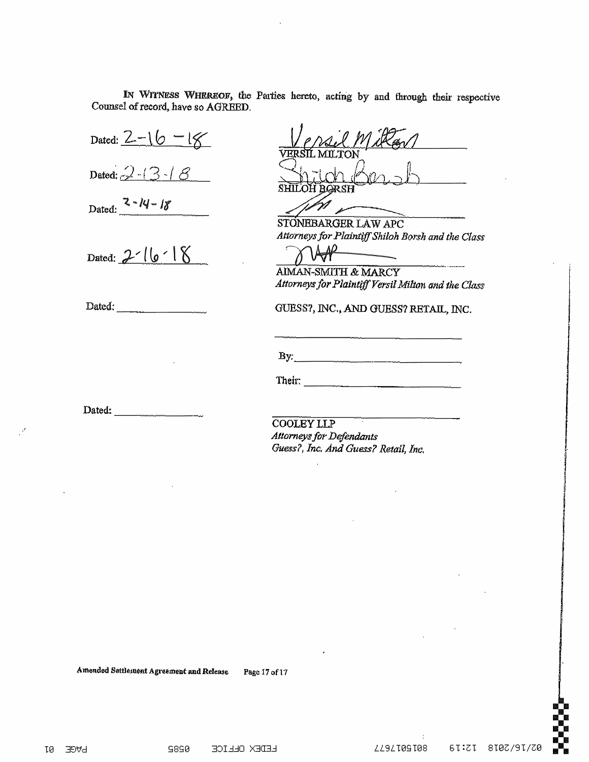IN WITNESS WHEREOF, the Parties hereto, acting by and through their respective Counsel of record, have so AGREED.

Dated: 2-16-18

VERSIL MILTON

Dated: 2-13-18

SHILOH BORSH

Dated: 2-14-18

STONEBARGER LAW APC
*Attorneys for Plaintiff Shiloh Borsh and the Class*

Dated: 2-16-18

AIMAN-SMITH & MARCY
*Attorneys for Plaintiff Versil Milton and the Class*

Dated: ____________

GUESS?, INC., AND GUESS? RETAIL, INC.

By: ____________

Their: ____________

Dated: ____________

COOLEY LLP
*Attorneys for Defendants Guess?, Inc. And Guess? Retail, Inc.*

Amended Settlement Agreement and Release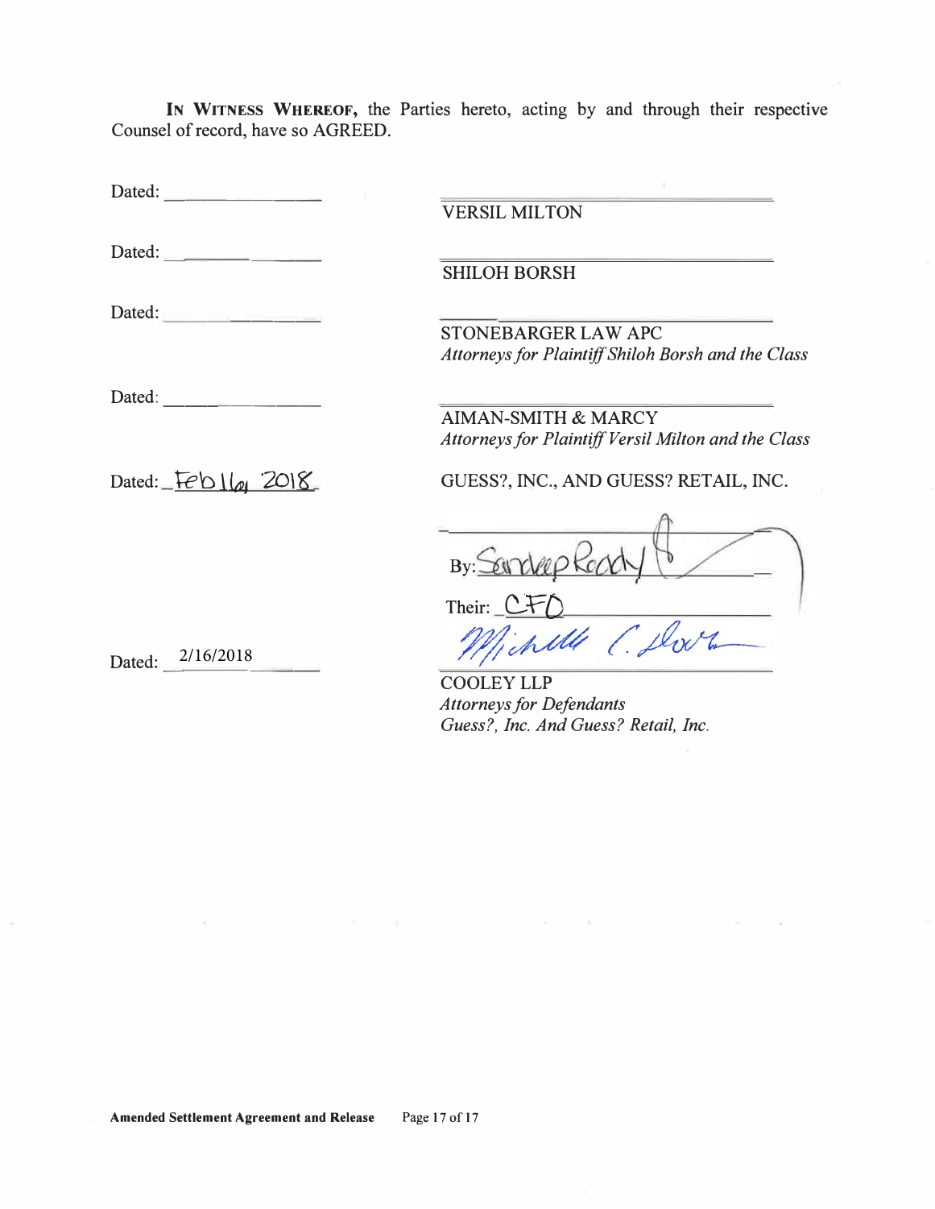**IN WITNESS WHEREOF,** the Parties hereto, acting by and through their respective Counsel of record, have so AGREED.

Dated: ________________

________________________________
VERSIL MILTON

Dated: ________________

________________________________
SHILOH BORSH

Dated: ________________

________________________________
STONEBARGER LAW APC
*Attorneys for Plaintiff Shiloh Borsh and the Class*

Dated: ________________

________________________________
AIMAN-SMITH & MARCY
*Attorneys for Plaintiff Versil Milton and the Class*

Dated: Feb 16, 2018

GUESS?, INC., AND GUESS? RETAIL, INC.

By: Sandeep Reddy

Their: CFO

Dated: 2/16/2018

________________________________
COOLEY LLP
*Attorneys for Defendants*
*Guess?, Inc. And Guess? Retail, Inc.*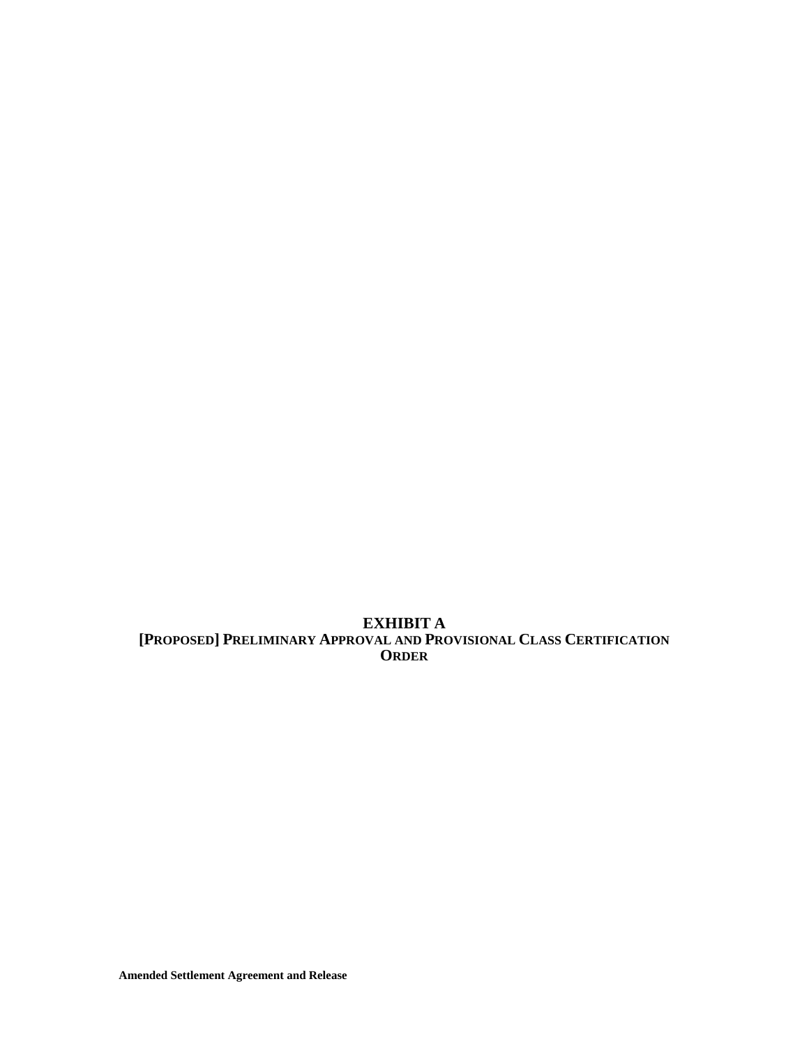# EXHIBIT A

## [PROPOSED] PRELIMINARY APPROVAL AND PROVISIONAL CLASS CERTIFICATION ORDER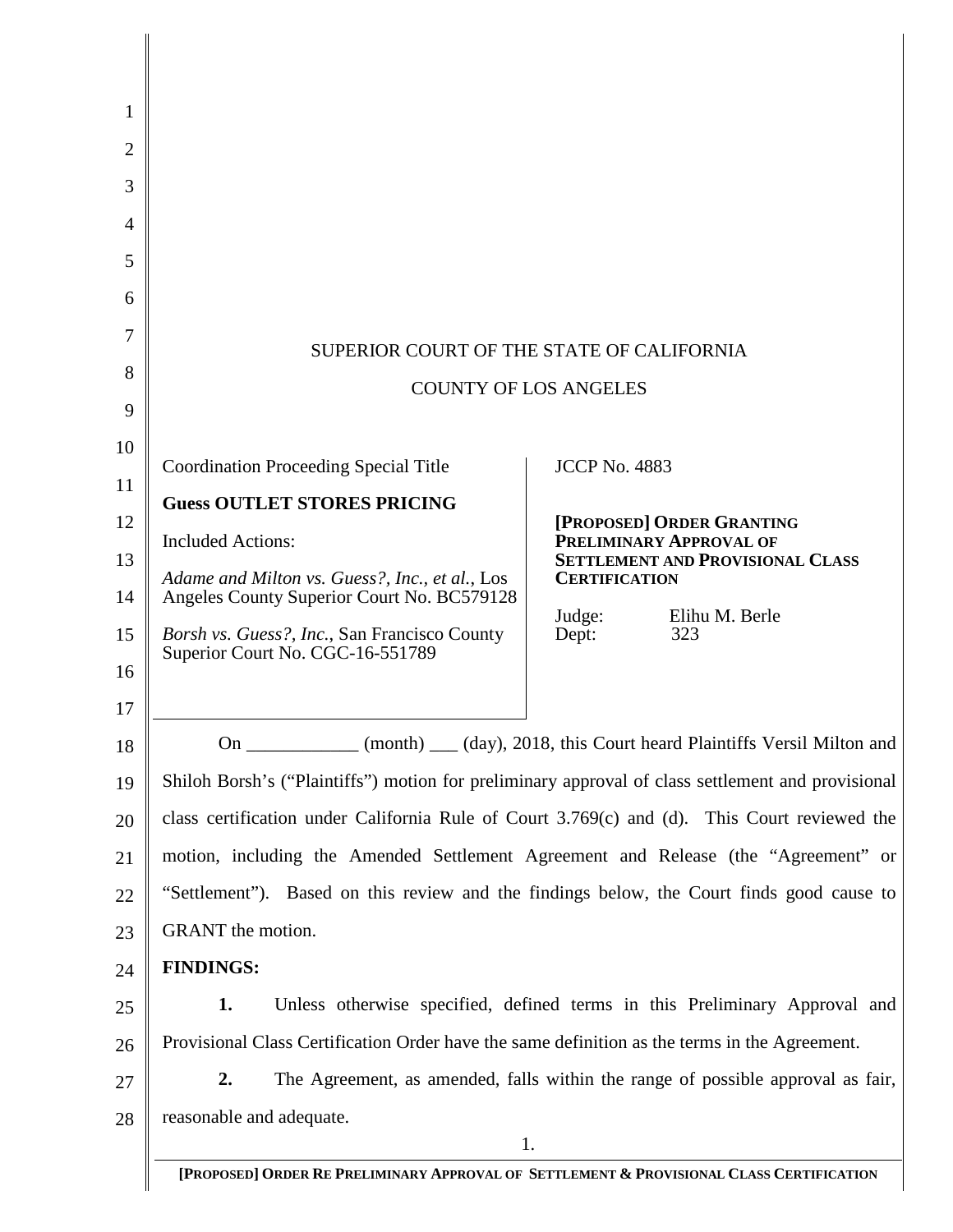SUPERIOR COURT OF THE STATE OF CALIFORNIA

COUNTY OF LOS ANGELES

| | |
|---|---|
| Coordination Proceeding Special Title<br><br>**Guess OUTLET STORES PRICING**<br><br>Included Actions:<br><br>*Adame and Milton vs. Guess?, Inc., et al.*, Los Angeles County Superior Court No. BC579128<br><br>*Borsh vs. Guess?, Inc.*, San Francisco County Superior Court No. CGC-16-551789 | JCCP No. 4883<br><br>**[PROPOSED] ORDER GRANTING PRELIMINARY APPROVAL OF SETTLEMENT AND PROVISIONAL CLASS CERTIFICATION**<br><br>Judge: Elihu M. Berle<br>Dept: 323 |

On ____________ (month) ___ (day), 2018, this Court heard Plaintiffs Versil Milton and Shiloh Borsh's ("Plaintiffs") motion for preliminary approval of class settlement and provisional class certification under California Rule of Court 3.769(c) and (d). This Court reviewed the motion, including the Amended Settlement Agreement and Release (the "Agreement" or "Settlement"). Based on this review and the findings below, the Court finds good cause to GRANT the motion.

**FINDINGS:**

**1.** Unless otherwise specified, defined terms in this Preliminary Approval and Provisional Class Certification Order have the same definition as the terms in the Agreement.

**2.** The Agreement, as amended, falls within the range of possible approval as fair, reasonable and adequate.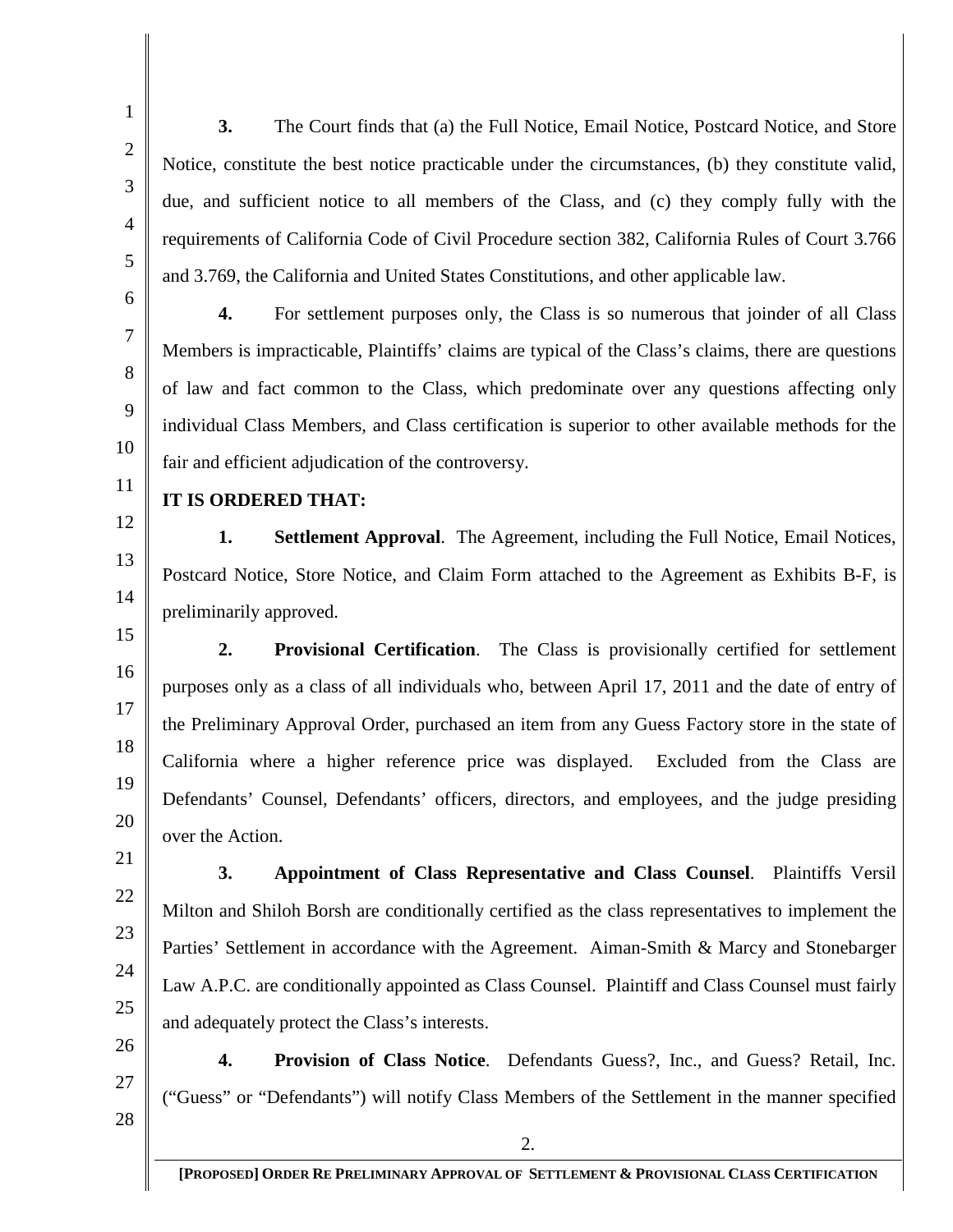**3.** The Court finds that (a) the Full Notice, Email Notice, Postcard Notice, and Store Notice, constitute the best notice practicable under the circumstances, (b) they constitute valid, due, and sufficient notice to all members of the Class, and (c) they comply fully with the requirements of California Code of Civil Procedure section 382, California Rules of Court 3.766 and 3.769, the California and United States Constitutions, and other applicable law.

**4.** For settlement purposes only, the Class is so numerous that joinder of all Class Members is impracticable, Plaintiffs' claims are typical of the Class's claims, there are questions of law and fact common to the Class, which predominate over any questions affecting only individual Class Members, and Class certification is superior to other available methods for the fair and efficient adjudication of the controversy.

**IT IS ORDERED THAT:**

**1. Settlement Approval**. The Agreement, including the Full Notice, Email Notices, Postcard Notice, Store Notice, and Claim Form attached to the Agreement as Exhibits B-F, is preliminarily approved.

**2. Provisional Certification**. The Class is provisionally certified for settlement purposes only as a class of all individuals who, between April 17, 2011 and the date of entry of the Preliminary Approval Order, purchased an item from any Guess Factory store in the state of California where a higher reference price was displayed. Excluded from the Class are Defendants' Counsel, Defendants' officers, directors, and employees, and the judge presiding over the Action.

**3. Appointment of Class Representative and Class Counsel**. Plaintiffs Versil Milton and Shiloh Borsh are conditionally certified as the class representatives to implement the Parties' Settlement in accordance with the Agreement. Aiman-Smith & Marcy and Stonebarger Law A.P.C. are conditionally appointed as Class Counsel. Plaintiff and Class Counsel must fairly and adequately protect the Class's interests.

**4. Provision of Class Notice**. Defendants Guess?, Inc., and Guess? Retail, Inc. ("Guess" or "Defendants") will notify Class Members of the Settlement in the manner specified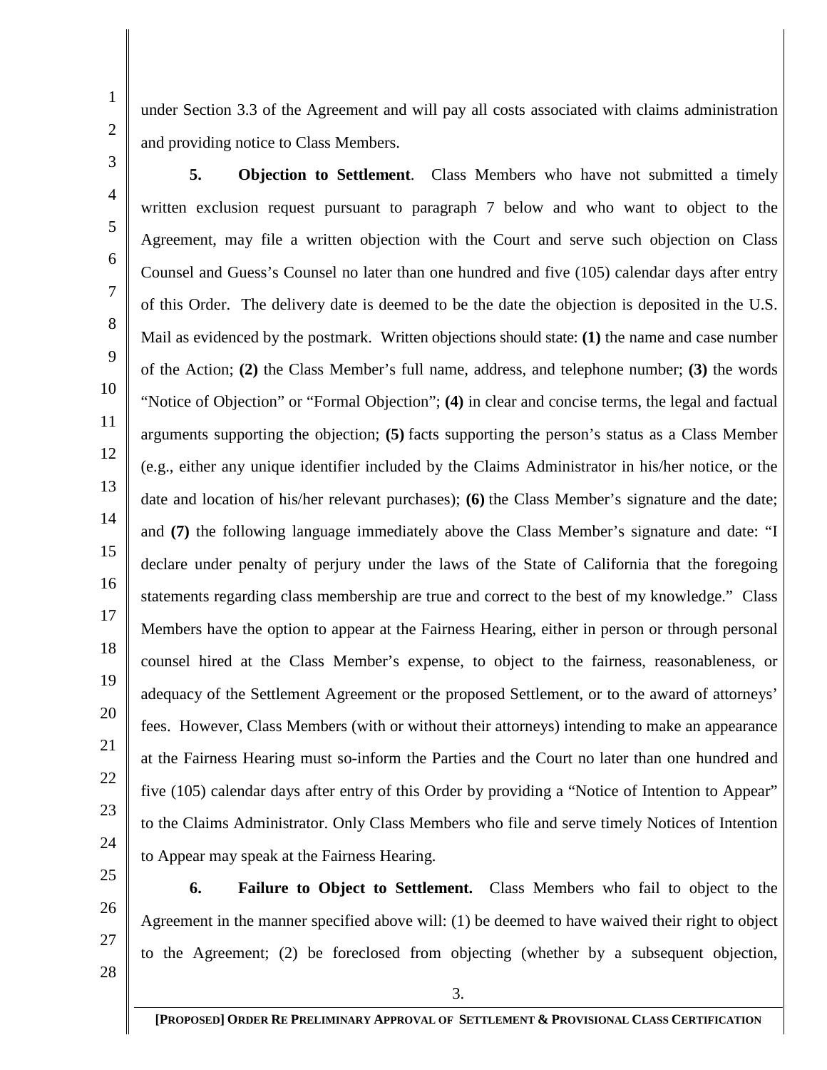under Section 3.3 of the Agreement and will pay all costs associated with claims administration and providing notice to Class Members.

**5. Objection to Settlement**. Class Members who have not submitted a timely written exclusion request pursuant to paragraph 7 below and who want to object to the Agreement, may file a written objection with the Court and serve such objection on Class Counsel and Guess's Counsel no later than one hundred and five (105) calendar days after entry of this Order. The delivery date is deemed to be the date the objection is deposited in the U.S. Mail as evidenced by the postmark. Written objections should state: **(1)** the name and case number of the Action; **(2)** the Class Member's full name, address, and telephone number; **(3)** the words "Notice of Objection" or "Formal Objection"; **(4)** in clear and concise terms, the legal and factual arguments supporting the objection; **(5)** facts supporting the person's status as a Class Member (e.g., either any unique identifier included by the Claims Administrator in his/her notice, or the date and location of his/her relevant purchases); **(6)** the Class Member's signature and the date; and **(7)** the following language immediately above the Class Member's signature and date: "I declare under penalty of perjury under the laws of the State of California that the foregoing statements regarding class membership are true and correct to the best of my knowledge." Class Members have the option to appear at the Fairness Hearing, either in person or through personal counsel hired at the Class Member's expense, to object to the fairness, reasonableness, or adequacy of the Settlement Agreement or the proposed Settlement, or to the award of attorneys' fees. However, Class Members (with or without their attorneys) intending to make an appearance at the Fairness Hearing must so-inform the Parties and the Court no later than one hundred and five (105) calendar days after entry of this Order by providing a "Notice of Intention to Appear" to the Claims Administrator. Only Class Members who file and serve timely Notices of Intention to Appear may speak at the Fairness Hearing.

**6. Failure to Object to Settlement.** Class Members who fail to object to the Agreement in the manner specified above will: (1) be deemed to have waived their right to object to the Agreement; (2) be foreclosed from objecting (whether by a subsequent objection,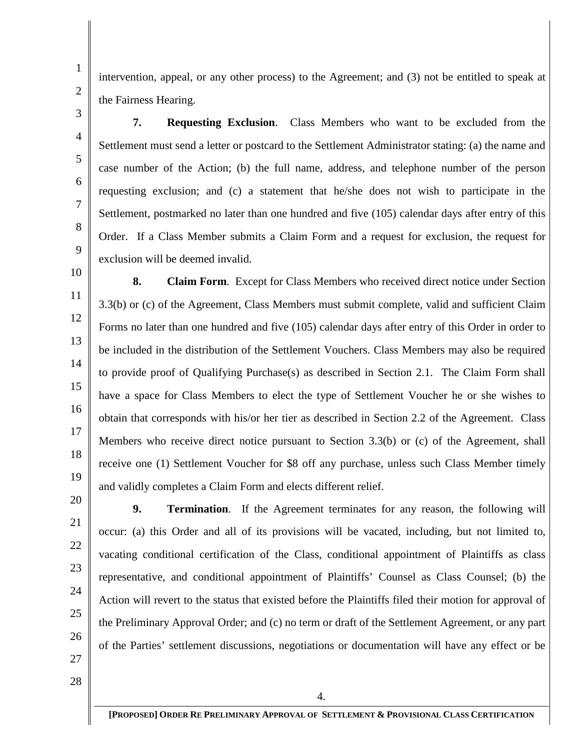intervention, appeal, or any other process) to the Agreement; and (3) not be entitled to speak at the Fairness Hearing.

**7. Requesting Exclusion**. Class Members who want to be excluded from the Settlement must send a letter or postcard to the Settlement Administrator stating: (a) the name and case number of the Action; (b) the full name, address, and telephone number of the person requesting exclusion; and (c) a statement that he/she does not wish to participate in the Settlement, postmarked no later than one hundred and five (105) calendar days after entry of this Order. If a Class Member submits a Claim Form and a request for exclusion, the request for exclusion will be deemed invalid.

**8. Claim Form**. Except for Class Members who received direct notice under Section 3.3(b) or (c) of the Agreement, Class Members must submit complete, valid and sufficient Claim Forms no later than one hundred and five (105) calendar days after entry of this Order in order to be included in the distribution of the Settlement Vouchers. Class Members may also be required to provide proof of Qualifying Purchase(s) as described in Section 2.1. The Claim Form shall have a space for Class Members to elect the type of Settlement Voucher he or she wishes to obtain that corresponds with his/or her tier as described in Section 2.2 of the Agreement. Class Members who receive direct notice pursuant to Section 3.3(b) or (c) of the Agreement, shall receive one (1) Settlement Voucher for $8 off any purchase, unless such Class Member timely and validly completes a Claim Form and elects different relief.

**9. Termination**. If the Agreement terminates for any reason, the following will occur: (a) this Order and all of its provisions will be vacated, including, but not limited to, vacating conditional certification of the Class, conditional appointment of Plaintiffs as class representative, and conditional appointment of Plaintiffs' Counsel as Class Counsel; (b) the Action will revert to the status that existed before the Plaintiffs filed their motion for approval of the Preliminary Approval Order; and (c) no term or draft of the Settlement Agreement, or any part of the Parties' settlement discussions, negotiations or documentation will have any effect or be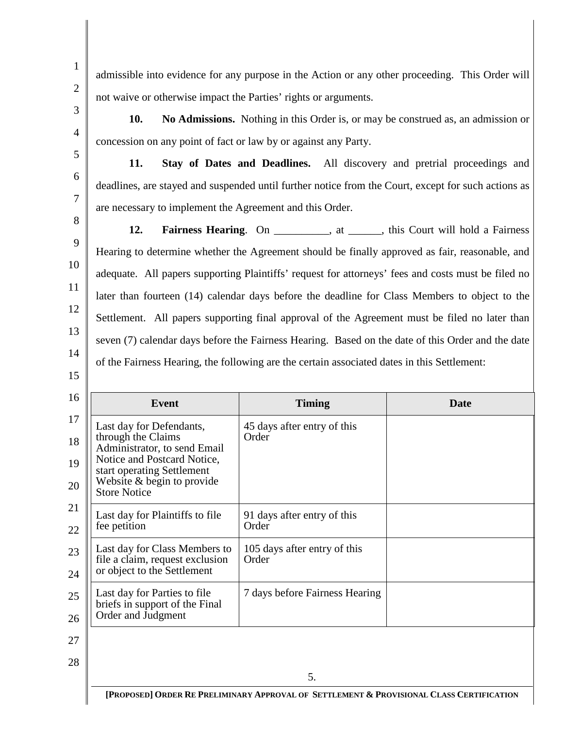admissible into evidence for any purpose in the Action or any other proceeding. This Order will not waive or otherwise impact the Parties' rights or arguments.

**10. No Admissions.** Nothing in this Order is, or may be construed as, an admission or concession on any point of fact or law by or against any Party.

**11. Stay of Dates and Deadlines.** All discovery and pretrial proceedings and deadlines, are stayed and suspended until further notice from the Court, except for such actions as are necessary to implement the Agreement and this Order.

**12. Fairness Hearing**. On __________, at ______, this Court will hold a Fairness Hearing to determine whether the Agreement should be finally approved as fair, reasonable, and adequate. All papers supporting Plaintiffs' request for attorneys' fees and costs must be filed no later than fourteen (14) calendar days before the deadline for Class Members to object to the Settlement. All papers supporting final approval of the Agreement must be filed no later than seven (7) calendar days before the Fairness Hearing. Based on the date of this Order and the date of the Fairness Hearing, the following are the certain associated dates in this Settlement:

| Event | Timing | Date |
|---|---|---|
| Last day for Defendants, through the Claims Administrator, to send Email Notice and Postcard Notice, start operating Settlement Website & begin to provide Store Notice | 45 days after entry of this Order | |
| Last day for Plaintiffs to file fee petition | 91 days after entry of this Order | |
| Last day for Class Members to file a claim, request exclusion or object to the Settlement | 105 days after entry of this Order | |
| Last day for Parties to file briefs in support of the Final Order and Judgment | 7 days before Fairness Hearing | |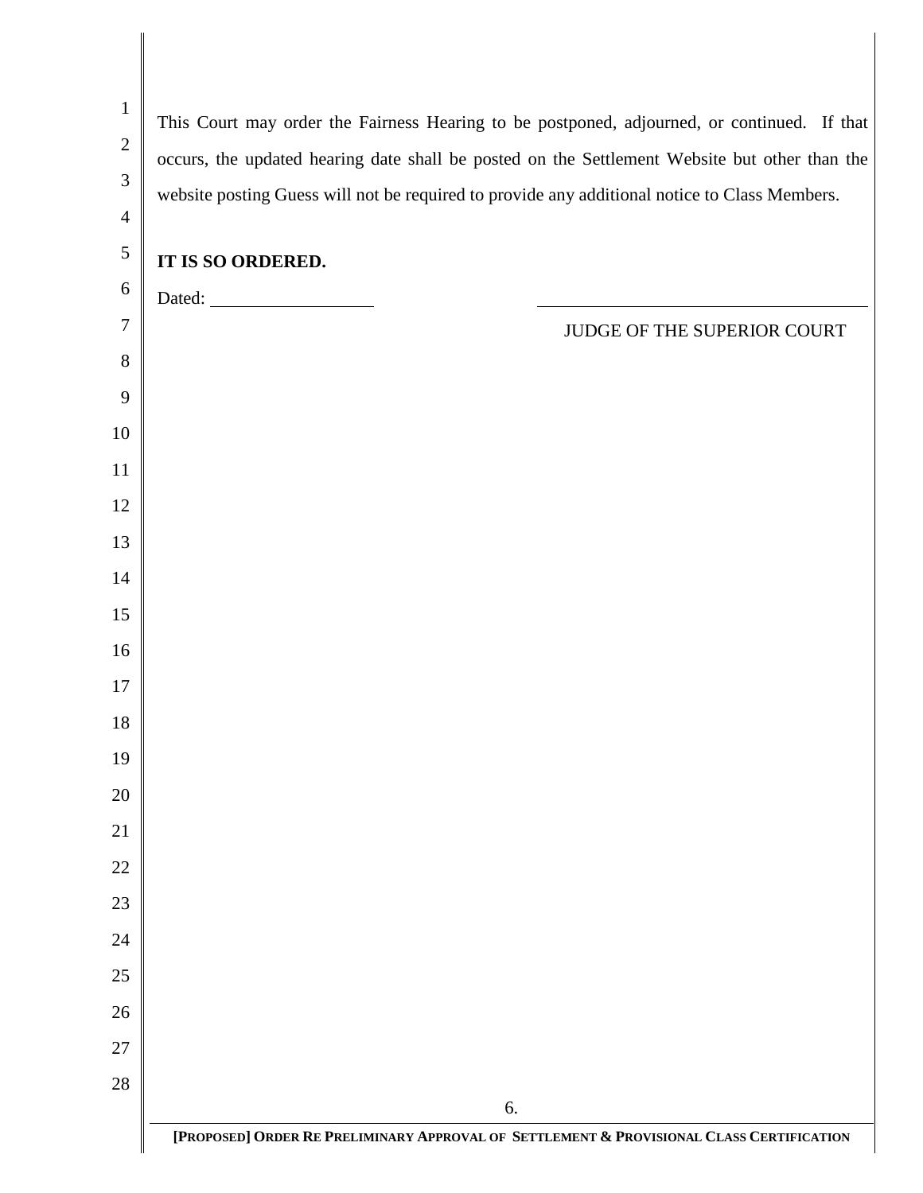This Court may order the Fairness Hearing to be postponed, adjourned, or continued. If that occurs, the updated hearing date shall be posted on the Settlement Website but other than the website posting Guess will not be required to provide any additional notice to Class Members.

**IT IS SO ORDERED.**

Dated: ____________________ ________________________________________

JUDGE OF THE SUPERIOR COURT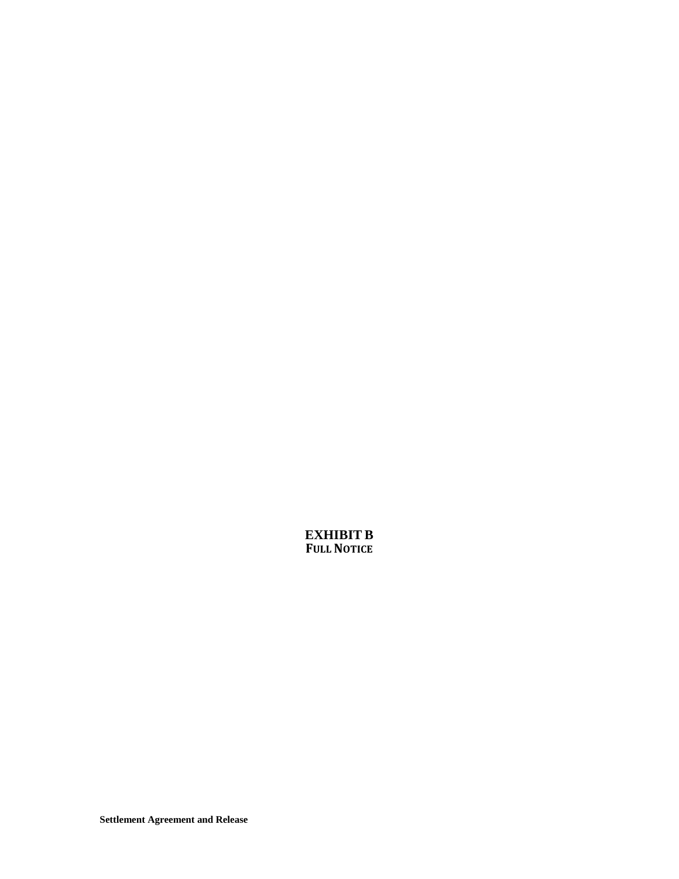**EXHIBIT B**
**FULL NOTICE**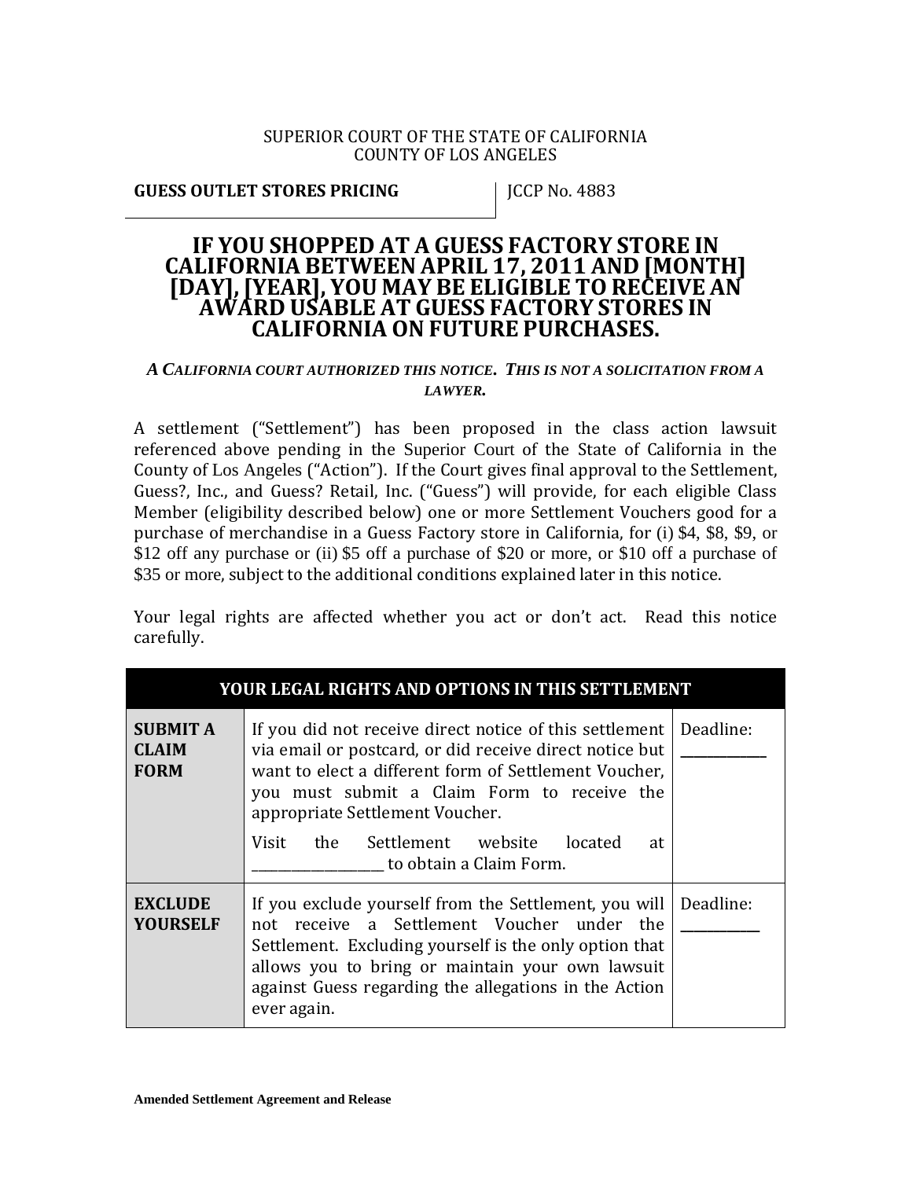SUPERIOR COURT OF THE STATE OF CALIFORNIA
COUNTY OF LOS ANGELES

| **GUESS OUTLET STORES PRICING** | JCCP No. 4883 |
|---|---|

# IF YOU SHOPPED AT A GUESS FACTORY STORE IN CALIFORNIA BETWEEN APRIL 17, 2011 AND [MONTH] [DAY], [YEAR], YOU MAY BE ELIGIBLE TO RECEIVE AN AWARD USABLE AT GUESS FACTORY STORES IN CALIFORNIA ON FUTURE PURCHASES.

***A CALIFORNIA COURT AUTHORIZED THIS NOTICE. THIS IS NOT A SOLICITATION FROM A LAWYER.***

A settlement ("Settlement") has been proposed in the class action lawsuit referenced above pending in the Superior Court of the State of California in the County of Los Angeles ("Action"). If the Court gives final approval to the Settlement, Guess?, Inc., and Guess? Retail, Inc. ("Guess") will provide, for each eligible Class Member (eligibility described below) one or more Settlement Vouchers good for a purchase of merchandise in a Guess Factory store in California, for (i) $4, $8, $9, or $12 off any purchase or (ii) $5 off a purchase of $20 or more, or $10 off a purchase of $35 or more, subject to the additional conditions explained later in this notice.

Your legal rights are affected whether you act or don't act. Read this notice carefully.

| **YOUR LEGAL RIGHTS AND OPTIONS IN THIS SETTLEMENT** | | |
|---|---|---|
| **SUBMIT A CLAIM FORM** | If you did not receive direct notice of this settlement via email or postcard, or did receive direct notice but want to elect a different form of Settlement Voucher, you must submit a Claim Form to receive the appropriate Settlement Voucher.<br><br>Visit the Settlement website located at ___________________ to obtain a Claim Form. | Deadline: ___________ |
| **EXCLUDE YOURSELF** | If you exclude yourself from the Settlement, you will not receive a Settlement Voucher under the Settlement. Excluding yourself is the only option that allows you to bring or maintain your own lawsuit against Guess regarding the allegations in the Action ever again. | Deadline: __________ |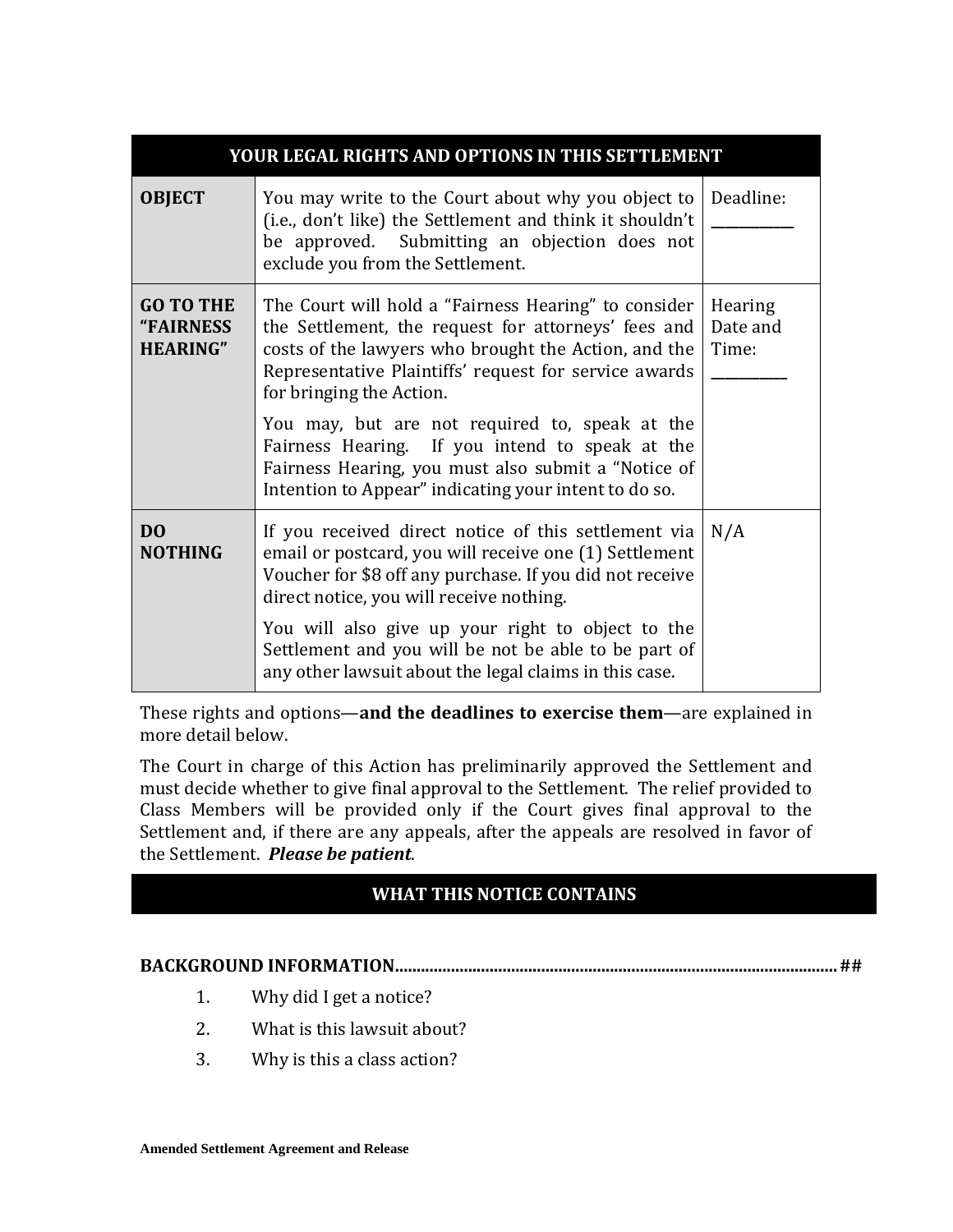| YOUR LEGAL RIGHTS AND OPTIONS IN THIS SETTLEMENT | | |
|---|---|---|
| **OBJECT** | You may write to the Court about why you object to (i.e., don't like) the Settlement and think it shouldn't be approved. Submitting an objection does not exclude you from the Settlement. | Deadline: ___________ |
| **GO TO THE "FAIRNESS HEARING"** | The Court will hold a "Fairness Hearing" to consider the Settlement, the request for attorneys' fees and costs of the lawyers who brought the Action, and the Representative Plaintiffs' request for service awards for bringing the Action.<br><br>You may, but are not required to, speak at the Fairness Hearing. If you intend to speak at the Fairness Hearing, you must also submit a "Notice of Intention to Appear" indicating your intent to do so. | Hearing Date and Time: __________ |
| **DO NOTHING** | If you received direct notice of this settlement via email or postcard, you will receive one (1) Settlement Voucher for $8 off any purchase. If you did not receive direct notice, you will receive nothing.<br><br>You will also give up your right to object to the Settlement and you will be not be able to be part of any other lawsuit about the legal claims in this case. | N/A |

These rights and options—**and the deadlines to exercise them**—are explained in more detail below.

The Court in charge of this Action has preliminarily approved the Settlement and must decide whether to give final approval to the Settlement. The relief provided to Class Members will be provided only if the Court gives final approval to the Settlement and, if there are any appeals, after the appeals are resolved in favor of the Settlement. ***Please be patient***.

## WHAT THIS NOTICE CONTAINS

**BACKGROUND INFORMATION........................................................................................................##**

1. Why did I get a notice?
2. What is this lawsuit about?
3. Why is this a class action?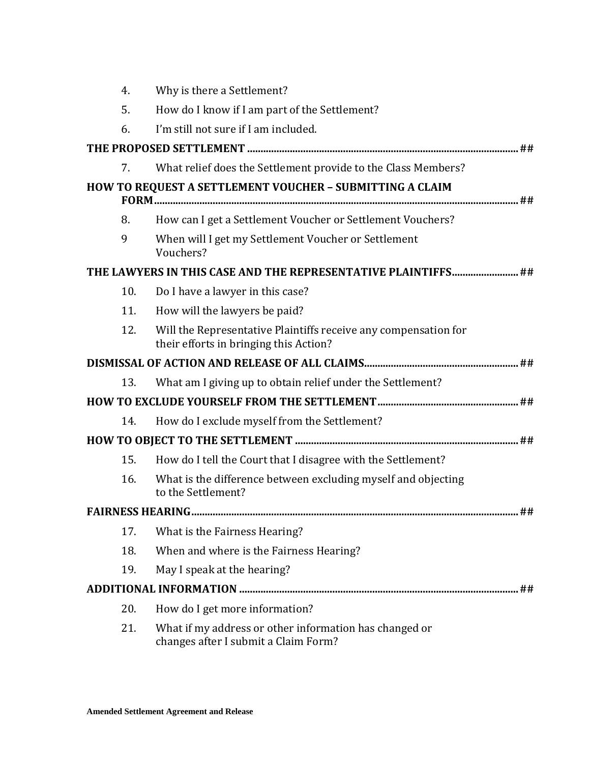4. Why is there a Settlement?

5. How do I know if I am part of the Settlement?

6. I'm still not sure if I am included.

**THE PROPOSED SETTLEMENT** ........................................................................................................ ##

7. What relief does the Settlement provide to the Class Members?

**HOW TO REQUEST A SETTLEMENT VOUCHER – SUBMITTING A CLAIM FORM**........................................................................................................................ ##

8. How can I get a Settlement Voucher or Settlement Vouchers?

9 When will I get my Settlement Voucher or Settlement Vouchers?

**THE LAWYERS IN THIS CASE AND THE REPRESENTATIVE PLAINTIFFS**......................... ##

10. Do I have a lawyer in this case?

11. How will the lawyers be paid?

12. Will the Representative Plaintiffs receive any compensation for their efforts in bringing this Action?

**DISMISSAL OF ACTION AND RELEASE OF ALL CLAIMS**.......................................................... ##

13. What am I giving up to obtain relief under the Settlement?

**HOW TO EXCLUDE YOURSELF FROM THE SETTLEMENT**...................................................... ##

14. How do I exclude myself from the Settlement?

**HOW TO OBJECT TO THE SETTLEMENT** ..................................................................................... ##

15. How do I tell the Court that I disagree with the Settlement?

16. What is the difference between excluding myself and objecting to the Settlement?

**FAIRNESS HEARING**........................................................................................................................... ##

17. What is the Fairness Hearing?

18. When and where is the Fairness Hearing?

19. May I speak at the hearing?

**ADDITIONAL INFORMATION** .......................................................................................................... ##

20. How do I get more information?

21. What if my address or other information has changed or changes after I submit a Claim Form?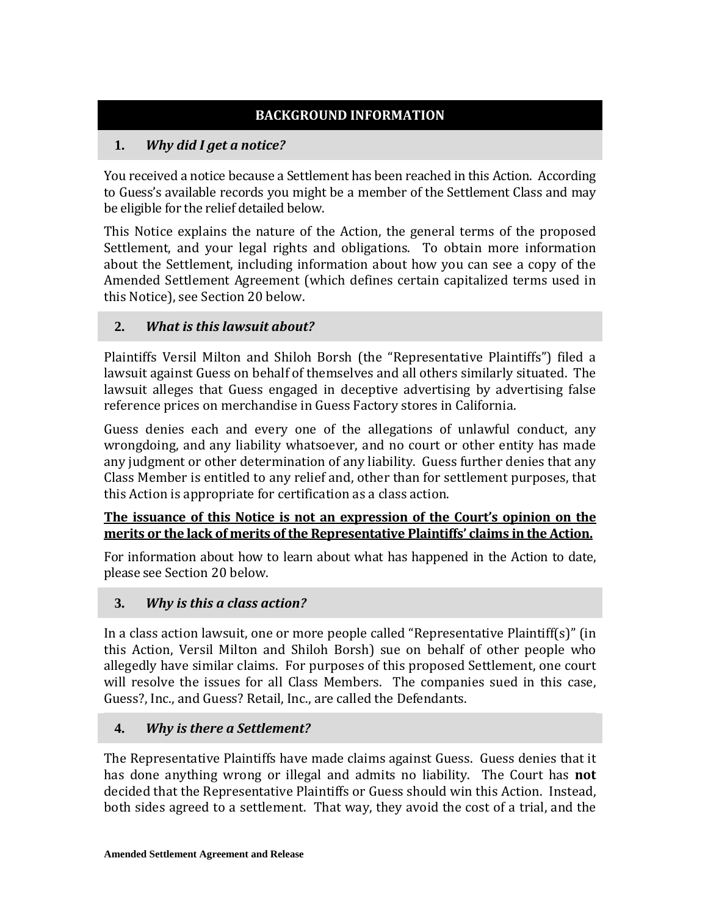## BACKGROUND INFORMATION

### 1. *Why did I get a notice?*

You received a notice because a Settlement has been reached in this Action. According to Guess's available records you might be a member of the Settlement Class and may be eligible for the relief detailed below.

This Notice explains the nature of the Action, the general terms of the proposed Settlement, and your legal rights and obligations. To obtain more information about the Settlement, including information about how you can see a copy of the Amended Settlement Agreement (which defines certain capitalized terms used in this Notice), see Section 20 below.

### 2. *What is this lawsuit about?*

Plaintiffs Versil Milton and Shiloh Borsh (the "Representative Plaintiffs") filed a lawsuit against Guess on behalf of themselves and all others similarly situated. The lawsuit alleges that Guess engaged in deceptive advertising by advertising false reference prices on merchandise in Guess Factory stores in California.

Guess denies each and every one of the allegations of unlawful conduct, any wrongdoing, and any liability whatsoever, and no court or other entity has made any judgment or other determination of any liability. Guess further denies that any Class Member is entitled to any relief and, other than for settlement purposes, that this Action is appropriate for certification as a class action.

**The issuance of this Notice is not an expression of the Court's opinion on the merits or the lack of merits of the Representative Plaintiffs' claims in the Action.**

For information about how to learn about what has happened in the Action to date, please see Section 20 below.

### 3. *Why is this a class action?*

In a class action lawsuit, one or more people called "Representative Plaintiff(s)" (in this Action, Versil Milton and Shiloh Borsh) sue on behalf of other people who allegedly have similar claims. For purposes of this proposed Settlement, one court will resolve the issues for all Class Members. The companies sued in this case, Guess?, Inc., and Guess? Retail, Inc., are called the Defendants.

### 4. *Why is there a Settlement?*

The Representative Plaintiffs have made claims against Guess. Guess denies that it has done anything wrong or illegal and admits no liability. The Court has **not** decided that the Representative Plaintiffs or Guess should win this Action. Instead, both sides agreed to a settlement. That way, they avoid the cost of a trial, and the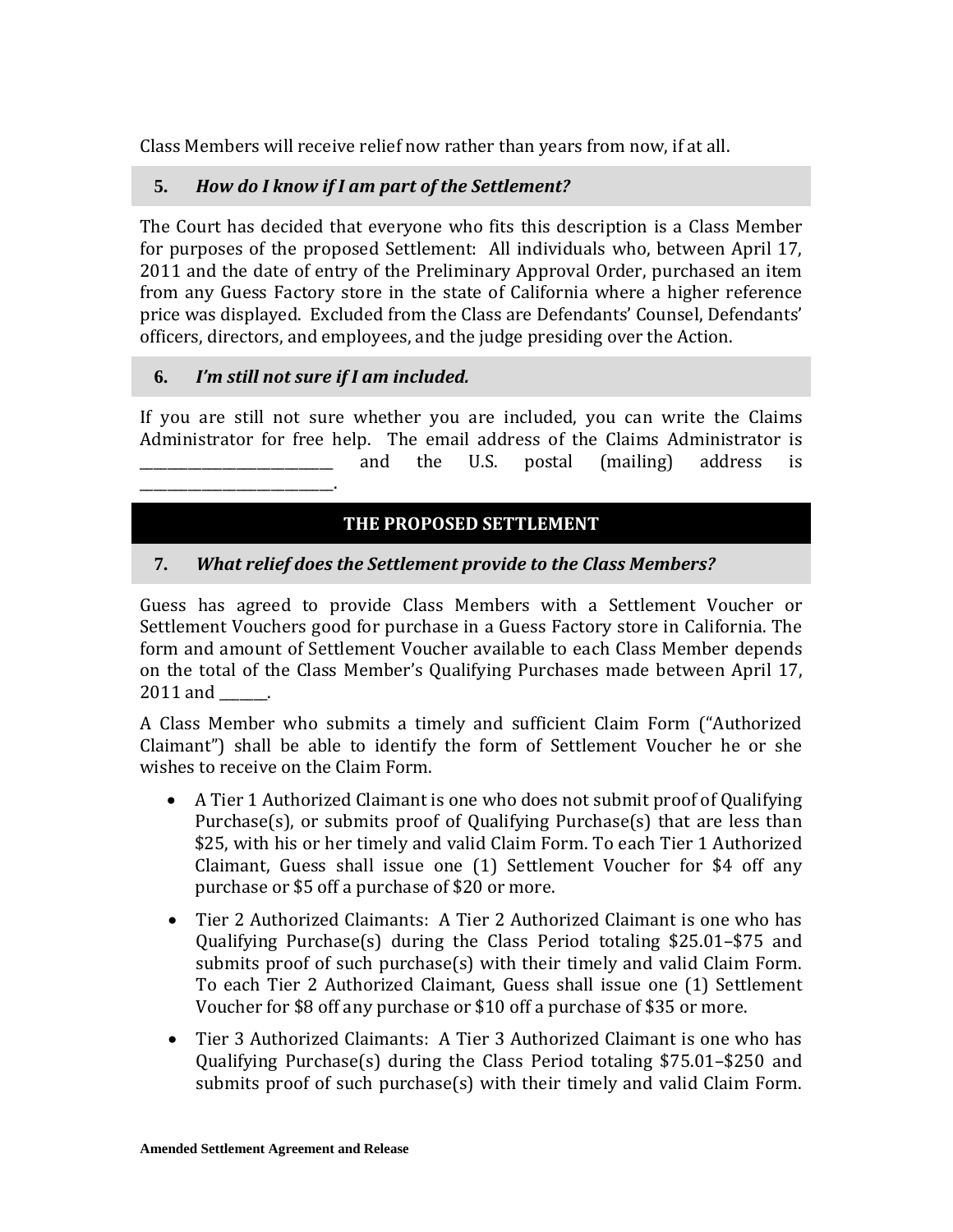Class Members will receive relief now rather than years from now, if at all.

### 5. *How do I know if I am part of the Settlement?*

The Court has decided that everyone who fits this description is a Class Member for purposes of the proposed Settlement: All individuals who, between April 17, 2011 and the date of entry of the Preliminary Approval Order, purchased an item from any Guess Factory store in the state of California where a higher reference price was displayed. Excluded from the Class are Defendants' Counsel, Defendants' officers, directors, and employees, and the judge presiding over the Action.

### 6. *I'm still not sure if I am included.*

If you are still not sure whether you are included, you can write the Claims Administrator for free help. The email address of the Claims Administrator is ___________________________ and the U.S. postal (mailing) address is ___________________________.

## THE PROPOSED SETTLEMENT

### 7. *What relief does the Settlement provide to the Class Members?*

Guess has agreed to provide Class Members with a Settlement Voucher or Settlement Vouchers good for purchase in a Guess Factory store in California. The form and amount of Settlement Voucher available to each Class Member depends on the total of the Class Member's Qualifying Purchases made between April 17, 2011 and _______.

A Class Member who submits a timely and sufficient Claim Form ("Authorized Claimant") shall be able to identify the form of Settlement Voucher he or she wishes to receive on the Claim Form.

- A Tier 1 Authorized Claimant is one who does not submit proof of Qualifying Purchase(s), or submits proof of Qualifying Purchase(s) that are less than $25, with his or her timely and valid Claim Form. To each Tier 1 Authorized Claimant, Guess shall issue one (1) Settlement Voucher for $4 off any purchase or $5 off a purchase of $20 or more.
- Tier 2 Authorized Claimants: A Tier 2 Authorized Claimant is one who has Qualifying Purchase(s) during the Class Period totaling $25.01–$75 and submits proof of such purchase(s) with their timely and valid Claim Form. To each Tier 2 Authorized Claimant, Guess shall issue one (1) Settlement Voucher for $8 off any purchase or $10 off a purchase of $35 or more.
- Tier 3 Authorized Claimants: A Tier 3 Authorized Claimant is one who has Qualifying Purchase(s) during the Class Period totaling $75.01–$250 and submits proof of such purchase(s) with their timely and valid Claim Form.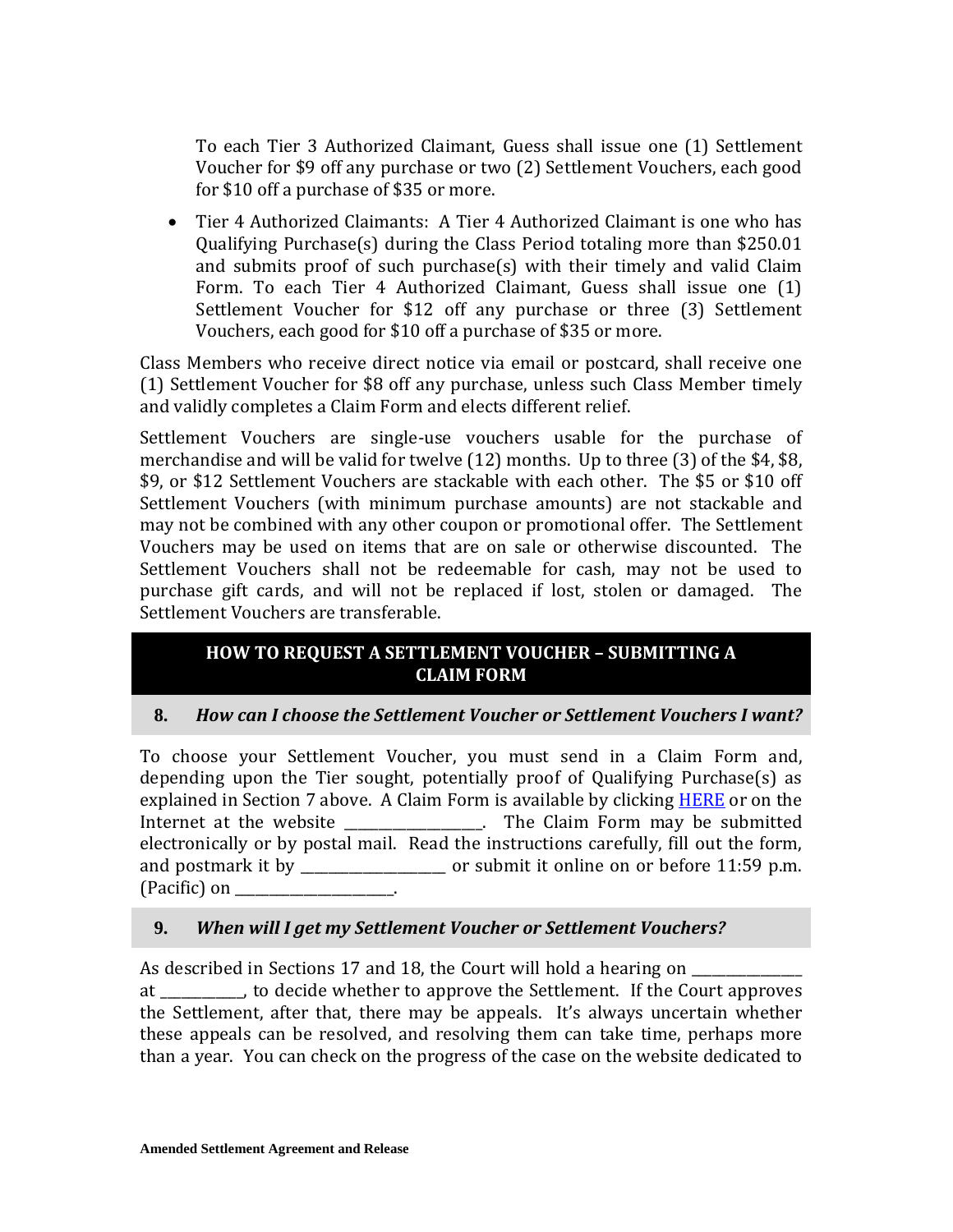To each Tier 3 Authorized Claimant, Guess shall issue one (1) Settlement Voucher for $9 off any purchase or two (2) Settlement Vouchers, each good for $10 off a purchase of $35 or more.

- Tier 4 Authorized Claimants: A Tier 4 Authorized Claimant is one who has Qualifying Purchase(s) during the Class Period totaling more than $250.01 and submits proof of such purchase(s) with their timely and valid Claim Form. To each Tier 4 Authorized Claimant, Guess shall issue one (1) Settlement Voucher for $12 off any purchase or three (3) Settlement Vouchers, each good for $10 off a purchase of $35 or more.

Class Members who receive direct notice via email or postcard, shall receive one (1) Settlement Voucher for $8 off any purchase, unless such Class Member timely and validly completes a Claim Form and elects different relief.

Settlement Vouchers are single-use vouchers usable for the purchase of merchandise and will be valid for twelve (12) months. Up to three (3) of the $4, $8, $9, or $12 Settlement Vouchers are stackable with each other. The $5 or $10 off Settlement Vouchers (with minimum purchase amounts) are not stackable and may not be combined with any other coupon or promotional offer. The Settlement Vouchers may be used on items that are on sale or otherwise discounted. The Settlement Vouchers shall not be redeemable for cash, may not be used to purchase gift cards, and will not be replaced if lost, stolen or damaged. The Settlement Vouchers are transferable.

## HOW TO REQUEST A SETTLEMENT VOUCHER – SUBMITTING A CLAIM FORM

### 8. *How can I choose the Settlement Voucher or Settlement Vouchers I want?*

To choose your Settlement Voucher, you must send in a Claim Form and, depending upon the Tier sought, potentially proof of Qualifying Purchase(s) as explained in Section 7 above. A Claim Form is available by clicking HERE or on the Internet at the website ___________________. The Claim Form may be submitted electronically or by postal mail. Read the instructions carefully, fill out the form, and postmark it by ____________________ or submit it online on or before 11:59 p.m. (Pacific) on _______________________.

### 9. *When will I get my Settlement Voucher or Settlement Vouchers?*

As described in Sections 17 and 18, the Court will hold a hearing on _______________ at ___________, to decide whether to approve the Settlement. If the Court approves the Settlement, after that, there may be appeals. It's always uncertain whether these appeals can be resolved, and resolving them can take time, perhaps more than a year. You can check on the progress of the case on the website dedicated to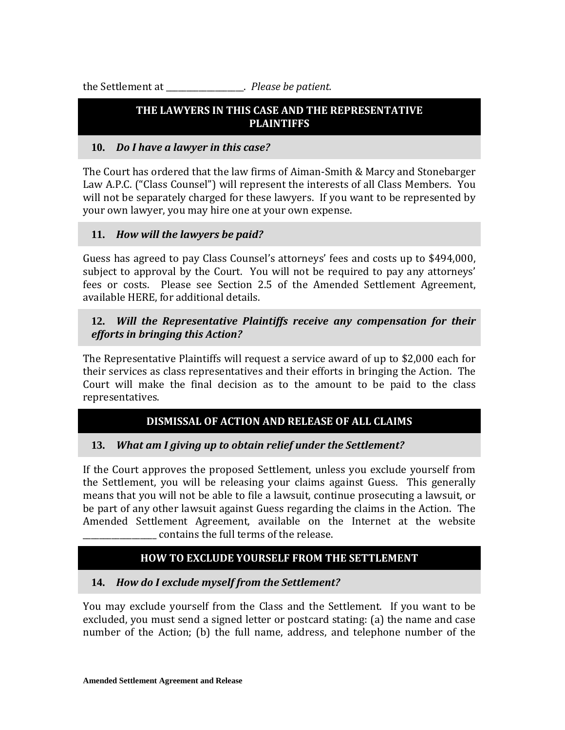the Settlement at ___________________. *Please be patient.*

## THE LAWYERS IN THIS CASE AND THE REPRESENTATIVE PLAINTIFFS

### 10. *Do I have a lawyer in this case?*

The Court has ordered that the law firms of Aiman-Smith & Marcy and Stonebarger Law A.P.C. ("Class Counsel") will represent the interests of all Class Members. You will not be separately charged for these lawyers. If you want to be represented by your own lawyer, you may hire one at your own expense.

### 11. *How will the lawyers be paid?*

Guess has agreed to pay Class Counsel's attorneys' fees and costs up to $494,000, subject to approval by the Court. You will not be required to pay any attorneys' fees or costs. Please see Section 2.5 of the Amended Settlement Agreement, available HERE, for additional details.

### 12. *Will the Representative Plaintiffs receive any compensation for their efforts in bringing this Action?*

The Representative Plaintiffs will request a service award of up to $2,000 each for their services as class representatives and their efforts in bringing the Action. The Court will make the final decision as to the amount to be paid to the class representatives.

## DISMISSAL OF ACTION AND RELEASE OF ALL CLAIMS

### 13. *What am I giving up to obtain relief under the Settlement?*

If the Court approves the proposed Settlement, unless you exclude yourself from the Settlement, you will be releasing your claims against Guess. This generally means that you will not be able to file a lawsuit, continue prosecuting a lawsuit, or be part of any other lawsuit against Guess regarding the claims in the Action. The Amended Settlement Agreement, available on the Internet at the website __________________ contains the full terms of the release.

## HOW TO EXCLUDE YOURSELF FROM THE SETTLEMENT

### 14. *How do I exclude myself from the Settlement?*

You may exclude yourself from the Class and the Settlement. If you want to be excluded, you must send a signed letter or postcard stating: (a) the name and case number of the Action; (b) the full name, address, and telephone number of the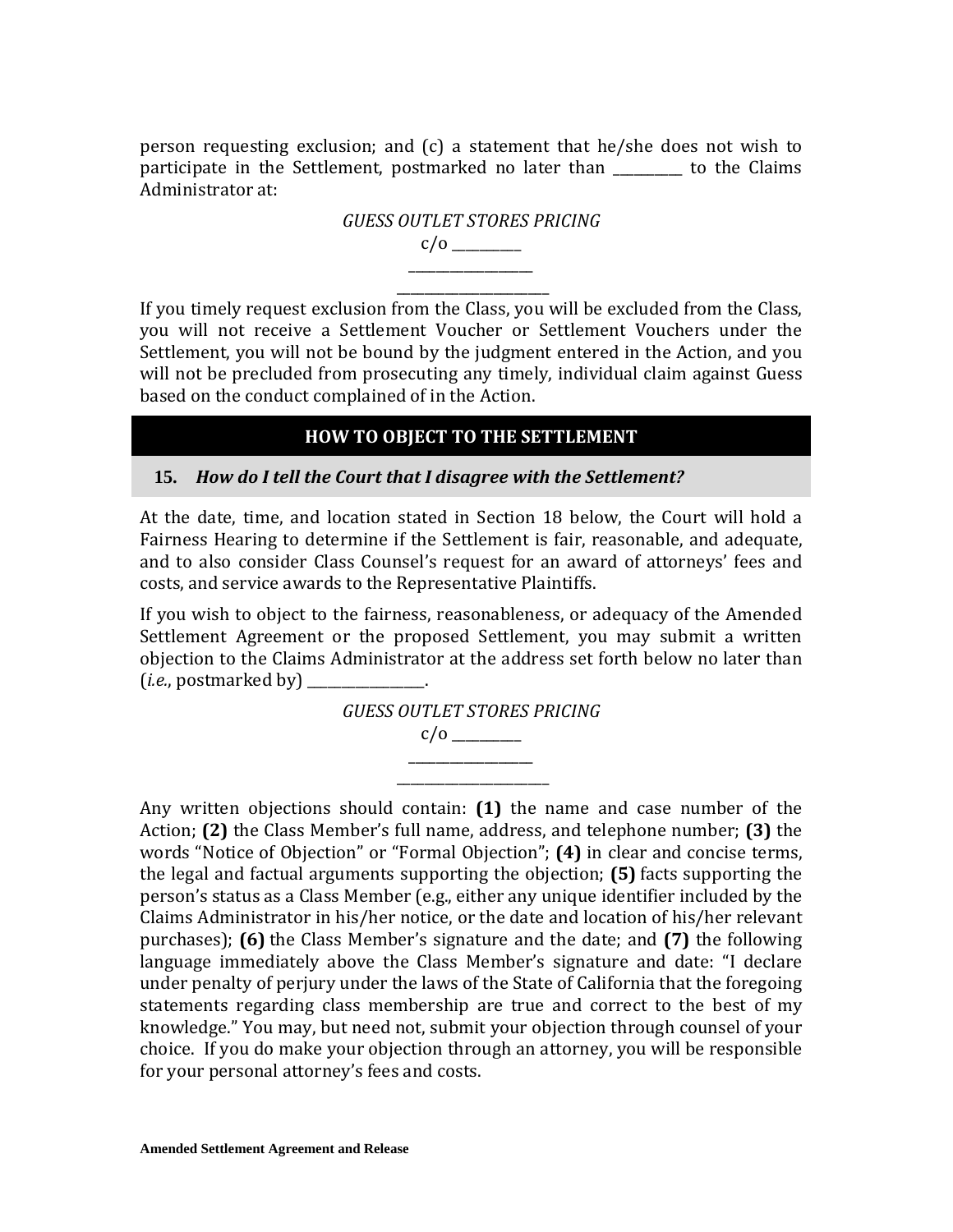person requesting exclusion; and (c) a statement that he/she does not wish to participate in the Settlement, postmarked no later than __________ to the Claims Administrator at:

*GUESS OUTLET STORES PRICING*
c/o __________
__________________
_____________________

If you timely request exclusion from the Class, you will be excluded from the Class, you will not receive a Settlement Voucher or Settlement Vouchers under the Settlement, you will not be bound by the judgment entered in the Action, and you will not be precluded from prosecuting any timely, individual claim against Guess based on the conduct complained of in the Action.

## HOW TO OBJECT TO THE SETTLEMENT

### 15. *How do I tell the Court that I disagree with the Settlement?*

At the date, time, and location stated in Section 18 below, the Court will hold a Fairness Hearing to determine if the Settlement is fair, reasonable, and adequate, and to also consider Class Counsel's request for an award of attorneys' fees and costs, and service awards to the Representative Plaintiffs.

If you wish to object to the fairness, reasonableness, or adequacy of the Amended Settlement Agreement or the proposed Settlement, you may submit a written objection to the Claims Administrator at the address set forth below no later than (*i.e.*, postmarked by) ________________.

*GUESS OUTLET STORES PRICING*
c/o __________
__________________
_____________________

Any written objections should contain: **(1)** the name and case number of the Action; **(2)** the Class Member's full name, address, and telephone number; **(3)** the words "Notice of Objection" or "Formal Objection"; **(4)** in clear and concise terms, the legal and factual arguments supporting the objection; **(5)** facts supporting the person's status as a Class Member (e.g., either any unique identifier included by the Claims Administrator in his/her notice, or the date and location of his/her relevant purchases); **(6)** the Class Member's signature and the date; and **(7)** the following language immediately above the Class Member's signature and date: "I declare under penalty of perjury under the laws of the State of California that the foregoing statements regarding class membership are true and correct to the best of my knowledge." You may, but need not, submit your objection through counsel of your choice. If you do make your objection through an attorney, you will be responsible for your personal attorney's fees and costs.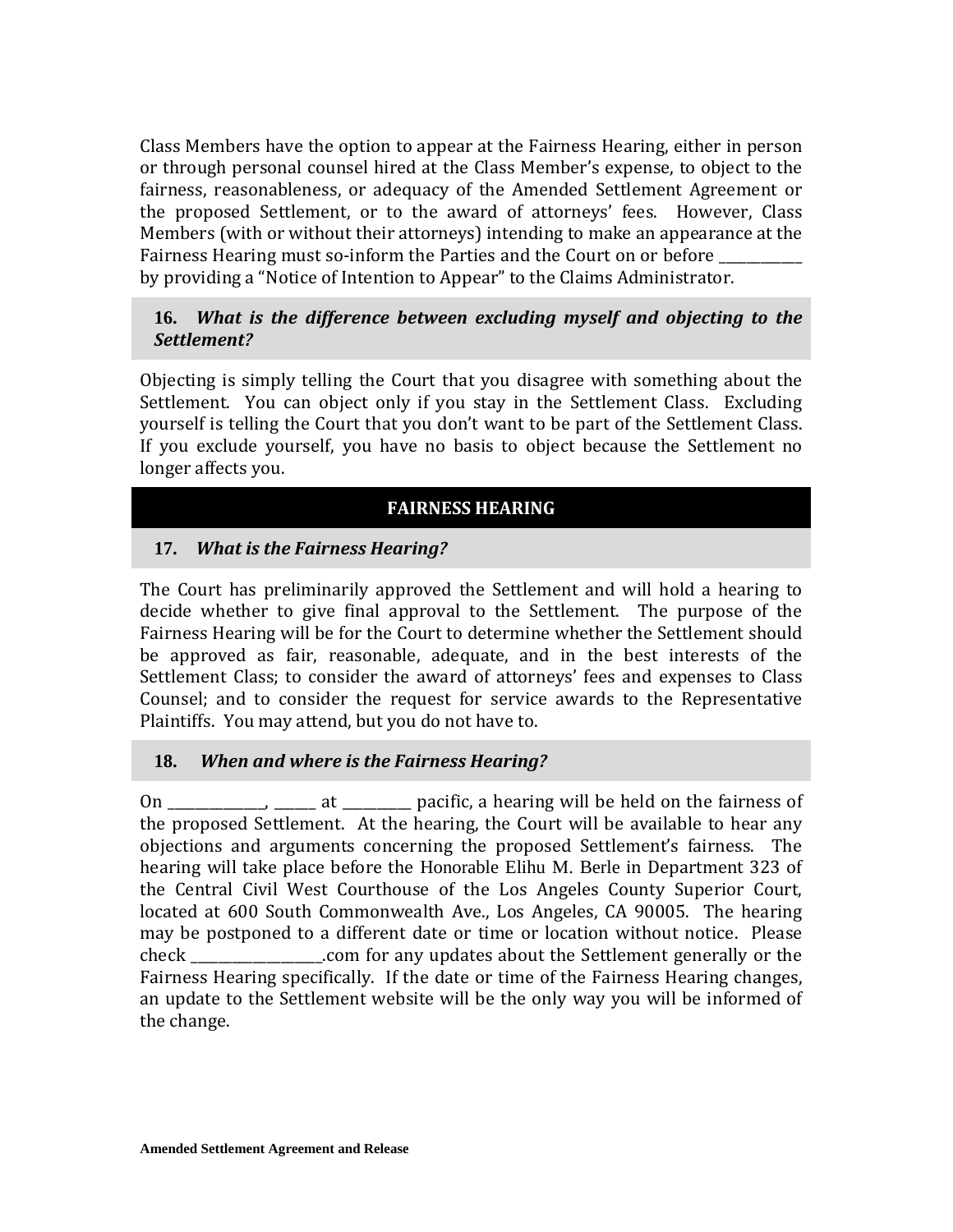Class Members have the option to appear at the Fairness Hearing, either in person or through personal counsel hired at the Class Member's expense, to object to the fairness, reasonableness, or adequacy of the Amended Settlement Agreement or the proposed Settlement, or to the award of attorneys' fees. However, Class Members (with or without their attorneys) intending to make an appearance at the Fairness Hearing must so-inform the Parties and the Court on or before ____________ by providing a "Notice of Intention to Appear" to the Claims Administrator.

### 16. *What is the difference between excluding myself and objecting to the Settlement?*

Objecting is simply telling the Court that you disagree with something about the Settlement. You can object only if you stay in the Settlement Class. Excluding yourself is telling the Court that you don't want to be part of the Settlement Class. If you exclude yourself, you have no basis to object because the Settlement no longer affects you.

## FAIRNESS HEARING

### 17. *What is the Fairness Hearing?*

The Court has preliminarily approved the Settlement and will hold a hearing to decide whether to give final approval to the Settlement. The purpose of the Fairness Hearing will be for the Court to determine whether the Settlement should be approved as fair, reasonable, adequate, and in the best interests of the Settlement Class; to consider the award of attorneys' fees and expenses to Class Counsel; and to consider the request for service awards to the Representative Plaintiffs. You may attend, but you do not have to.

### 18. *When and where is the Fairness Hearing?*

On ______________, ______ at _________ pacific, a hearing will be held on the fairness of the proposed Settlement. At the hearing, the Court will be available to hear any objections and arguments concerning the proposed Settlement's fairness. The hearing will take place before the Honorable Elihu M. Berle in Department 323 of the Central Civil West Courthouse of the Los Angeles County Superior Court, located at 600 South Commonwealth Ave., Los Angeles, CA 90005. The hearing may be postponed to a different date or time or location without notice. Please check ___________________.com for any updates about the Settlement generally or the Fairness Hearing specifically. If the date or time of the Fairness Hearing changes, an update to the Settlement website will be the only way you will be informed of the change.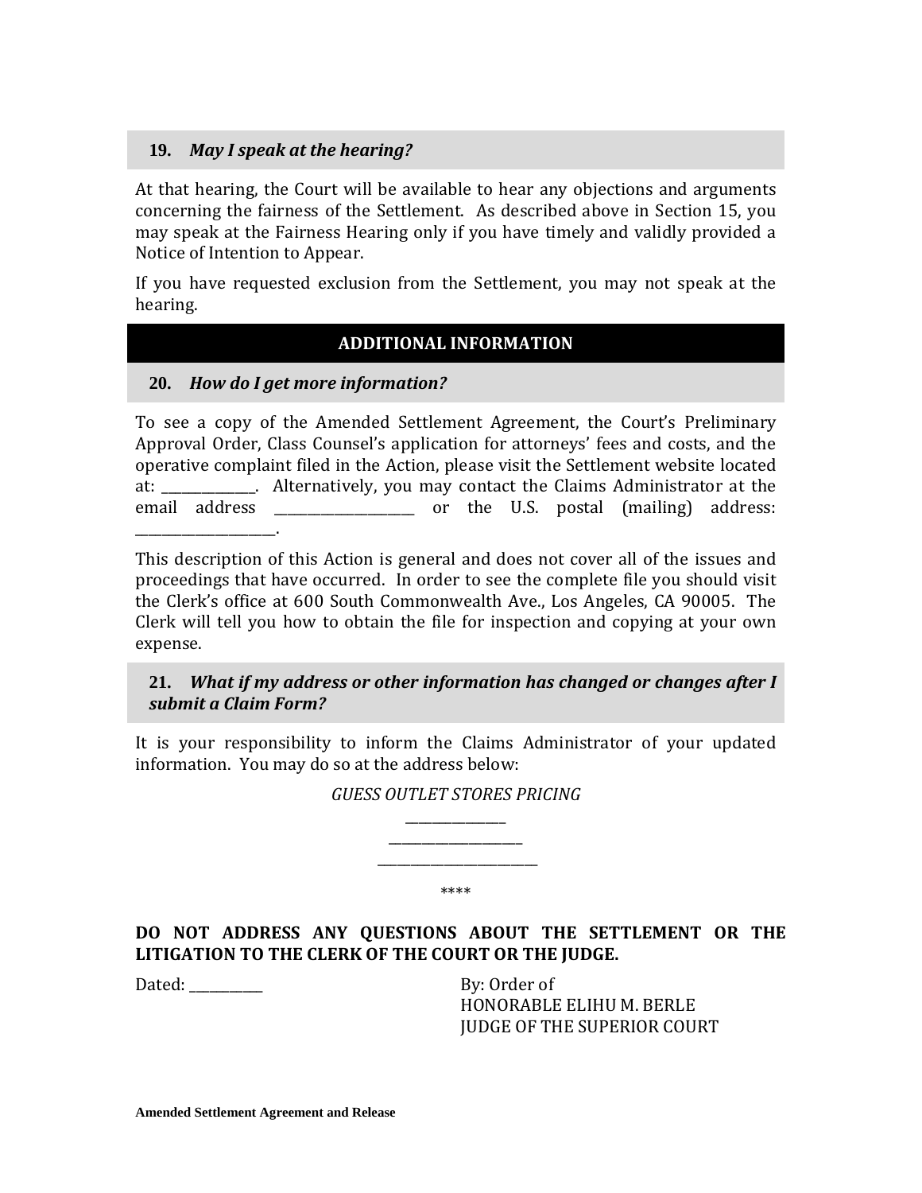### 19. *May I speak at the hearing?*

At that hearing, the Court will be available to hear any objections and arguments concerning the fairness of the Settlement. As described above in Section 15, you may speak at the Fairness Hearing only if you have timely and validly provided a Notice of Intention to Appear.

If you have requested exclusion from the Settlement, you may not speak at the hearing.

## ADDITIONAL INFORMATION

### 20. *How do I get more information?*

To see a copy of the Amended Settlement Agreement, the Court's Preliminary Approval Order, Class Counsel's application for attorneys' fees and costs, and the operative complaint filed in the Action, please visit the Settlement website located at: _____________. Alternatively, you may contact the Claims Administrator at the email address ____________________ or the U.S. postal (mailing) address: ____________________.

This description of this Action is general and does not cover all of the issues and proceedings that have occurred. In order to see the complete file you should visit the Clerk's office at 600 South Commonwealth Ave., Los Angeles, CA 90005. The Clerk will tell you how to obtain the file for inspection and copying at your own expense.

### 21. *What if my address or other information has changed or changes after I submit a Claim Form?*

It is your responsibility to inform the Claims Administrator of your updated information. You may do so at the address below:

*GUESS OUTLET STORES PRICING*

_______________

____________________

________________________

****

**DO NOT ADDRESS ANY QUESTIONS ABOUT THE SETTLEMENT OR THE LITIGATION TO THE CLERK OF THE COURT OR THE JUDGE.**

Dated: __________

By: Order of
HONORABLE ELIHU M. BERLE
JUDGE OF THE SUPERIOR COURT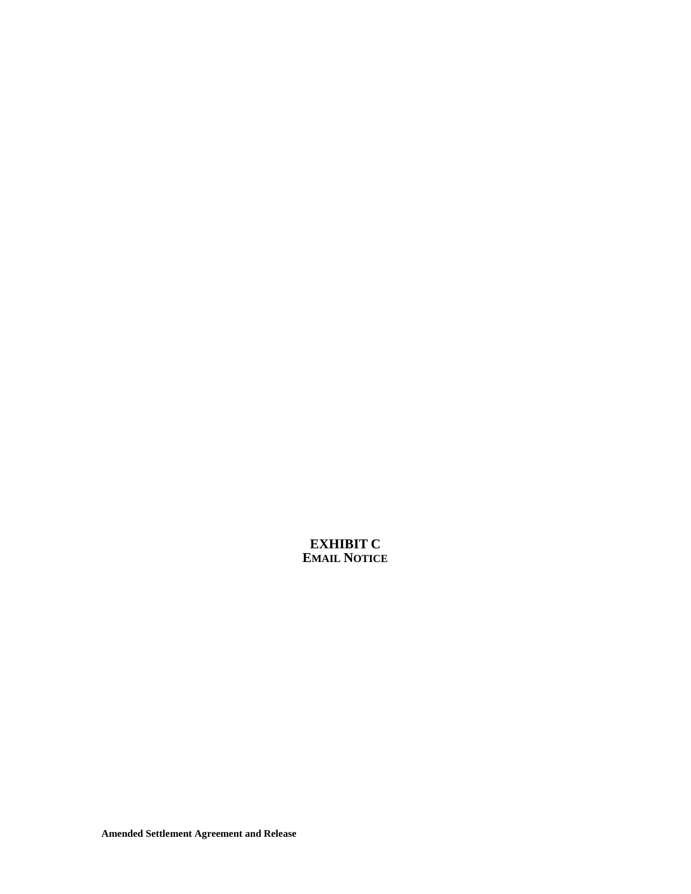# EXHIBIT C
## EMAIL NOTICE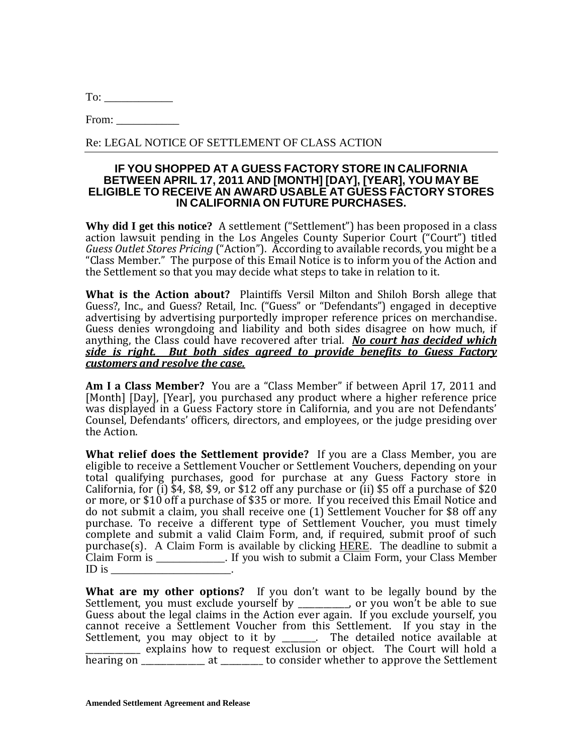To: ____________

From: ___________

Re: LEGAL NOTICE OF SETTLEMENT OF CLASS ACTION

---

**IF YOU SHOPPED AT A GUESS FACTORY STORE IN CALIFORNIA BETWEEN APRIL 17, 2011 AND [MONTH] [DAY], [YEAR], YOU MAY BE ELIGIBLE TO RECEIVE AN AWARD USABLE AT GUESS FACTORY STORES IN CALIFORNIA ON FUTURE PURCHASES.**

**Why did I get this notice?** A settlement ("Settlement") has been proposed in a class action lawsuit pending in the Los Angeles County Superior Court ("Court") titled *Guess Outlet Stores Pricing* ("Action"). According to available records, you might be a "Class Member." The purpose of this Email Notice is to inform you of the Action and the Settlement so that you may decide what steps to take in relation to it.

**What is the Action about?** Plaintiffs Versil Milton and Shiloh Borsh allege that Guess?, Inc., and Guess? Retail, Inc. ("Guess" or "Defendants") engaged in deceptive advertising by advertising purportedly improper reference prices on merchandise. Guess denies wrongdoing and liability and both sides disagree on how much, if anything, the Class could have recovered after trial. ***No court has decided which side is right. But both sides agreed to provide benefits to Guess Factory customers and resolve the case.***

**Am I a Class Member?** You are a "Class Member" if between April 17, 2011 and [Month] [Day], [Year], you purchased any product where a higher reference price was displayed in a Guess Factory store in California, and you are not Defendants' Counsel, Defendants' officers, directors, and employees, or the judge presiding over the Action.

**What relief does the Settlement provide?** If you are a Class Member, you are eligible to receive a Settlement Voucher or Settlement Vouchers, depending on your total qualifying purchases, good for purchase at any Guess Factory store in California, for (i) $4, $8, $9, or $12 off any purchase or (ii) $5 off a purchase of $20 or more, or $10 off a purchase of $35 or more. If you received this Email Notice and do not submit a claim, you shall receive one (1) Settlement Voucher for $8 off any purchase. To receive a different type of Settlement Voucher, you must timely complete and submit a valid Claim Form, and, if required, submit proof of such purchase(s). A Claim Form is available by clicking HERE. The deadline to submit a Claim Form is ______________. If you wish to submit a Claim Form, your Class Member ID is ________________________.

**What are my other options?** If you don't want to be legally bound by the Settlement, you must exclude yourself by ___________, or you won't be able to sue Guess about the legal claims in the Action ever again. If you exclude yourself, you cannot receive a Settlement Voucher from this Settlement. If you stay in the Settlement, you may object to it by _______. The detailed notice available at ____________ explains how to request exclusion or object. The Court will hold a hearing on ______________ at _________ to consider whether to approve the Settlement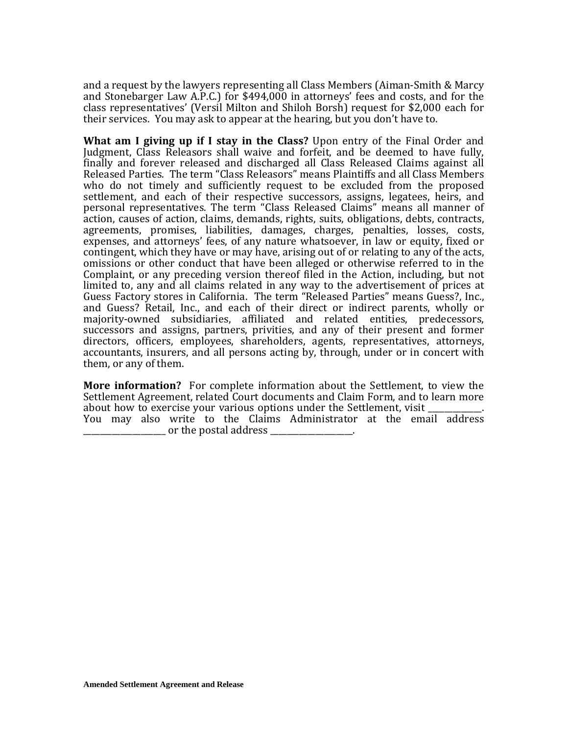and a request by the lawyers representing all Class Members (Aiman-Smith & Marcy and Stonebarger Law A.P.C.) for $494,000 in attorneys' fees and costs, and for the class representatives' (Versil Milton and Shiloh Borsh) request for $2,000 each for their services. You may ask to appear at the hearing, but you don't have to.

**What am I giving up if I stay in the Class?** Upon entry of the Final Order and Judgment, Class Releasors shall waive and forfeit, and be deemed to have fully, finally and forever released and discharged all Class Released Claims against all Released Parties. The term "Class Releasors" means Plaintiffs and all Class Members who do not timely and sufficiently request to be excluded from the proposed settlement, and each of their respective successors, assigns, legatees, heirs, and personal representatives. The term "Class Released Claims" means all manner of action, causes of action, claims, demands, rights, suits, obligations, debts, contracts, agreements, promises, liabilities, damages, charges, penalties, losses, costs, expenses, and attorneys' fees, of any nature whatsoever, in law or equity, fixed or contingent, which they have or may have, arising out of or relating to any of the acts, omissions or other conduct that have been alleged or otherwise referred to in the Complaint, or any preceding version thereof filed in the Action, including, but not limited to, any and all claims related in any way to the advertisement of prices at Guess Factory stores in California. The term "Released Parties" means Guess?, Inc., and Guess? Retail, Inc., and each of their direct or indirect parents, wholly or majority-owned subsidiaries, affiliated and related entities, predecessors, successors and assigns, partners, privities, and any of their present and former directors, officers, employees, shareholders, agents, representatives, attorneys, accountants, insurers, and all persons acting by, through, under or in concert with them, or any of them.

**More information?** For complete information about the Settlement, to view the Settlement Agreement, related Court documents and Claim Form, and to learn more about how to exercise your various options under the Settlement, visit ____________. You may also write to the Claims Administrator at the email address ____________________ or the postal address ____________________.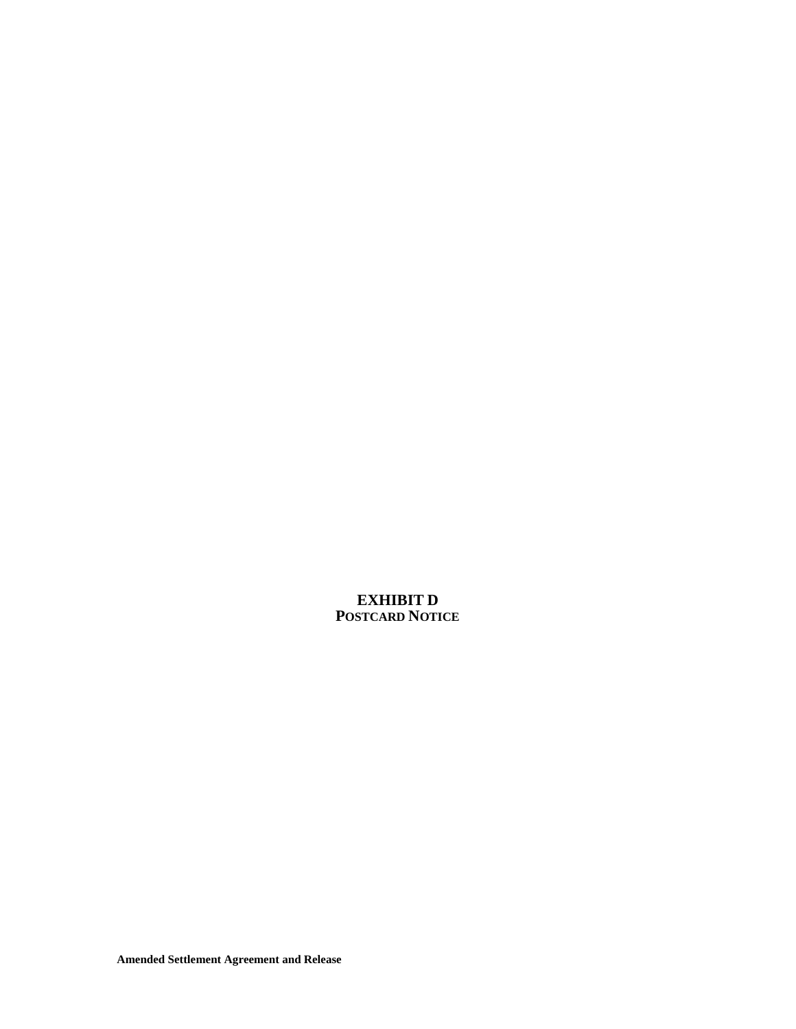# EXHIBIT D

## POSTCARD NOTICE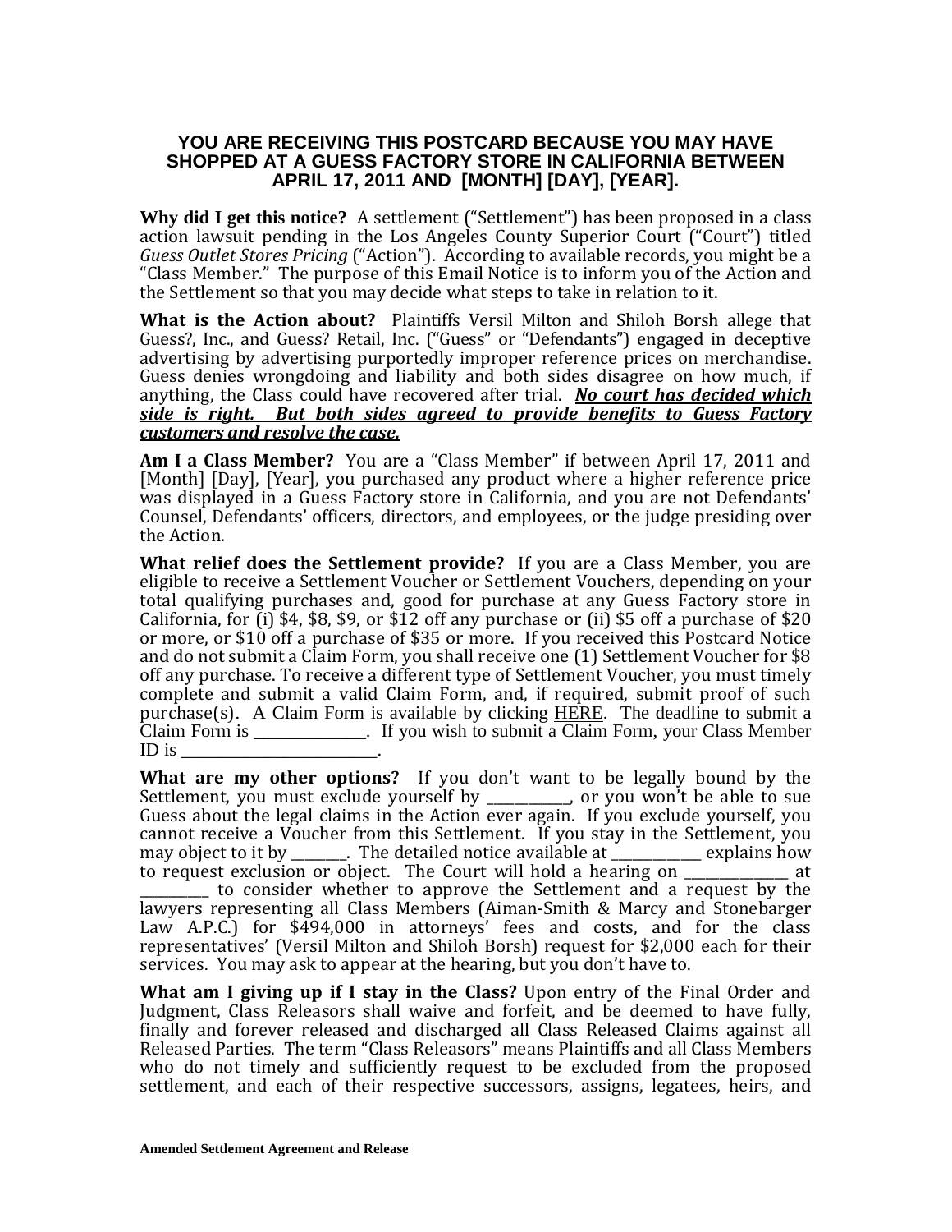**YOU ARE RECEIVING THIS POSTCARD BECAUSE YOU MAY HAVE SHOPPED AT A GUESS FACTORY STORE IN CALIFORNIA BETWEEN APRIL 17, 2011 AND [MONTH] [DAY], [YEAR].**

**Why did I get this notice?** A settlement ("Settlement") has been proposed in a class action lawsuit pending in the Los Angeles County Superior Court ("Court") titled *Guess Outlet Stores Pricing* ("Action"). According to available records, you might be a "Class Member." The purpose of this Email Notice is to inform you of the Action and the Settlement so that you may decide what steps to take in relation to it.

**What is the Action about?** Plaintiffs Versil Milton and Shiloh Borsh allege that Guess?, Inc., and Guess? Retail, Inc. ("Guess" or "Defendants") engaged in deceptive advertising by advertising purportedly improper reference prices on merchandise. Guess denies wrongdoing and liability and both sides disagree on how much, if anything, the Class could have recovered after trial. ***No court has decided which side is right. But both sides agreed to provide benefits to Guess Factory customers and resolve the case.***

**Am I a Class Member?** You are a "Class Member" if between April 17, 2011 and [Month] [Day], [Year], you purchased any product where a higher reference price was displayed in a Guess Factory store in California, and you are not Defendants' Counsel, Defendants' officers, directors, and employees, or the judge presiding over the Action.

**What relief does the Settlement provide?** If you are a Class Member, you are eligible to receive a Settlement Voucher or Settlement Vouchers, depending on your total qualifying purchases and, good for purchase at any Guess Factory store in California, for (i) $4, $8, $9, or $12 off any purchase or (ii) $5 off a purchase of $20 or more, or $10 off a purchase of $35 or more. If you received this Postcard Notice and do not submit a Claim Form, you shall receive one (1) Settlement Voucher for $8 off any purchase. To receive a different type of Settlement Voucher, you must timely complete and submit a valid Claim Form, and, if required, submit proof of such purchase(s). A Claim Form is available by clicking HERE. The deadline to submit a Claim Form is _____________. If you wish to submit a Claim Form, your Class Member ID is ________________________.

**What are my other options?** If you don't want to be legally bound by the Settlement, you must exclude yourself by __________, or you won't be able to sue Guess about the legal claims in the Action ever again. If you exclude yourself, you cannot receive a Voucher from this Settlement. If you stay in the Settlement, you may object to it by _______. The detailed notice available at ____________ explains how to request exclusion or object. The Court will hold a hearing on _____________ at _________ to consider whether to approve the Settlement and a request by the lawyers representing all Class Members (Aiman-Smith & Marcy and Stonebarger Law A.P.C.) for $494,000 in attorneys' fees and costs, and for the class representatives' (Versil Milton and Shiloh Borsh) request for $2,000 each for their services. You may ask to appear at the hearing, but you don't have to.

**What am I giving up if I stay in the Class?** Upon entry of the Final Order and Judgment, Class Releasors shall waive and forfeit, and be deemed to have fully, finally and forever released and discharged all Class Released Claims against all Released Parties. The term "Class Releasors" means Plaintiffs and all Class Members who do not timely and sufficiently request to be excluded from the proposed settlement, and each of their respective successors, assigns, legatees, heirs, and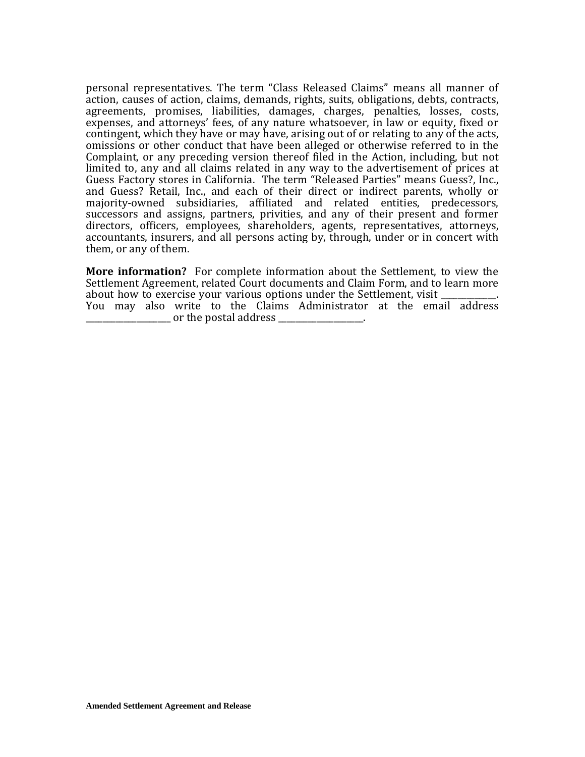personal representatives. The term "Class Released Claims" means all manner of action, causes of action, claims, demands, rights, suits, obligations, debts, contracts, agreements, promises, liabilities, damages, charges, penalties, losses, costs, expenses, and attorneys' fees, of any nature whatsoever, in law or equity, fixed or contingent, which they have or may have, arising out of or relating to any of the acts, omissions or other conduct that have been alleged or otherwise referred to in the Complaint, or any preceding version thereof filed in the Action, including, but not limited to, any and all claims related in any way to the advertisement of prices at Guess Factory stores in California. The term "Released Parties" means Guess?, Inc., and Guess? Retail, Inc., and each of their direct or indirect parents, wholly or majority-owned subsidiaries, affiliated and related entities, predecessors, successors and assigns, partners, privities, and any of their present and former directors, officers, employees, shareholders, agents, representatives, attorneys, accountants, insurers, and all persons acting by, through, under or in concert with them, or any of them.

**More information?** For complete information about the Settlement, to view the Settlement Agreement, related Court documents and Claim Form, and to learn more about how to exercise your various options under the Settlement, visit ____________. You may also write to the Claims Administrator at the email address ___________________ or the postal address ___________________.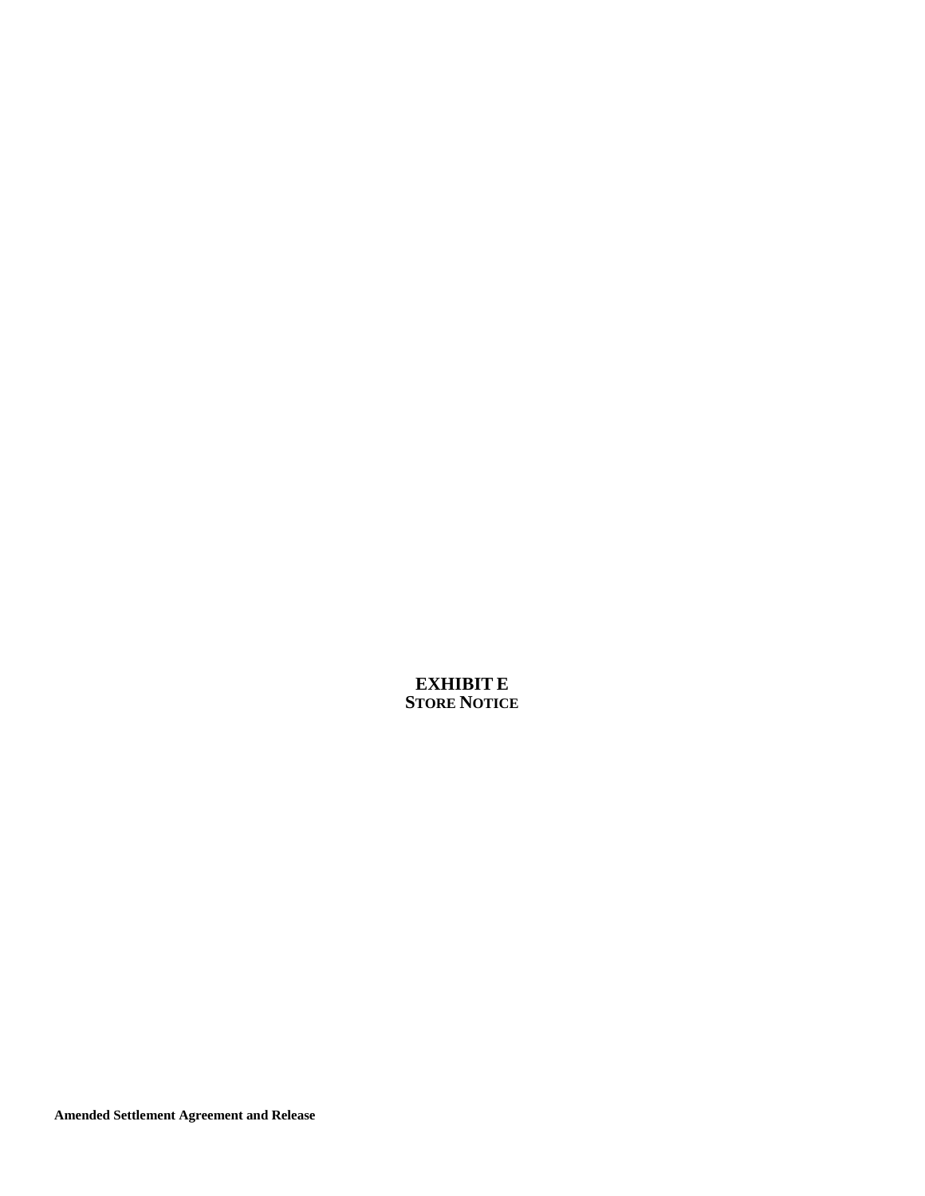# EXHIBIT E
## STORE NOTICE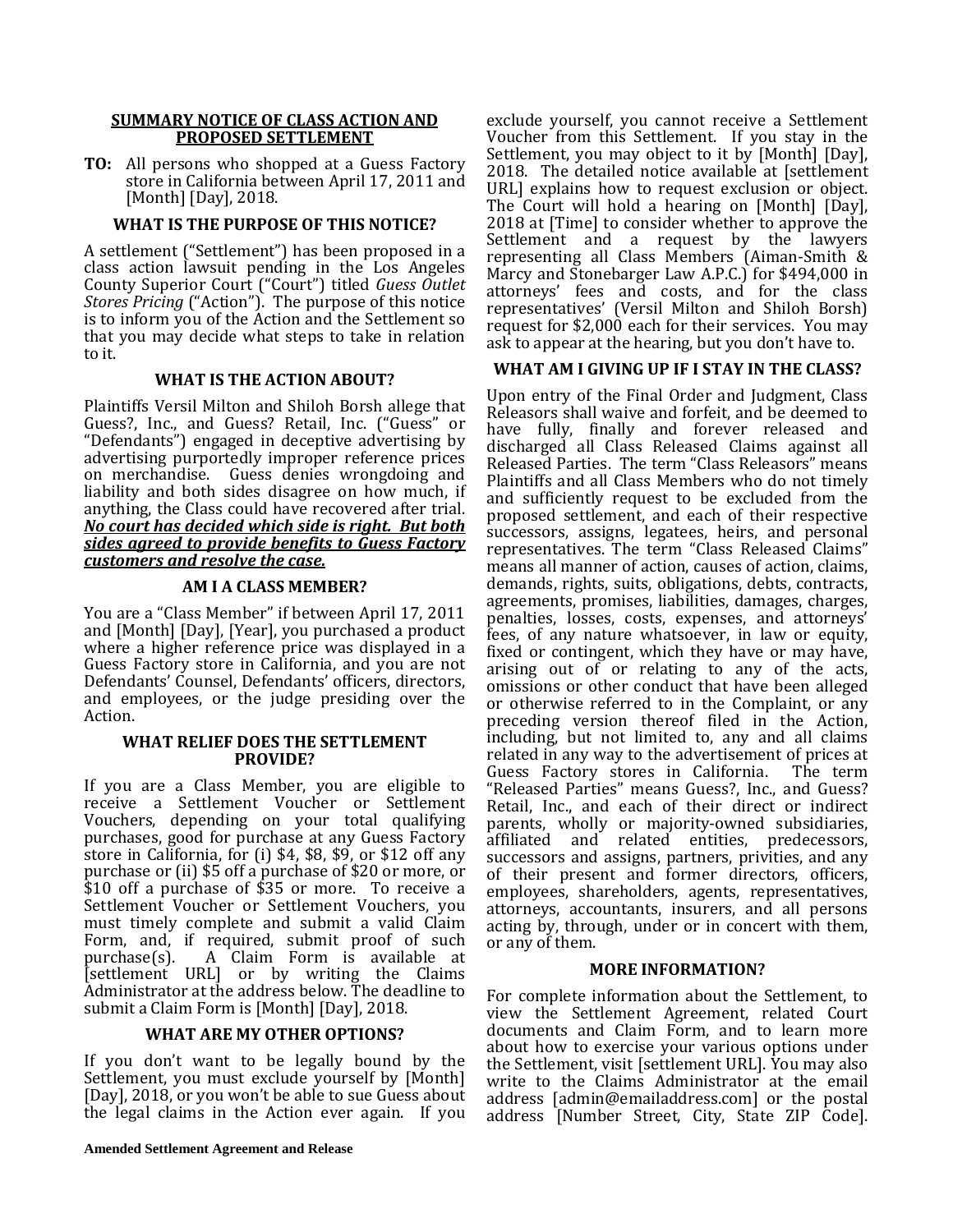## SUMMARY NOTICE OF CLASS ACTION AND PROPOSED SETTLEMENT

**TO:** All persons who shopped at a Guess Factory store in California between April 17, 2011 and [Month] [Day], 2018.

### WHAT IS THE PURPOSE OF THIS NOTICE?

A settlement ("Settlement") has been proposed in a class action lawsuit pending in the Los Angeles County Superior Court ("Court") titled *Guess Outlet Stores Pricing* ("Action"). The purpose of this notice is to inform you of the Action and the Settlement so that you may decide what steps to take in relation to it.

### WHAT IS THE ACTION ABOUT?

Plaintiffs Versil Milton and Shiloh Borsh allege that Guess?, Inc., and Guess? Retail, Inc. ("Guess" or "Defendants") engaged in deceptive advertising by advertising purportedly improper reference prices on merchandise. Guess denies wrongdoing and liability and both sides disagree on how much, if anything, the Class could have recovered after trial. ***No court has decided which side is right. But both sides agreed to provide benefits to Guess Factory customers and resolve the case.***

### AM I A CLASS MEMBER?

You are a "Class Member" if between April 17, 2011 and [Month] [Day], [Year], you purchased a product where a higher reference price was displayed in a Guess Factory store in California, and you are not Defendants' Counsel, Defendants' officers, directors, and employees, or the judge presiding over the Action.

### WHAT RELIEF DOES THE SETTLEMENT PROVIDE?

If you are a Class Member, you are eligible to receive a Settlement Voucher or Settlement Vouchers, depending on your total qualifying purchases, good for purchase at any Guess Factory store in California, for (i) $4, $8, $9, or $12 off any purchase or (ii) $5 off a purchase of $20 or more, or $10 off a purchase of $35 or more. To receive a Settlement Voucher or Settlement Vouchers, you must timely complete and submit a valid Claim Form, and, if required, submit proof of such purchase(s). A Claim Form is available at [settlement URL] or by writing the Claims Administrator at the address below. The deadline to submit a Claim Form is [Month] [Day], 2018.

### WHAT ARE MY OTHER OPTIONS?

If you don't want to be legally bound by the Settlement, you must exclude yourself by [Month] [Day], 2018, or you won't be able to sue Guess about the legal claims in the Action ever again. If you exclude yourself, you cannot receive a Settlement Voucher from this Settlement. If you stay in the Settlement, you may object to it by [Month] [Day], 2018. The detailed notice available at [settlement URL] explains how to request exclusion or object. The Court will hold a hearing on [Month] [Day], 2018 at [Time] to consider whether to approve the Settlement and a request by the lawyers representing all Class Members (Aiman-Smith & Marcy and Stonebarger Law A.P.C.) for $494,000 in attorneys' fees and costs, and for the class representatives' (Versil Milton and Shiloh Borsh) request for $2,000 each for their services. You may ask to appear at the hearing, but you don't have to.

### WHAT AM I GIVING UP IF I STAY IN THE CLASS?

Upon entry of the Final Order and Judgment, Class Releasors shall waive and forfeit, and be deemed to have fully, finally and forever released and discharged all Class Released Claims against all Released Parties. The term "Class Releasors" means Plaintiffs and all Class Members who do not timely and sufficiently request to be excluded from the proposed settlement, and each of their respective successors, assigns, legatees, heirs, and personal representatives. The term "Class Released Claims" means all manner of action, causes of action, claims, demands, rights, suits, obligations, debts, contracts, agreements, promises, liabilities, damages, charges, penalties, losses, costs, expenses, and attorneys' fees, of any nature whatsoever, in law or equity, fixed or contingent, which they have or may have, arising out of or relating to any of the acts, omissions or other conduct that have been alleged or otherwise referred to in the Complaint, or any preceding version thereof filed in the Action, including, but not limited to, any and all claims related in any way to the advertisement of prices at Guess Factory stores in California. The term "Released Parties" means Guess?, Inc., and Guess? Retail, Inc., and each of their direct or indirect parents, wholly or majority-owned subsidiaries, affiliated and related entities, predecessors, successors and assigns, partners, privities, and any of their present and former directors, officers, employees, shareholders, agents, representatives, attorneys, accountants, insurers, and all persons acting by, through, under or in concert with them, or any of them.

### MORE INFORMATION?

For complete information about the Settlement, to view the Settlement Agreement, related Court documents and Claim Form, and to learn more about how to exercise your various options under the Settlement, visit [settlement URL]. You may also write to the Claims Administrator at the email address [admin@emailaddress.com] or the postal address [Number Street, City, State ZIP Code].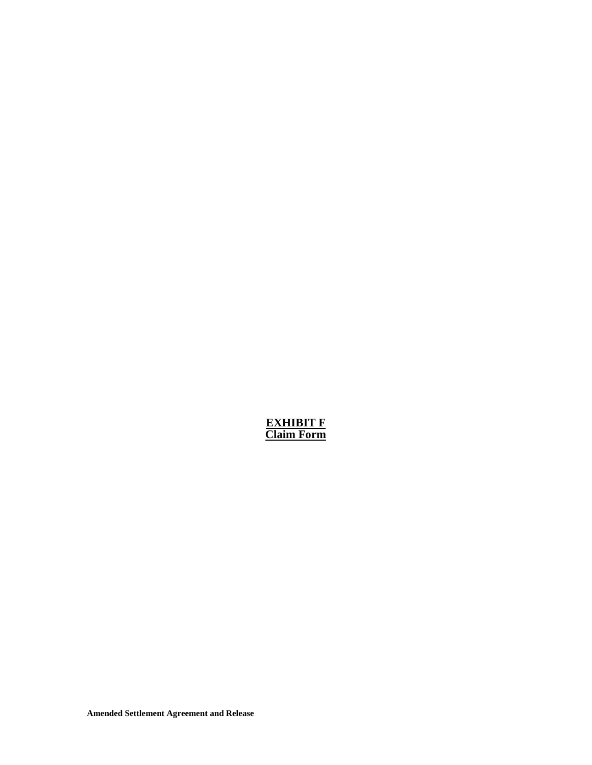**EXHIBIT F**
**Claim Form**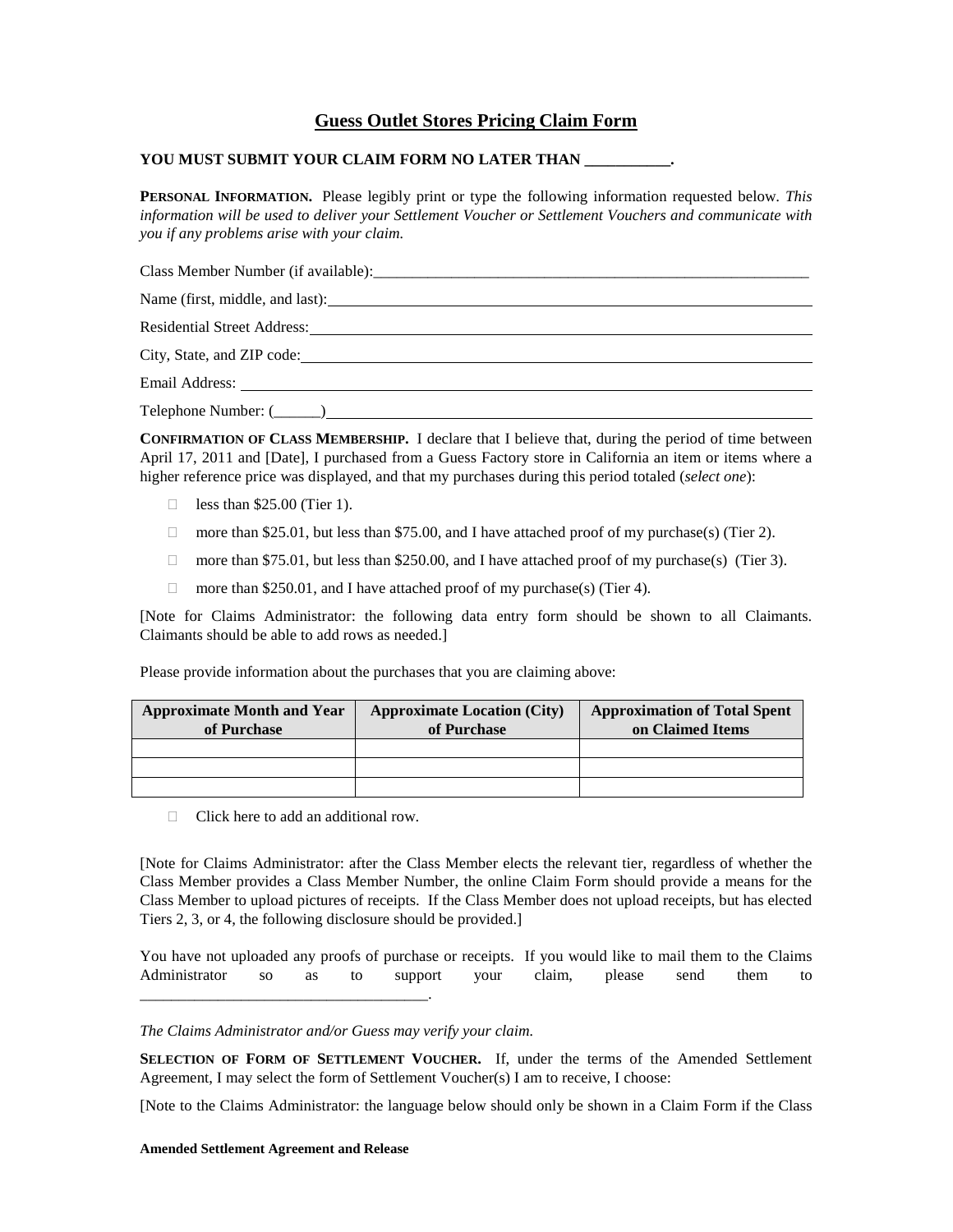## Guess Outlet Stores Pricing Claim Form

**YOU MUST SUBMIT YOUR CLAIM FORM NO LATER THAN ___________.**

**PERSONAL INFORMATION.** Please legibly print or type the following information requested below. *This information will be used to deliver your Settlement Voucher or Settlement Vouchers and communicate with you if any problems arise with your claim.*

Class Member Number (if available):___________________________________________________________

Name (first, middle, and last):___________________________________________________________

Residential Street Address:___________________________________________________________

City, State, and ZIP code:___________________________________________________________

Email Address: ___________________________________________________________

Telephone Number: (______)___________________________________________________________

**CONFIRMATION OF CLASS MEMBERSHIP.** I declare that I believe that, during the period of time between April 17, 2011 and [Date], I purchased from a Guess Factory store in California an item or items where a higher reference price was displayed, and that my purchases during this period totaled (*select one*):

- ☐ less than $25.00 (Tier 1).
- ☐ more than $25.01, but less than $75.00, and I have attached proof of my purchase(s) (Tier 2).
- ☐ more than $75.01, but less than $250.00, and I have attached proof of my purchase(s) (Tier 3).
- ☐ more than $250.01, and I have attached proof of my purchase(s) (Tier 4).

[Note for Claims Administrator: the following data entry form should be shown to all Claimants. Claimants should be able to add rows as needed.]

Please provide information about the purchases that you are claiming above:

| Approximate Month and Year of Purchase | Approximate Location (City) of Purchase | Approximation of Total Spent on Claimed Items |
|---|---|---|
| | | |
| | | |
| | | |

- ☐ Click here to add an additional row.

[Note for Claims Administrator: after the Class Member elects the relevant tier, regardless of whether the Class Member provides a Class Member Number, the online Claim Form should provide a means for the Class Member to upload pictures of receipts. If the Class Member does not upload receipts, but has elected Tiers 2, 3, or 4, the following disclosure should be provided.]

You have not uploaded any proofs of purchase or receipts. If you would like to mail them to the Claims Administrator so as to support your claim, please send them to _____________________________________.

*The Claims Administrator and/or Guess may verify your claim.*

**SELECTION OF FORM OF SETTLEMENT VOUCHER.** If, under the terms of the Amended Settlement Agreement, I may select the form of Settlement Voucher(s) I am to receive, I choose:

[Note to the Claims Administrator: the language below should only be shown in a Claim Form if the Class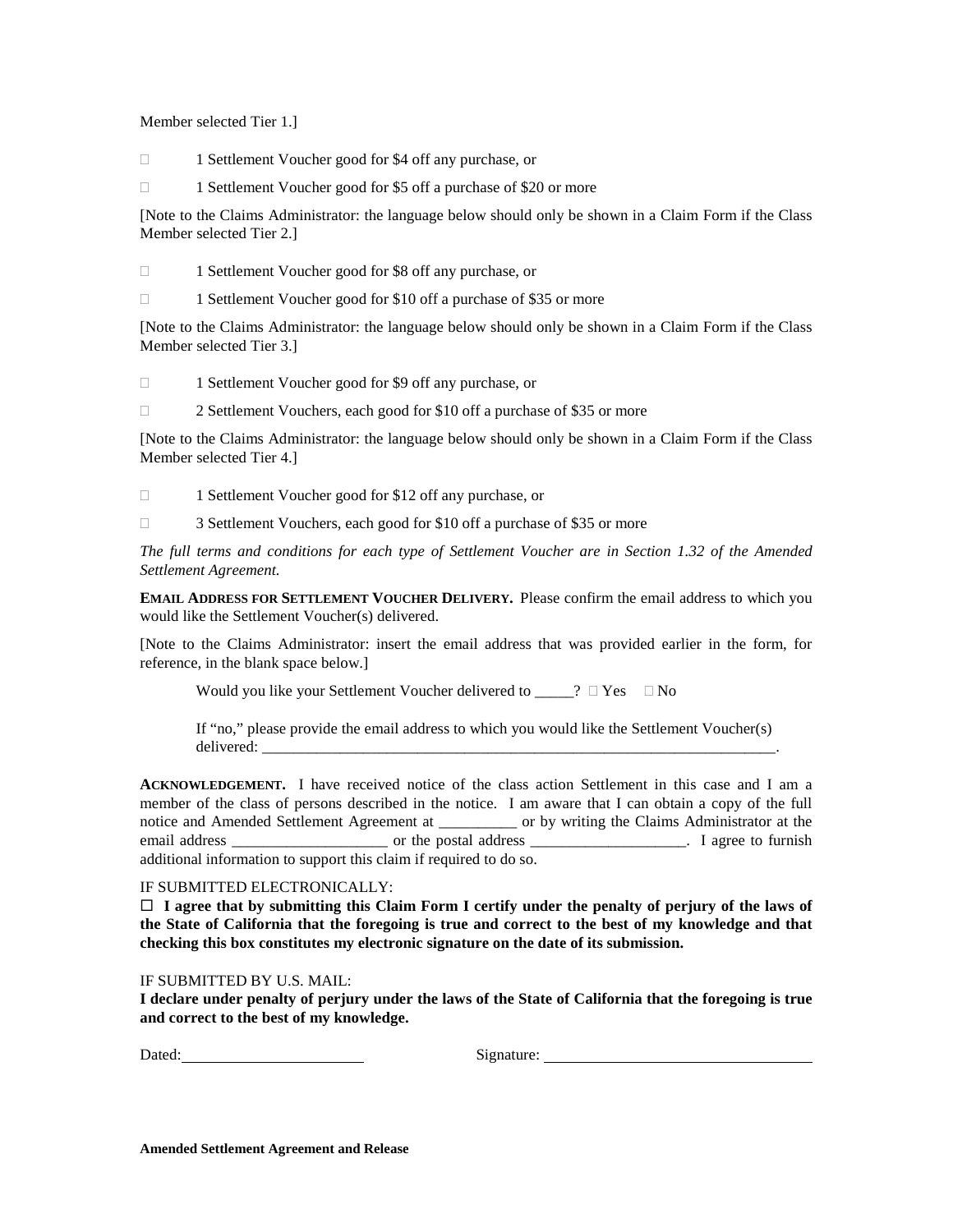Member selected Tier 1.]

☐ 1 Settlement Voucher good for $4 off any purchase, or

☐ 1 Settlement Voucher good for $5 off a purchase of $20 or more

[Note to the Claims Administrator: the language below should only be shown in a Claim Form if the Class Member selected Tier 2.]

☐ 1 Settlement Voucher good for $8 off any purchase, or

☐ 1 Settlement Voucher good for $10 off a purchase of $35 or more

[Note to the Claims Administrator: the language below should only be shown in a Claim Form if the Class Member selected Tier 3.]

☐ 1 Settlement Voucher good for $9 off any purchase, or

☐ 2 Settlement Vouchers, each good for $10 off a purchase of $35 or more

[Note to the Claims Administrator: the language below should only be shown in a Claim Form if the Class Member selected Tier 4.]

☐ 1 Settlement Voucher good for $12 off any purchase, or

☐ 3 Settlement Vouchers, each good for $10 off a purchase of $35 or more

*The full terms and conditions for each type of Settlement Voucher are in Section 1.32 of the Amended Settlement Agreement.*

**EMAIL ADDRESS FOR SETTLEMENT VOUCHER DELIVERY.** Please confirm the email address to which you would like the Settlement Voucher(s) delivered.

[Note to the Claims Administrator: insert the email address that was provided earlier in the form, for reference, in the blank space below.]

Would you like your Settlement Voucher delivered to _____? ☐ Yes ☐ No

If "no," please provide the email address to which you would like the Settlement Voucher(s) delivered: ____________________________________________________________________.

**ACKNOWLEDGEMENT.** I have received notice of the class action Settlement in this case and I am a member of the class of persons described in the notice. I am aware that I can obtain a copy of the full notice and Amended Settlement Agreement at __________ or by writing the Claims Administrator at the email address ____________________ or the postal address ____________________. I agree to furnish additional information to support this claim if required to do so.

IF SUBMITTED ELECTRONICALLY:

☐ **I agree that by submitting this Claim Form I certify under the penalty of perjury of the laws of the State of California that the foregoing is true and correct to the best of my knowledge and that checking this box constitutes my electronic signature on the date of its submission.**

IF SUBMITTED BY U.S. MAIL:

**I declare under penalty of perjury under the laws of the State of California that the foregoing is true and correct to the best of my knowledge.**

Dated: ______________________ Signature: ________________________________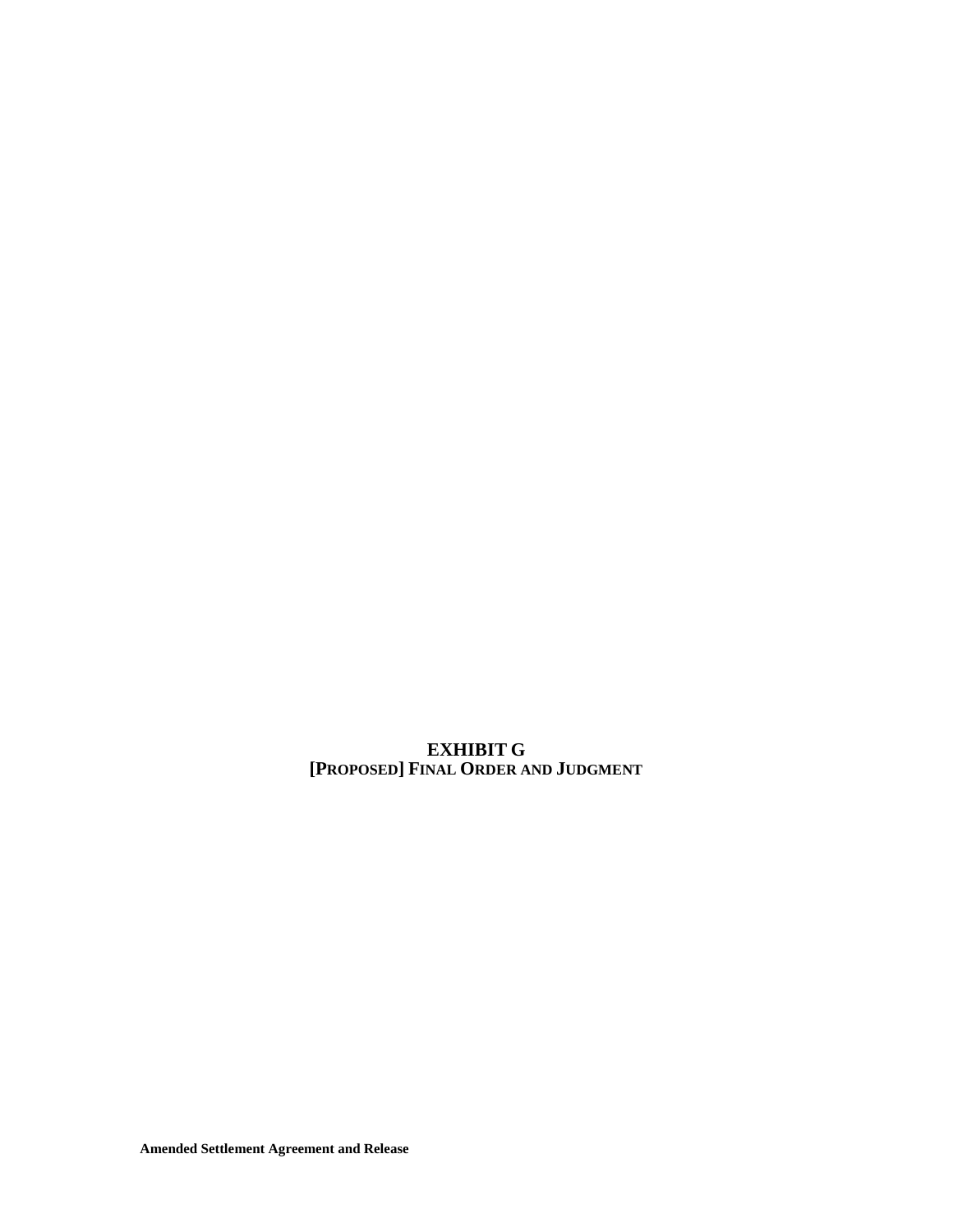**EXHIBIT G**
**[PROPOSED] FINAL ORDER AND JUDGMENT**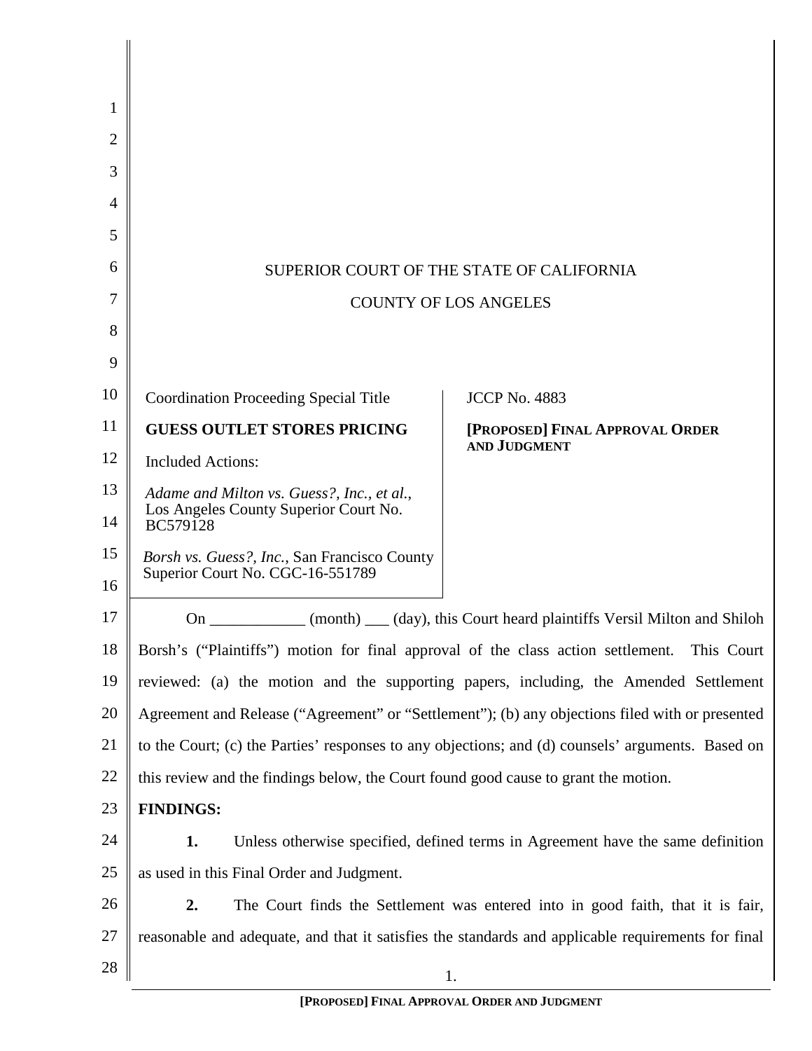SUPERIOR COURT OF THE STATE OF CALIFORNIA

COUNTY OF LOS ANGELES

| Coordination Proceeding Special Title<br><br>**GUESS OUTLET STORES PRICING**<br><br>Included Actions:<br><br>*Adame and Milton vs. Guess?, Inc., et al.*, Los Angeles County Superior Court No. BC579128<br><br>*Borsh vs. Guess?, Inc.*, San Francisco County Superior Court No. CGC-16-551789 | JCCP No. 4883<br><br>**[PROPOSED] FINAL APPROVAL ORDER AND JUDGMENT** |
|---|---|

On ____________ (month) ___ (day), this Court heard plaintiffs Versil Milton and Shiloh Borsh's ("Plaintiffs") motion for final approval of the class action settlement. This Court reviewed: (a) the motion and the supporting papers, including, the Amended Settlement Agreement and Release ("Agreement" or "Settlement"); (b) any objections filed with or presented to the Court; (c) the Parties' responses to any objections; and (d) counsels' arguments. Based on this review and the findings below, the Court found good cause to grant the motion.

**FINDINGS:**

**1.** Unless otherwise specified, defined terms in Agreement have the same definition as used in this Final Order and Judgment.

**2.** The Court finds the Settlement was entered into in good faith, that it is fair, reasonable and adequate, and that it satisfies the standards and applicable requirements for final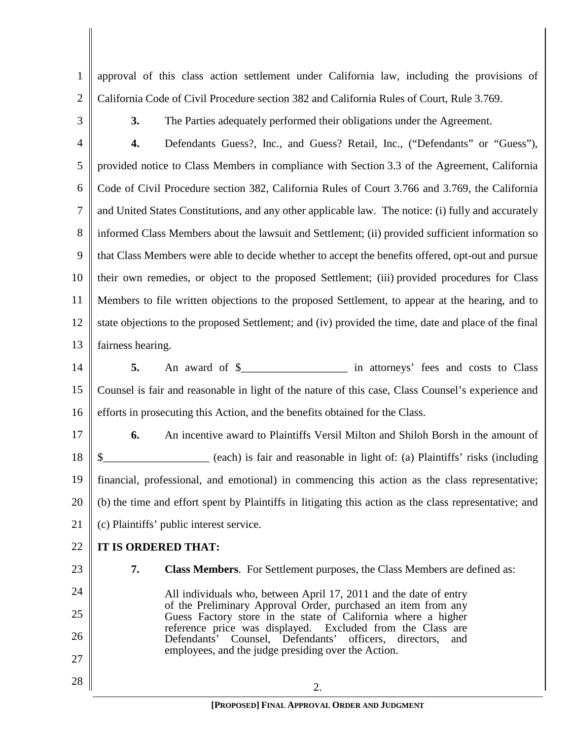approval of this class action settlement under California law, including the provisions of California Code of Civil Procedure section 382 and California Rules of Court, Rule 3.769.

**3.** The Parties adequately performed their obligations under the Agreement.

**4.** Defendants Guess?, Inc., and Guess? Retail, Inc., ("Defendants" or "Guess"), provided notice to Class Members in compliance with Section 3.3 of the Agreement, California Code of Civil Procedure section 382, California Rules of Court 3.766 and 3.769, the California and United States Constitutions, and any other applicable law. The notice: (i) fully and accurately informed Class Members about the lawsuit and Settlement; (ii) provided sufficient information so that Class Members were able to decide whether to accept the benefits offered, opt-out and pursue their own remedies, or object to the proposed Settlement; (iii) provided procedures for Class Members to file written objections to the proposed Settlement, to appear at the hearing, and to state objections to the proposed Settlement; and (iv) provided the time, date and place of the final fairness hearing.

**5.** An award of $__________________ in attorneys' fees and costs to Class Counsel is fair and reasonable in light of the nature of this case, Class Counsel's experience and efforts in prosecuting this Action, and the benefits obtained for the Class.

**6.** An incentive award to Plaintiffs Versil Milton and Shiloh Borsh in the amount of $__________________ (each) is fair and reasonable in light of: (a) Plaintiffs' risks (including financial, professional, and emotional) in commencing this action as the class representative; (b) the time and effort spent by Plaintiffs in litigating this action as the class representative; and (c) Plaintiffs' public interest service.

**IT IS ORDERED THAT:**

**7.** **Class Members**. For Settlement purposes, the Class Members are defined as:

> All individuals who, between April 17, 2011 and the date of entry of the Preliminary Approval Order, purchased an item from any Guess Factory store in the state of California where a higher reference price was displayed. Excluded from the Class are Defendants' Counsel, Defendants' officers, directors, and employees, and the judge presiding over the Action.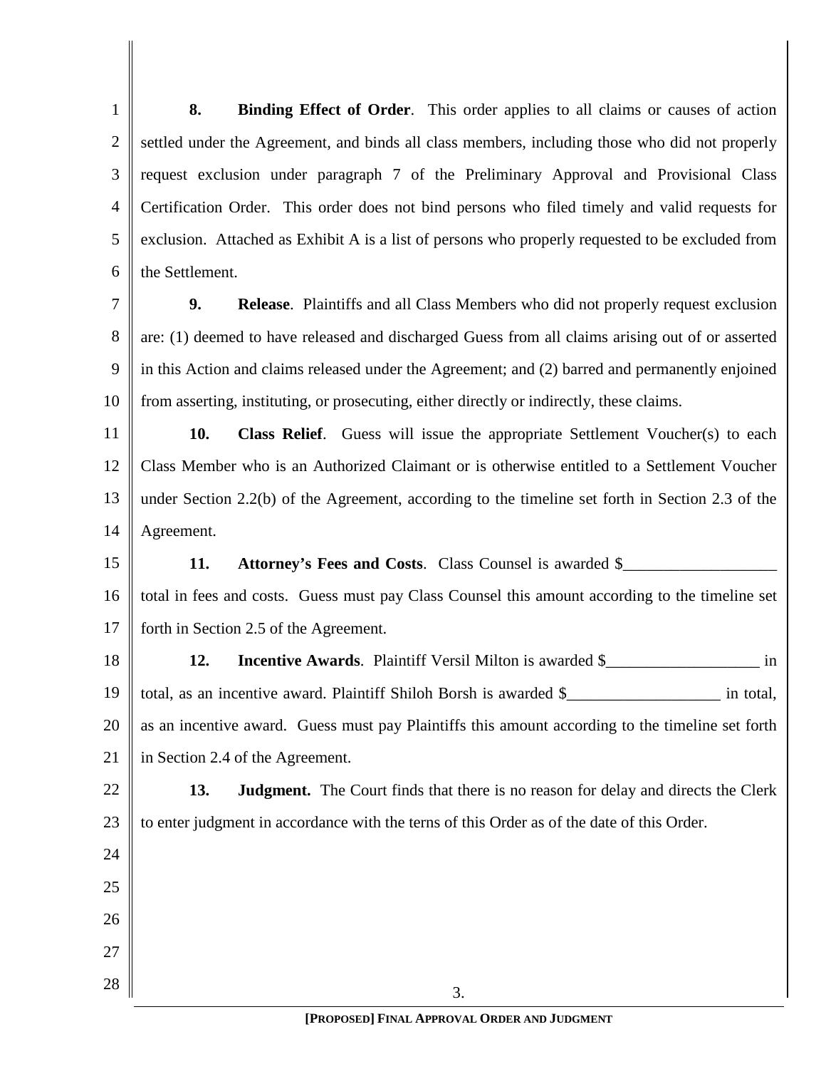**8. Binding Effect of Order**. This order applies to all claims or causes of action settled under the Agreement, and binds all class members, including those who did not properly request exclusion under paragraph 7 of the Preliminary Approval and Provisional Class Certification Order. This order does not bind persons who filed timely and valid requests for exclusion. Attached as Exhibit A is a list of persons who properly requested to be excluded from the Settlement.

**9. Release**. Plaintiffs and all Class Members who did not properly request exclusion are: (1) deemed to have released and discharged Guess from all claims arising out of or asserted in this Action and claims released under the Agreement; and (2) barred and permanently enjoined from asserting, instituting, or prosecuting, either directly or indirectly, these claims.

**10. Class Relief**. Guess will issue the appropriate Settlement Voucher(s) to each Class Member who is an Authorized Claimant or is otherwise entitled to a Settlement Voucher under Section 2.2(b) of the Agreement, according to the timeline set forth in Section 2.3 of the Agreement.

**11. Attorney's Fees and Costs**. Class Counsel is awarded $___________________ total in fees and costs. Guess must pay Class Counsel this amount according to the timeline set forth in Section 2.5 of the Agreement.

**12. Incentive Awards**. Plaintiff Versil Milton is awarded $___________________ in total, as an incentive award. Plaintiff Shiloh Borsh is awarded $___________________ in total, as an incentive award. Guess must pay Plaintiffs this amount according to the timeline set forth in Section 2.4 of the Agreement.

**13. Judgment.** The Court finds that there is no reason for delay and directs the Clerk to enter judgment in accordance with the terns of this Order as of the date of this Order.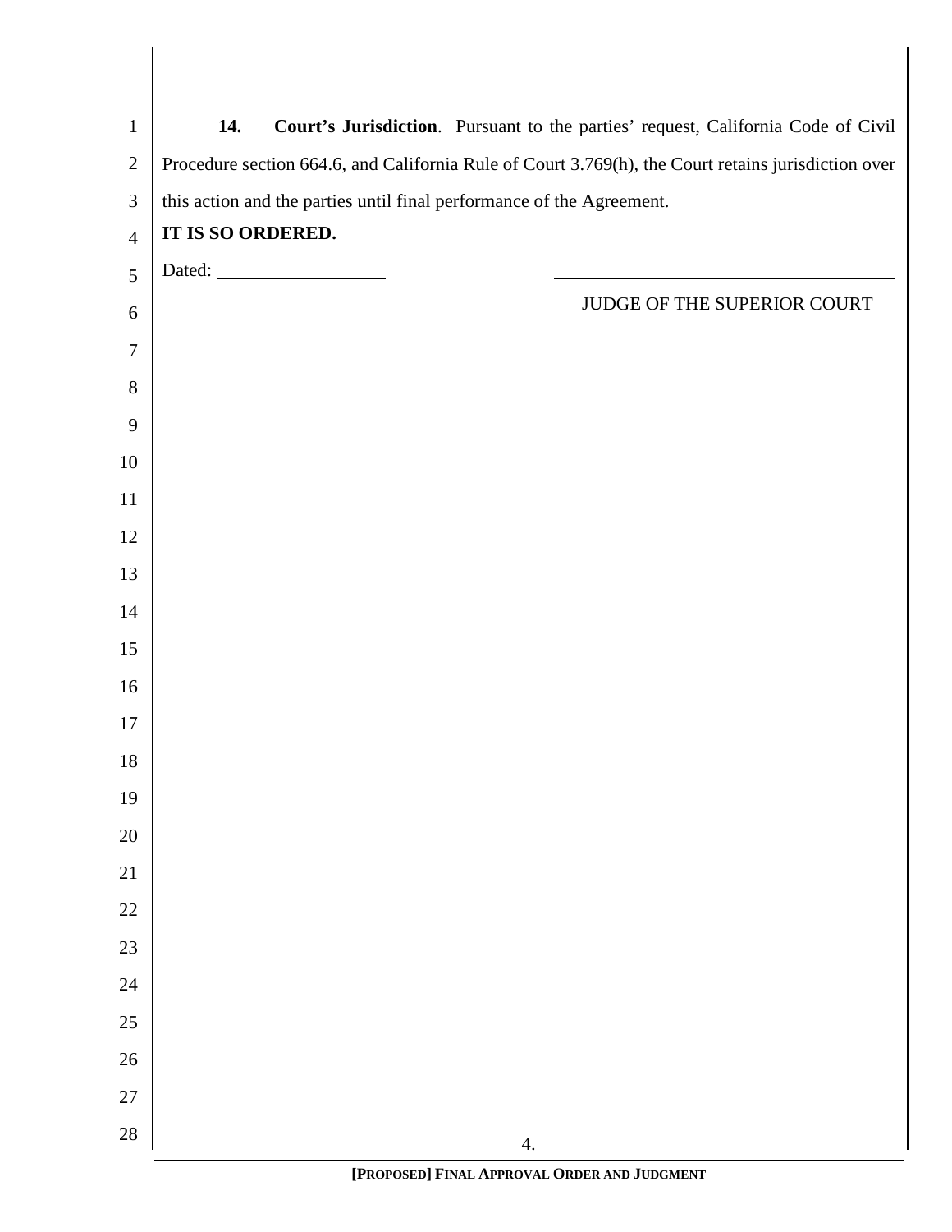**14. Court's Jurisdiction**. Pursuant to the parties' request, California Code of Civil Procedure section 664.6, and California Rule of Court 3.769(h), the Court retains jurisdiction over this action and the parties until final performance of the Agreement.

**IT IS SO ORDERED.**

Dated: ______________________ ______________________________________

JUDGE OF THE SUPERIOR COURT